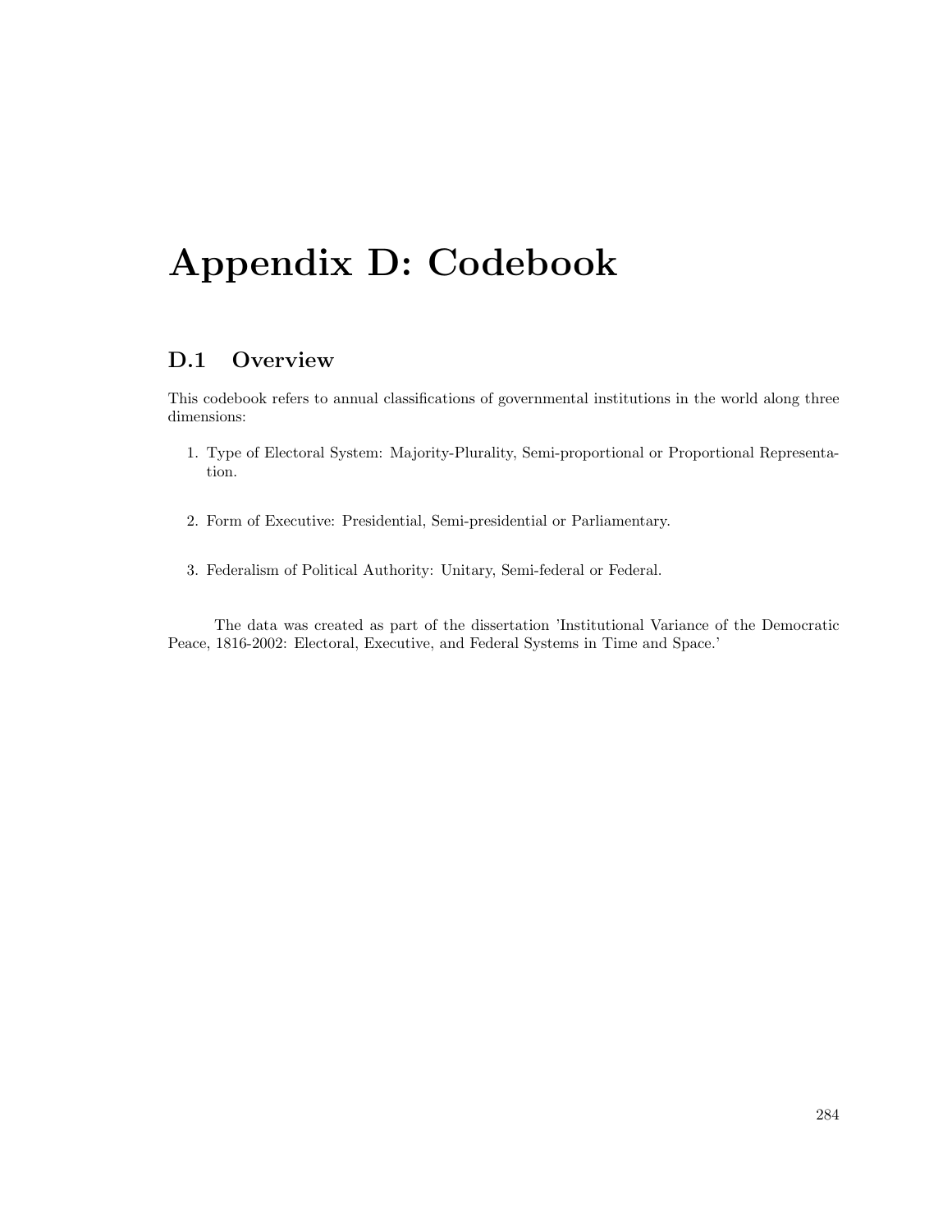# Appendix D: Codebook

## D.1 Overview

This codebook refers to annual classifications of governmental institutions in the world along three dimensions:

1. Type of Electoral System: Majority-Plurality, Semi-proportional or Proportional Representation.

2. Form of Executive: Presidential, Semi-presidential or Parliamentary.

3. Federalism of Political Authority: Unitary, Semi-federal or Federal.

The data was created as part of the dissertation 'Institutional Variance of the Democratic Peace, 1816-2002: Electoral, Executive, and Federal Systems in Time and Space.'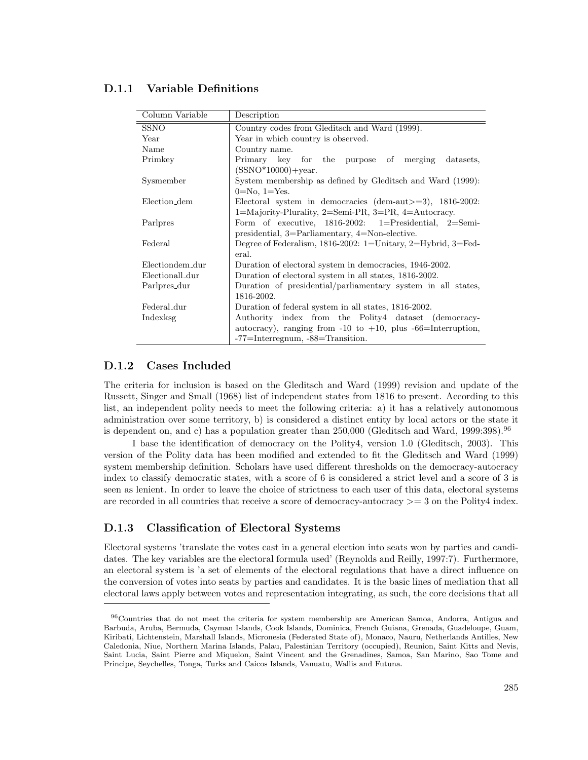### D.1.1 Variable Definitions

| Column Variable | Description |
| --- | --- |
| SSNO | Country codes from Gleditsch and Ward (1999). |
| Year | Year in which country is observed. |
| Name | Country name. |
| Primkey | Primary key for the purpose of merging datasets, (SSNO*10000)+year. |
| Sysmember | System membership as defined by Gleditsch and Ward (1999): 0=No, 1=Yes. |
| Election_dem | Electoral system in democracies (dem-aut>=3), 1816-2002: 1=Majority-Plurality, 2=Semi-PR, 3=PR, 4=Autocracy. |
| Parlpres | Form of executive, 1816-2002: 1=Presidential, 2=Semi-presidential, 3=Parliamentary, 4=Non-elective. |
| Federal | Degree of Federalism, 1816-2002: 1=Unitary, 2=Hybrid, 3=Federal. |
| Electiondem_dur | Duration of electoral system in democracies, 1946-2002. |
| Electionall_dur | Duration of electoral system in all states, 1816-2002. |
| Parlpres_dur | Duration of presidential/parliamentary system in all states, 1816-2002. |
| Federal_dur | Duration of federal system in all states, 1816-2002. |
| Indexksg | Authority index from the Polity4 dataset (democracy-autocracy), ranging from -10 to +10, plus -66=Interruption, -77=Interregnum, -88=Transition. |

### D.1.2 Cases Included

The criteria for inclusion is based on the Gleditsch and Ward (1999) revision and update of the Russett, Singer and Small (1968) list of independent states from 1816 to present. According to this list, an independent polity needs to meet the following criteria: a) it has a relatively autonomous administration over some territory, b) is considered a distinct entity by local actors or the state it is dependent on, and c) has a population greater than 250,000 (Gleditsch and Ward, 1999:398).[96]

I base the identification of democracy on the Polity4, version 1.0 (Gleditsch, 2003). This version of the Polity data has been modified and extended to fit the Gleditsch and Ward (1999) system membership definition. Scholars have used different thresholds on the democracy-autocracy index to classify democratic states, with a score of 6 is considered a strict level and a score of 3 is seen as lenient. In order to leave the choice of strictness to each user of this data, electoral systems are recorded in all countries that receive a score of democracy-autocracy >= 3 on the Polity4 index.

### D.1.3 Classification of Electoral Systems

Electoral systems 'translate the votes cast in a general election into seats won by parties and candidates. The key variables are the electoral formula used' (Reynolds and Reilly, 1997:7). Furthermore, an electoral system is 'a set of elements of the electoral regulations that have a direct influence on the conversion of votes into seats by parties and candidates. It is the basic lines of mediation that all electoral laws apply between votes and representation integrating, as such, the core decisions that all

[96] Countries that do not meet the criteria for system membership are American Samoa, Andorra, Antigua and Barbuda, Aruba, Bermuda, Cayman Islands, Cook Islands, Dominica, French Guiana, Grenada, Guadeloupe, Guam, Kiribati, Lichtenstein, Marshall Islands, Micronesia (Federated State of), Monaco, Nauru, Netherlands Antilles, New Caledonia, Niue, Northern Marina Islands, Palau, Palestinian Territory (occupied), Reunion, Saint Kitts and Nevis, Saint Lucia, Saint Pierre and Miquelon, Saint Vincent and the Grenadines, Samoa, San Marino, Sao Tome and Principe, Seychelles, Tonga, Turks and Caicos Islands, Vanuatu, Wallis and Futuna.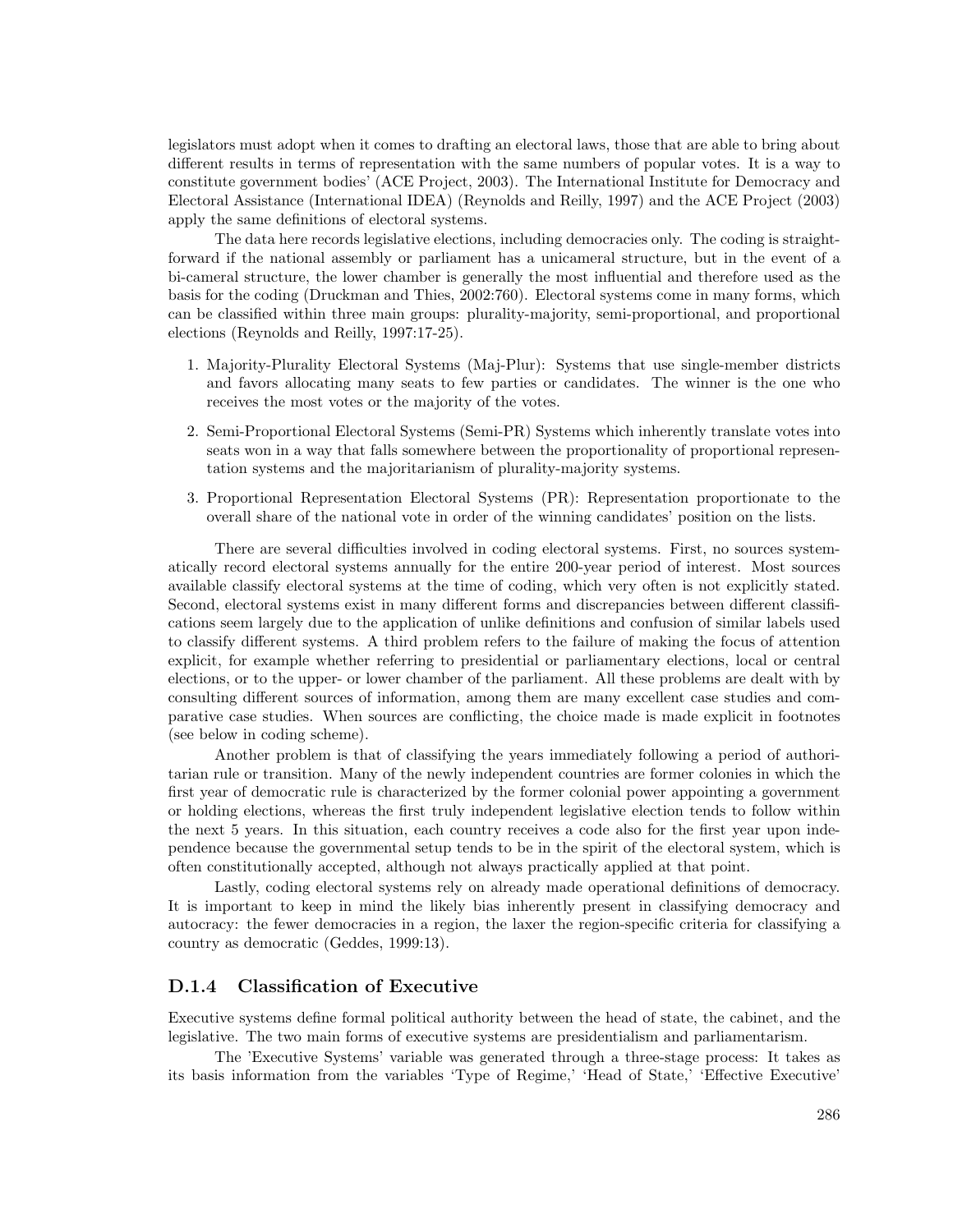legislators must adopt when it comes to drafting an electoral laws, those that are able to bring about different results in terms of representation with the same numbers of popular votes. It is a way to constitute government bodies' (ACE Project, 2003). The International Institute for Democracy and Electoral Assistance (International IDEA) (Reynolds and Reilly, 1997) and the ACE Project (2003) apply the same definitions of electoral systems.

The data here records legislative elections, including democracies only. The coding is straightforward if the national assembly or parliament has a unicameral structure, but in the event of a bi-cameral structure, the lower chamber is generally the most influential and therefore used as the basis for the coding (Druckman and Thies, 2002:760). Electoral systems come in many forms, which can be classified within three main groups: plurality-majority, semi-proportional, and proportional elections (Reynolds and Reilly, 1997:17-25).

1. Majority-Plurality Electoral Systems (Maj-Plur): Systems that use single-member districts and favors allocating many seats to few parties or candidates. The winner is the one who receives the most votes or the majority of the votes.
2. Semi-Proportional Electoral Systems (Semi-PR) Systems which inherently translate votes into seats won in a way that falls somewhere between the proportionality of proportional representation systems and the majoritarianism of plurality-majority systems.
3. Proportional Representation Electoral Systems (PR): Representation proportionate to the overall share of the national vote in order of the winning candidates' position on the lists.

There are several difficulties involved in coding electoral systems. First, no sources systematically record electoral systems annually for the entire 200-year period of interest. Most sources available classify electoral systems at the time of coding, which very often is not explicitly stated. Second, electoral systems exist in many different forms and discrepancies between different classifications seem largely due to the application of unlike definitions and confusion of similar labels used to classify different systems. A third problem refers to the failure of making the focus of attention explicit, for example whether referring to presidential or parliamentary elections, local or central elections, or to the upper- or lower chamber of the parliament. All these problems are dealt with by consulting different sources of information, among them are many excellent case studies and comparative case studies. When sources are conflicting, the choice made is made explicit in footnotes (see below in coding scheme).

Another problem is that of classifying the years immediately following a period of authoritarian rule or transition. Many of the newly independent countries are former colonies in which the first year of democratic rule is characterized by the former colonial power appointing a government or holding elections, whereas the first truly independent legislative election tends to follow within the next 5 years. In this situation, each country receives a code also for the first year upon independence because the governmental setup tends to be in the spirit of the electoral system, which is often constitutionally accepted, although not always practically applied at that point.

Lastly, coding electoral systems rely on already made operational definitions of democracy. It is important to keep in mind the likely bias inherently present in classifying democracy and autocracy: the fewer democracies in a region, the laxer the region-specific criteria for classifying a country as democratic (Geddes, 1999:13).

### D.1.4 Classification of Executive

Executive systems define formal political authority between the head of state, the cabinet, and the legislative. The two main forms of executive systems are presidentialism and parliamentarism.

The 'Executive Systems' variable was generated through a three-stage process: It takes as its basis information from the variables 'Type of Regime,' 'Head of State,' 'Effective Executive'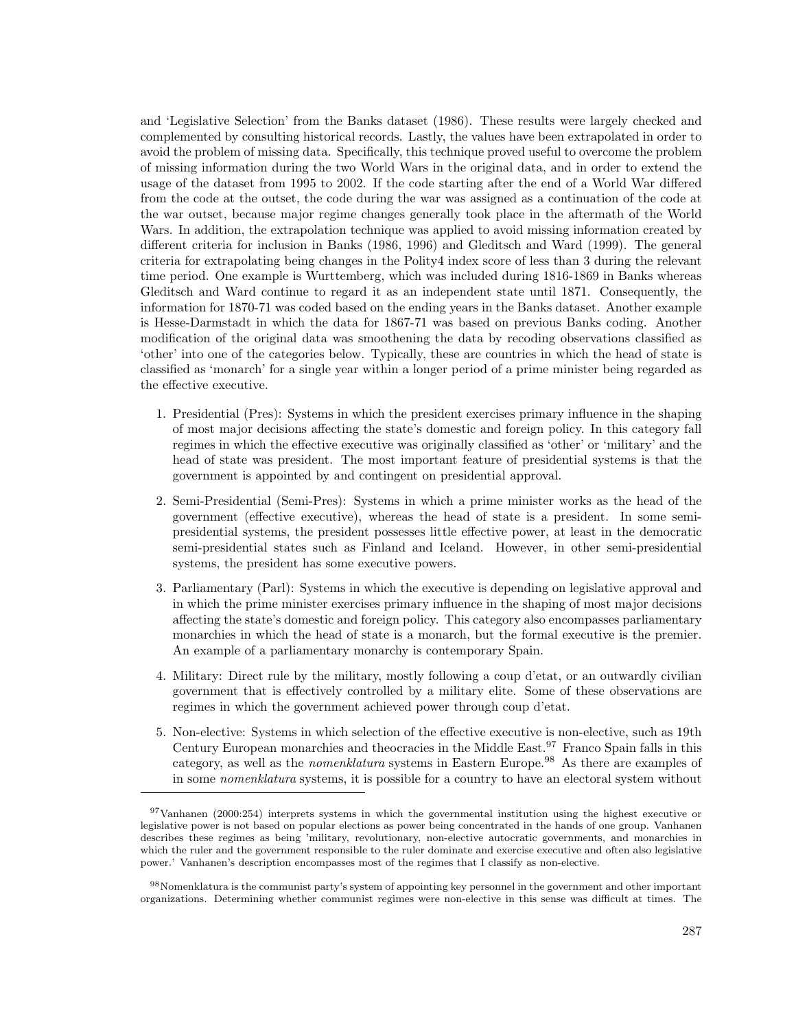and 'Legislative Selection' from the Banks dataset (1986). These results were largely checked and complemented by consulting historical records. Lastly, the values have been extrapolated in order to avoid the problem of missing data. Specifically, this technique proved useful to overcome the problem of missing information during the two World Wars in the original data, and in order to extend the usage of the dataset from 1995 to 2002. If the code starting after the end of a World War differed from the code at the outset, the code during the war was assigned as a continuation of the code at the war outset, because major regime changes generally took place in the aftermath of the World Wars. In addition, the extrapolation technique was applied to avoid missing information created by different criteria for inclusion in Banks (1986, 1996) and Gleditsch and Ward (1999). The general criteria for extrapolating being changes in the Polity4 index score of less than 3 during the relevant time period. One example is Wurttemberg, which was included during 1816-1869 in Banks whereas Gleditsch and Ward continue to regard it as an independent state until 1871. Consequently, the information for 1870-71 was coded based on the ending years in the Banks dataset. Another example is Hesse-Darmstadt in which the data for 1867-71 was based on previous Banks coding. Another modification of the original data was smoothening the data by recoding observations classified as 'other' into one of the categories below. Typically, these are countries in which the head of state is classified as 'monarch' for a single year within a longer period of a prime minister being regarded as the effective executive.

1. Presidential (Pres): Systems in which the president exercises primary influence in the shaping of most major decisions affecting the state's domestic and foreign policy. In this category fall regimes in which the effective executive was originally classified as 'other' or 'military' and the head of state was president. The most important feature of presidential systems is that the government is appointed by and contingent on presidential approval.

2. Semi-Presidential (Semi-Pres): Systems in which a prime minister works as the head of the government (effective executive), whereas the head of state is a president. In some semi-presidential systems, the president possesses little effective power, at least in the democratic semi-presidential states such as Finland and Iceland. However, in other semi-presidential systems, the president has some executive powers.

3. Parliamentary (Parl): Systems in which the executive is depending on legislative approval and in which the prime minister exercises primary influence in the shaping of most major decisions affecting the state's domestic and foreign policy. This category also encompasses parliamentary monarchies in which the head of state is a monarch, but the formal executive is the premier. An example of a parliamentary monarchy is contemporary Spain.

4. Military: Direct rule by the military, mostly following a coup d'etat, or an outwardly civilian government that is effectively controlled by a military elite. Some of these observations are regimes in which the government achieved power through coup d'etat.

5. Non-elective: Systems in which selection of the effective executive is non-elective, such as 19th Century European monarchies and theocracies in the Middle East.[97] Franco Spain falls in this category, as well as the *nomenklatura* systems in Eastern Europe.[98] As there are examples of in some *nomenklatura* systems, it is possible for a country to have an electoral system without

---

[97] Vanhanen (2000:254) interprets systems in which the governmental institution using the highest executive or legislative power is not based on popular elections as power being concentrated in the hands of one group. Vanhanen describes these regimes as being 'military, revolutionary, non-elective autocratic governments, and monarchies in which the ruler and the government responsible to the ruler dominate and exercise executive and often also legislative power.' Vanhanen's description encompasses most of the regimes that I classify as non-elective.

[98] Nomenklatura is the communist party's system of appointing key personnel in the government and other important organizations. Determining whether communist regimes were non-elective in this sense was difficult at times. The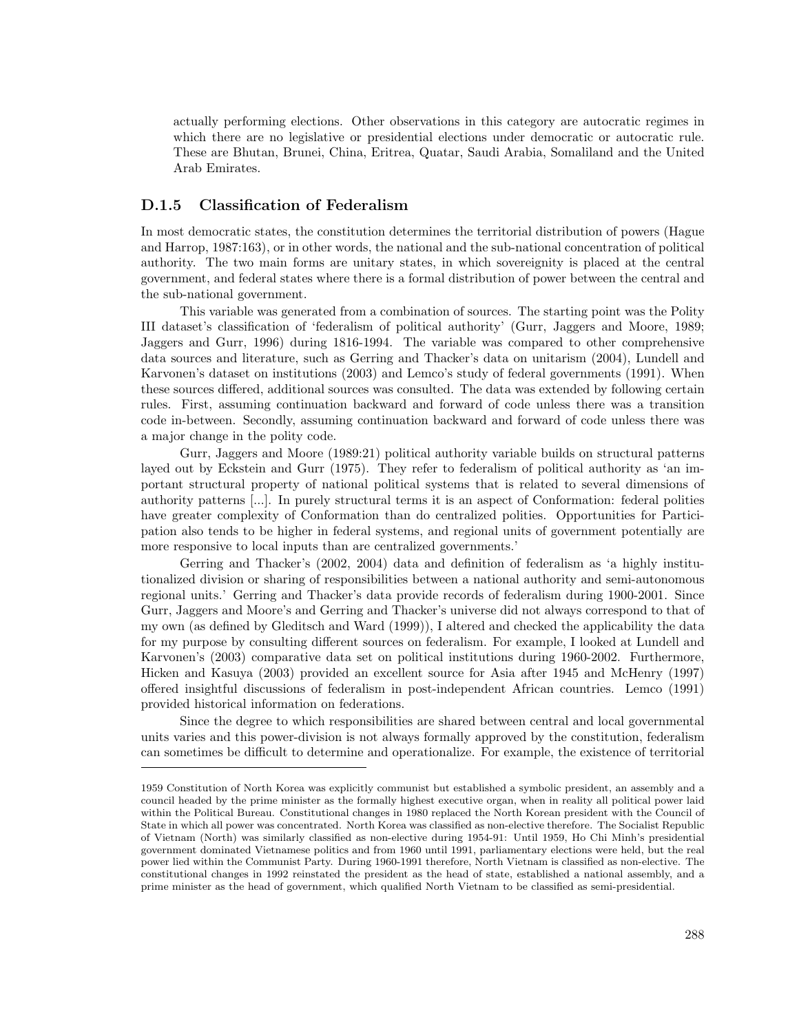actually performing elections. Other observations in this category are autocratic regimes in which there are no legislative or presidential elections under democratic or autocratic rule. These are Bhutan, Brunei, China, Eritrea, Quatar, Saudi Arabia, Somaliland and the United Arab Emirates.

### D.1.5 Classification of Federalism

In most democratic states, the constitution determines the territorial distribution of powers (Hague and Harrop, 1987:163), or in other words, the national and the sub-national concentration of political authority. The two main forms are unitary states, in which sovereignity is placed at the central government, and federal states where there is a formal distribution of power between the central and the sub-national government.

This variable was generated from a combination of sources. The starting point was the Polity III dataset's classification of 'federalism of political authority' (Gurr, Jaggers and Moore, 1989; Jaggers and Gurr, 1996) during 1816-1994. The variable was compared to other comprehensive data sources and literature, such as Gerring and Thacker's data on unitarism (2004), Lundell and Karvonen's dataset on institutions (2003) and Lemco's study of federal governments (1991). When these sources differed, additional sources was consulted. The data was extended by following certain rules. First, assuming continuation backward and forward of code unless there was a transition code in-between. Secondly, assuming continuation backward and forward of code unless there was a major change in the polity code.

Gurr, Jaggers and Moore (1989:21) political authority variable builds on structural patterns layed out by Eckstein and Gurr (1975). They refer to federalism of political authority as 'an important structural property of national political systems that is related to several dimensions of authority patterns [...]. In purely structural terms it is an aspect of Conformation: federal polities have greater complexity of Conformation than do centralized polities. Opportunities for Participation also tends to be higher in federal systems, and regional units of government potentially are more responsive to local inputs than are centralized governments.'

Gerring and Thacker's (2002, 2004) data and definition of federalism as 'a highly institutionalized division or sharing of responsibilities between a national authority and semi-autonomous regional units.' Gerring and Thacker's data provide records of federalism during 1900-2001. Since Gurr, Jaggers and Moore's and Gerring and Thacker's universe did not always correspond to that of my own (as defined by Gleditsch and Ward (1999)), I altered and checked the applicability the data for my purpose by consulting different sources on federalism. For example, I looked at Lundell and Karvonen's (2003) comparative data set on political institutions during 1960-2002. Furthermore, Hicken and Kasuya (2003) provided an excellent source for Asia after 1945 and McHenry (1997) offered insightful discussions of federalism in post-independent African countries. Lemco (1991) provided historical information on federations.

Since the degree to which responsibilities are shared between central and local governmental units varies and this power-division is not always formally approved by the constitution, federalism can sometimes be difficult to determine and operationalize. For example, the existence of territorial

---

1959 Constitution of North Korea was explicitly communist but established a symbolic president, an assembly and a council headed by the prime minister as the formally highest executive organ, when in reality all political power laid within the Political Bureau. Constitutional changes in 1980 replaced the North Korean president with the Council of State in which all power was concentrated. North Korea was classified as non-elective therefore. The Socialist Republic of Vietnam (North) was similarly classified as non-elective during 1954-91: Until 1959, Ho Chi Minh's presidential government dominated Vietnamese politics and from 1960 until 1991, parliamentary elections were held, but the real power lied within the Communist Party. During 1960-1991 therefore, North Vietnam is classified as non-elective. The constitutional changes in 1992 reinstated the president as the head of state, established a national assembly, and a prime minister as the head of government, which qualified North Vietnam to be classified as semi-presidential.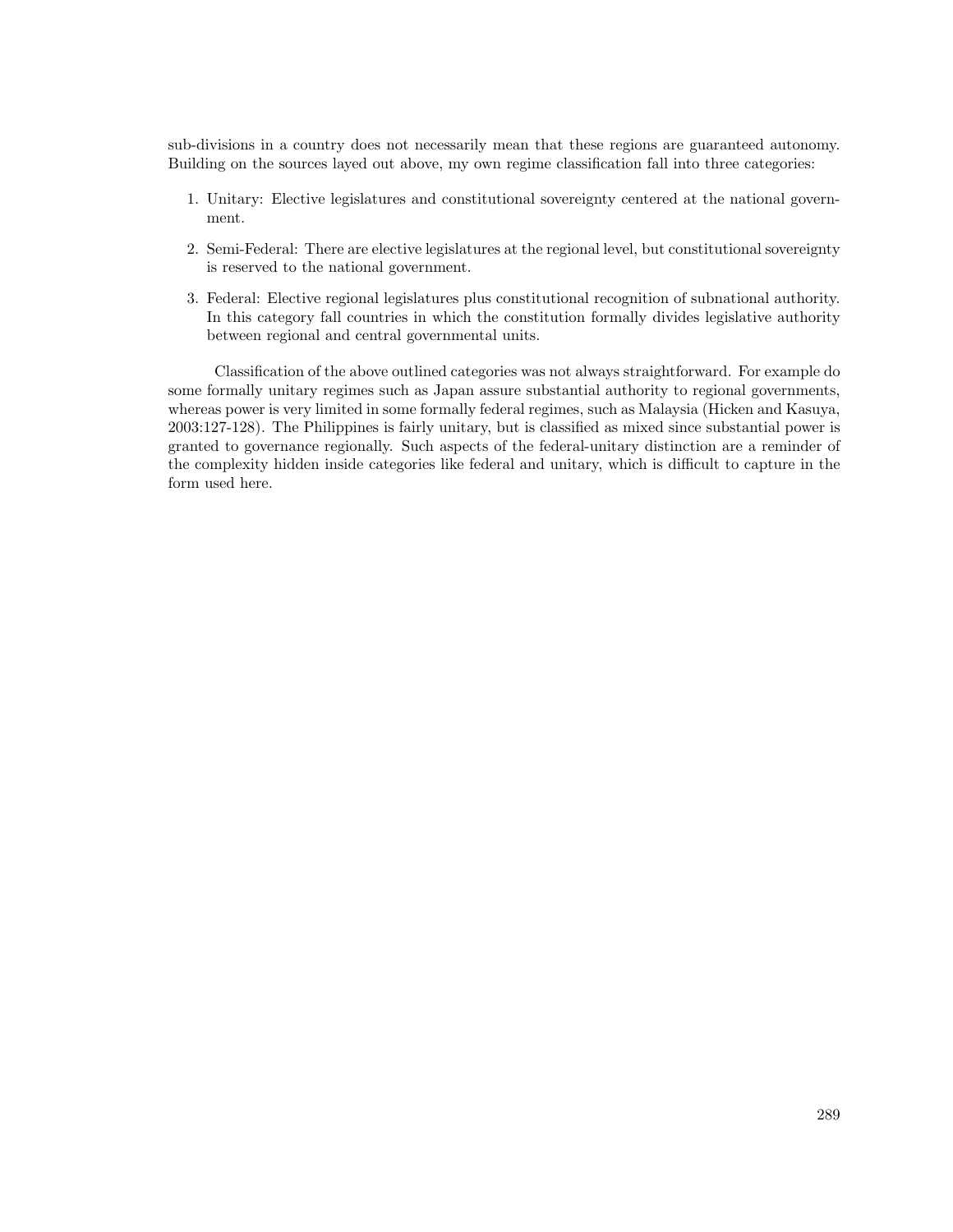sub-divisions in a country does not necessarily mean that these regions are guaranteed autonomy. Building on the sources layed out above, my own regime classification fall into three categories:

1. Unitary: Elective legislatures and constitutional sovereignty centered at the national government.
2. Semi-Federal: There are elective legislatures at the regional level, but constitutional sovereignty is reserved to the national government.
3. Federal: Elective regional legislatures plus constitutional recognition of subnational authority. In this category fall countries in which the constitution formally divides legislative authority between regional and central governmental units.

Classification of the above outlined categories was not always straightforward. For example do some formally unitary regimes such as Japan assure substantial authority to regional governments, whereas power is very limited in some formally federal regimes, such as Malaysia (Hicken and Kasuya, 2003:127-128). The Philippines is fairly unitary, but is classified as mixed since substantial power is granted to governance regionally. Such aspects of the federal-unitary distinction are a reminder of the complexity hidden inside categories like federal and unitary, which is difficult to capture in the form used here.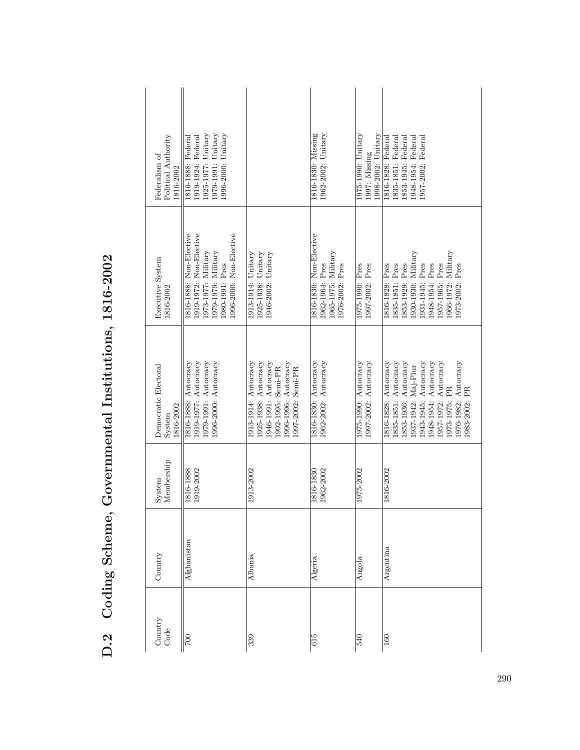## D.2 Coding Scheme, Governmental Institutions, 1816-2002

| Country Code | Country | System Membership | Democratic Electoral System 1816-2002 | Executive System 1816-2002 | Federalism of Political Authority 1816-2002 |
|---|---|---|---|---|---|
| 700 | Afghanistan | 1816-1888<br>1919-2002 | 1816-1888: Autocracy<br>1919-1977: Autocracy<br>1979-1991: Autocracy<br>1996-2000: Autocracy | 1816-1888: Non-Elective<br>1919-1972: Non-Elective<br>1973-1977: Military<br>1979-1979: Military<br>1980-1991: Pres<br>1996-2000: Non-Elective | 1816-1888: Federal<br>1919-1924: Federal<br>1925-1977: Unitary<br>1979-1991: Unitary<br>1996-2000: Unitary |
| 339 | Albania | 1913-2002 | 1913-1914: Autocracy<br>1925-1938: Autocracy<br>1946-1991: Autocracy<br>1992-1995: Semi-PR<br>1996-1996: Autocracy<br>1997-2002: Semi-PR | 1913-1914: Unitary<br>1925-1938: Unitary<br>1946-2002: Unitary | |
| 615 | Algeria | 1816-1830<br>1962-2002 | 1816-1830: Autocracy<br>1962-2002: Autocracy | 1816-1830: Non-Elective<br>1962-1964: Pres<br>1965-1975: Military<br>1976-2002: Pres | 1816-1830: Missing<br>1962-2002: Unitary |
| 540 | Angola | 1975-2002 | 1975-1990: Autocracy<br>1997-2002: Autocracy | 1975-1990: Pres<br>1997-2002: Pres | 1975-1990: Unitary<br>1997: Missing<br>1998-2002: Unitary |
| 160 | Argentina | 1816-2002 | 1816-1828: Autocracy<br>1835-1851: Autocracy<br>1853-1936: Autocracy<br>1937-1942: Maj-Plur<br>1943-1945: Autocracy<br>1948-1954: Autocracy<br>1957-1972: Autocracy<br>1973-1975: PR<br>1976-1982: Autocracy<br>1983-2002: PR | 1816-1828: Pres<br>1835-1851: Pres<br>1853-1929: Pres<br>1930-1930: Military<br>1931-1945: Pres<br>1948-1954: Pres<br>1957-1965: Pres<br>1966-1972: Military<br>1973-2002: Pres | 1816-1828: Federal<br>1835-1851: Federal<br>1853-1945: Federal<br>1948-1954: Federal<br>1957-2002: Federal |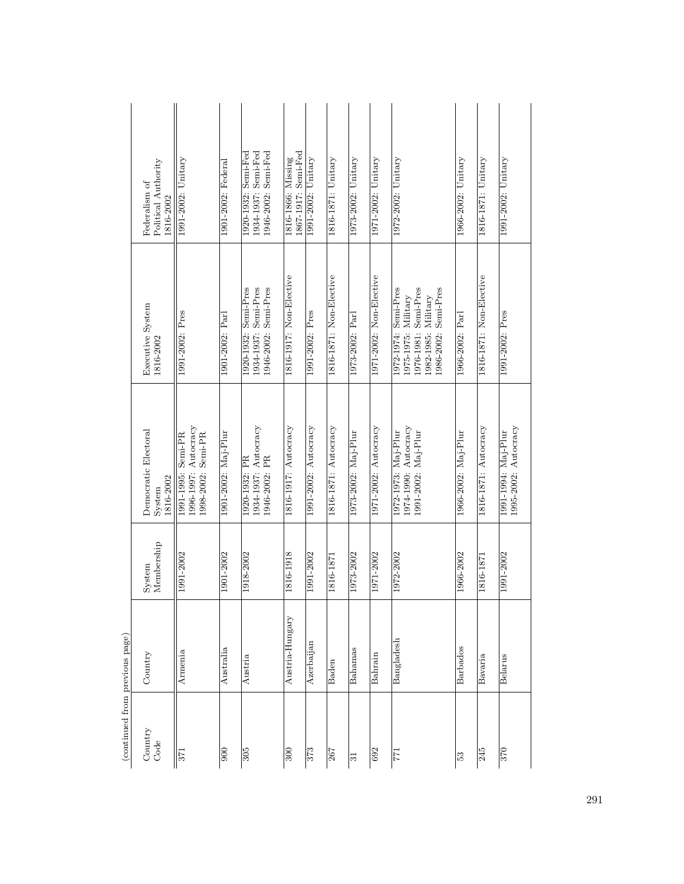(continued from previous page)

| Country Code | Country | System Membership | Democratic Electoral System 1816-2002 | Executive System 1816-2002 | Federalism of Political Authority 1816-2002 |
|---|---|---|---|---|---|
| 371 | Armenia | 1991-2002 | 1991-1995: Semi-PR<br>1996-1997: Autocracy<br>1998-2002: Semi-PR | 1991-2002: Pres | 1991-2002: Unitary |
| 900 | Australia | 1901-2002 | 1901-2002: Maj-Plur | 1901-2002: Parl | 1901-2002: Federal |
| 305 | Austria | 1918-2002 | 1920-1932: PR<br>1934-1937: Autocracy<br>1946-2002: PR | 1920-1932: Semi-Pres<br>1934-1937: Semi-Pres<br>1946-2002: Semi-Pres | 1920-1932: Semi-Fed<br>1934-1937: Semi-Fed<br>1946-2002: Semi-Fed |
| 300 | Austria-Hungary | 1816-1918 | 1816-1917: Autocracy | 1816-1917: Non-Elective | 1816-1866: Missing<br>1867-1917: Semi-Fed |
| 373 | Azerbaijan | 1991-2002 | 1991-2002: Autocracy | 1991-2002: Pres | 1991-2002: Unitary |
| 267 | Baden | 1816-1871 | 1816-1871: Autocracy | 1816-1871: Non-Elective | 1816-1871: Unitary |
| 31 | Bahamas | 1973-2002 | 1973-2002: Maj-Plur | 1973-2002: Parl | 1973-2002: Unitary |
| 692 | Bahrain | 1971-2002 | 1971-2002: Autocracy | 1971-2002: Non-Elective | 1971-2002: Unitary |
| 771 | Bangladesh | 1972-2002 | 1972-1973: Maj-Plur<br>1974-1990: Autocracy<br>1991-2002: Maj-Plur | 1972-1974: Semi-Pres<br>1975-1975: Military<br>1976-1981: Semi-Pres<br>1982-1985: Military<br>1986-2002: Semi-Pres | 1972-2002: Unitary |
| 53 | Barbados | 1966-2002 | 1966-2002: Maj-Plur | 1966-2002: Parl | 1966-2002: Unitary |
| 245 | Bavaria | 1816-1871 | 1816-1871: Autocracy | 1816-1871: Non-Elective | 1816-1871: Unitary |
| 370 | Belarus | 1991-2002 | 1991-1994: Maj-Plur<br>1995-2002: Autocracy | 1991-2002: Pres | 1991-2002: Unitary |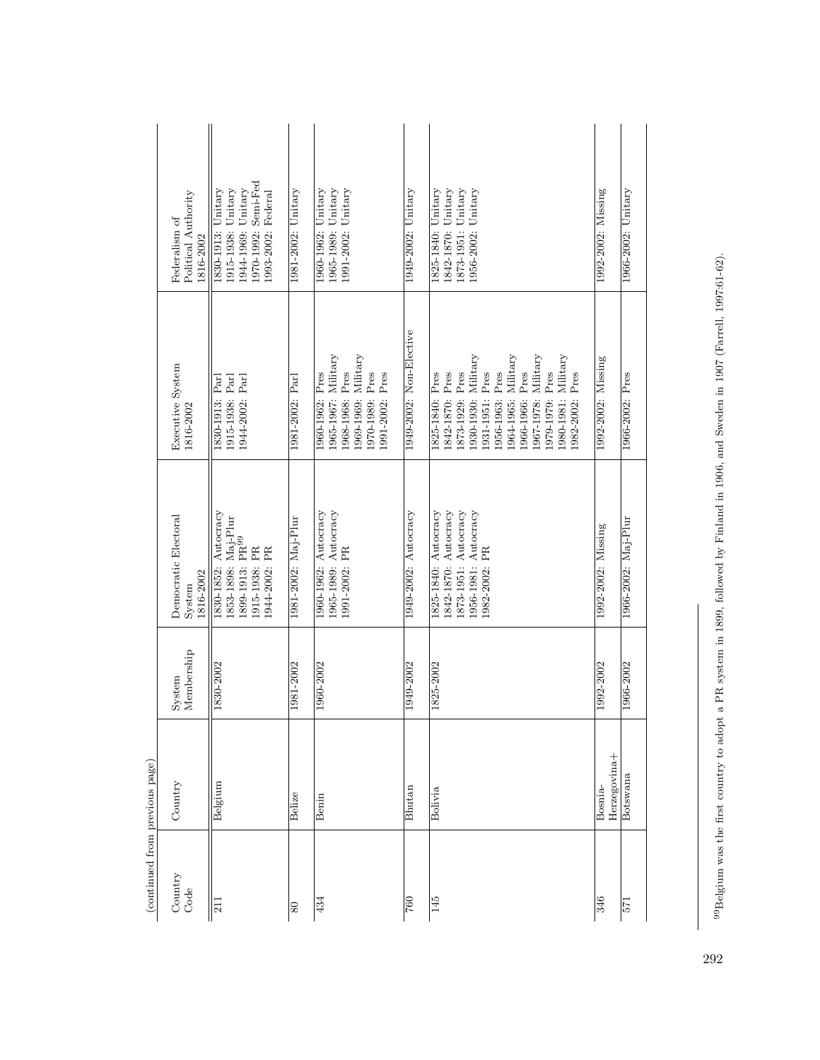(continued from previous page)

| Country Code | Country | System Membership | Democratic Electoral System 1816-2002 | Executive System 1816-2002 | Federalism of Political Authority 1816-2002 |
|---|---|---|---|---|---|
| 211 | Belgium | 1830-2002 | 1830-1852: Autocracy<br>1853-1898: Maj-Plur<br>1899-1913: PR[99]<br>1915-1938: PR<br>1944-2002: PR | 1830-1913: Parl<br>1915-1938: Parl<br>1944-2002: Parl | 1830-1913: Unitary<br>1915-1938: Unitary<br>1944-1969: Unitary<br>1970-1992: Semi-Fed<br>1993-2002: Federal |
| 80 | Belize | 1981-2002 | 1981-2002: Maj-Plur | 1981-2002: Parl | 1981-2002: Unitary |
| 434 | Benin | 1960-2002 | 1960-1962: Autocracy<br>1965-1989: Autocracy<br>1991-2002: PR | 1960-1962: Pres<br>1965-1967: Military<br>1968-1968: Pres<br>1969-1969: Military<br>1970-1989: Pres<br>1991-2002: Pres | 1960-1962: Unitary<br>1965-1989: Unitary<br>1991-2002: Unitary |
| 760 | Bhutan | 1949-2002 | 1949-2002: Autocracy | 1949-2002: Non-Elective | 1949-2002: Unitary |
| 145 | Bolivia | 1825-2002 | 1825-1840: Autocracy<br>1842-1870: Autocracy<br>1873-1951: Autocracy<br>1956-1981: Autocracy<br>1982-2002: PR | 1825-1840: Pres<br>1842-1870: Pres<br>1873-1929: Pres<br>1930-1930: Military<br>1931-1951: Pres<br>1956-1963: Pres<br>1964-1965: Military<br>1966-1966: Pres<br>1967-1978: Military<br>1979-1979: Pres<br>1980-1981: Military<br>1982-2002: Pres | 1825-1840: Unitary<br>1842-1870: Unitary<br>1873-1951: Unitary<br>1956-2002: Unitary |
| 346 | Bosnia-Herzegovina+ | 1992-2002 | 1992-2002: Missing | 1992-2002: Missing | 1992-2002: Missing |
| 571 | Botswana | 1966-2002 | 1966-2002: Maj-Plur | 1966-2002: Pres | 1966-2002: Unitary |

[99] Belgium was the first country to adopt a PR system in 1899, followed by Finland in 1906, and Sweden in 1907 (Farrell, 1997:61-62).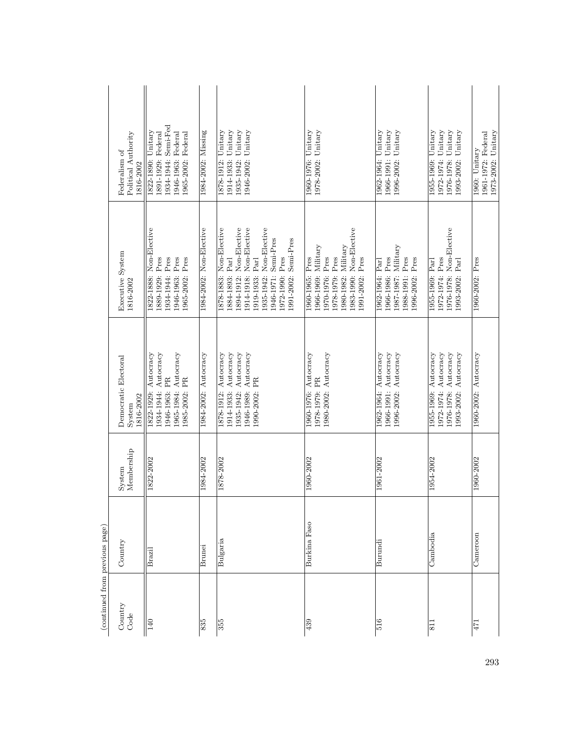(continued from previous page)

| Country Code | Country | System Membership | Democratic Electoral System 1816-2002 | Executive System 1816-2002 | Federalism of Political Authority 1816-2002 |
|---|---|---|---|---|---|
| 140 | Brazil | 1822-2002 | 1822-1929: Autocracy<br>1934-1944: Autocracy<br>1946-1963: PR<br>1965-1984: Autocracy<br>1985-2002: PR | 1822-1888: Non-Elective<br>1889-1929: Pres<br>1934-1944: Pres<br>1946-1963: Pres<br>1965-2002: Pres | 1822-1890: Unitary<br>1891-1929: Federal<br>1934-1944: Semi-Fed<br>1946-1963: Federal<br>1965-2002: Federal |
| 835 | Brunei | 1984-2002 | 1984-2002: Autocracy | 1984-2002: Non-Elective | 1984-2002: Missing |
| 355 | Bulgaria | 1878-2002 | 1878-1912: Autocracy<br>1914-1933: Autocracy<br>1935-1942: Autocracy<br>1946-1989: Autocracy<br>1990-2002: PR | 1878-1883: Non-Elective<br>1884-1893: Parl<br>1894-1912: Non-Elective<br>1914-1918: Non-Elective<br>1919-1933: Parl<br>1935-1942: Non-Elective<br>1946-1971: Semi-Pres<br>1972-1990: Pres<br>1991-2002: Semi-Pres | 1878-1912: Unitary<br>1914-1933: Unitary<br>1935-1942: Unitary<br>1946-2002: Unitary |
| 439 | Burkina Faso | 1960-2002 | 1960-1976: Autocracy<br>1978-1979: PR<br>1980-2002: Autocracy | 1960-1965: Pres<br>1966-1969: Military<br>1970-1976: Pres<br>1978-1979: Pres<br>1980-1982: Military<br>1983-1990: Non-Elective<br>1991-2002: Pres | 1960-1976: Unitary<br>1978-2002: Unitary |
| 516 | Burundi | 1961-2002 | 1962-1964: Autocracy<br>1966-1991: Autocracy<br>1996-2002: Autocracy | 1962-1964: Parl<br>1966-1986: Pres<br>1987-1987: Military<br>1988-1991: Pres<br>1996-2002: Pres | 1962-1964: Unitary<br>1966-1991: Unitary<br>1996-2002: Unitary |
| 811 | Cambodia | 1954-2002 | 1955-1969: Autocracy<br>1972-1974: Autocracy<br>1976-1978: Autocracy<br>1993-2002: Autocracy | 1955-1969: Parl<br>1972-1974: Pres<br>1976-1978: Non-Elective<br>1993-2002: Parl | 1955-1969: Unitary<br>1972-1974: Unitary<br>1976-1978: Unitary<br>1993-2002: Unitary |
| 471 | Cameroon | 1960-2002 | 1960-2002: Autocracy | 1960-2002: Pres | 1960: Unitary<br>1961-1972: Federal<br>1973-2002: Unitary |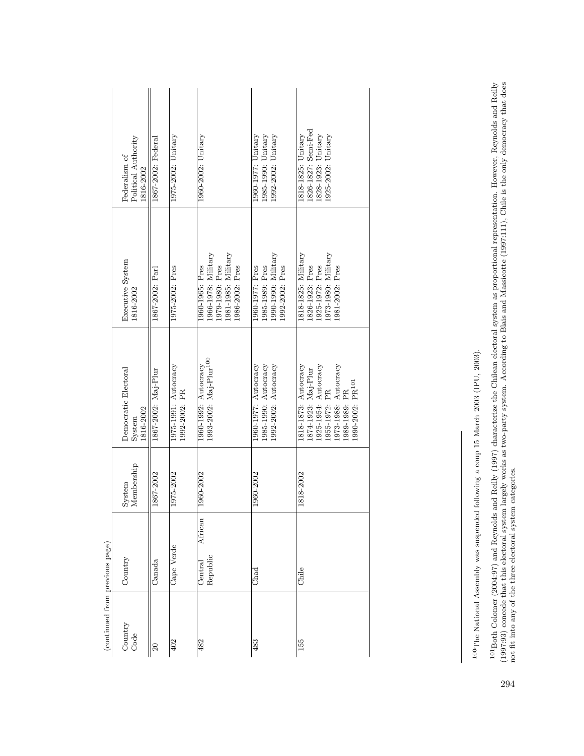(continued from previous page)

| Country Code | Country | System Membership | Democratic Electoral System 1816-2002 | Executive System 1816-2002 | Federalism of Political Authority 1816-2002 |
|---|---|---|---|---|---|
| 20 | Canada | 1867-2002 | 1867-2002: Maj-Plur | 1867-2002: Parl | 1867-2002: Federal |
| 402 | Cape Verde | 1975-2002 | 1975-1991: Autocracy<br>1992-2002: PR | 1975-2002: Pres | 1975-2002: Unitary |
| 482 | Central African Republic | 1960-2002 | 1960-1992: Autocracy<br>1993-2002: Maj-Plur[100] | 1960-1965: Pres<br>1966-1978: Military<br>1979-1980: Pres<br>1981-1985: Military<br>1986-2002: Pres | 1960-2002: Unitary |
| 483 | Chad | 1960-2002 | 1960-1977: Autocracy<br>1985-1990: Autocracy<br>1992-2002: Autocracy | 1960-1977: Pres<br>1985-1989: Pres<br>1990-1990: Military<br>1992-2002: Pres | 1960-1977: Unitary<br>1985-1990: Unitary<br>1992-2002: Unitary |
| 155 | Chile | 1818-2002 | 1818-1873: Autocracy<br>1874-1923: Maj-Plur<br>1925-1954: Autocracy<br>1955-1972: PR<br>1973-1988: Autocracy<br>1989-1989: PR<br>1990-2002: PR[101] | 1818-1825: Military<br>1826-1923: Pres<br>1925-1972: Pres<br>1973-1980: Military<br>1981-2002: Pres | 1818-1825: Unitary<br>1826-1827: Semi-Fed<br>1828-1923: Unitary<br>1925-2002: Unitary |

[100] The National Assembly was suspended following a coup 15 March 2003 (IPU, 2003).

[101] Both Colomer (2004:97) and Reynolds and Reilly (1997) characterize the Chilean electoral system as proportional representation. However, Reynolds and Reilly (1997:93) concede that this electoral system largely works as two-party system. According to Blais and Massicotte (1997:111), Chile is the only democracy that does not fit into any of the three electoral system categories.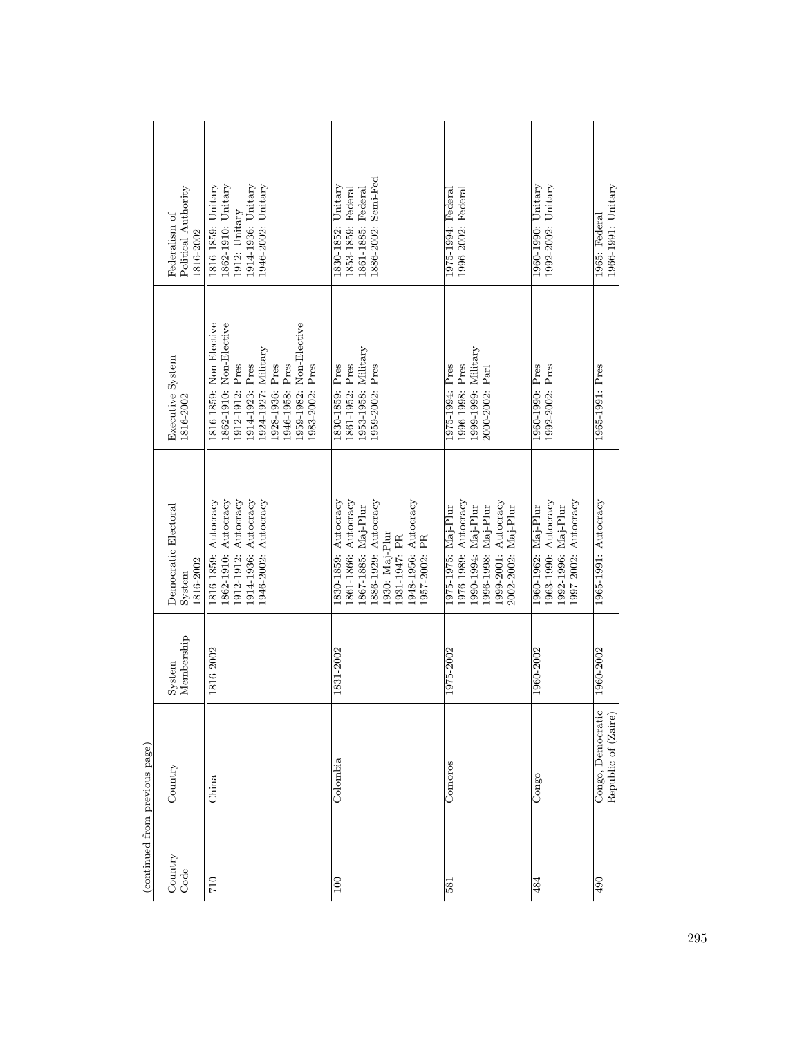(continued from previous page)

| Country Code | Country | System Membership | Democratic Electoral System 1816-2002 | Executive System 1816-2002 | Federalism of Political Authority 1816-2002 |
|---|---|---|---|---|---|
| 710 | China | 1816-2002 | 1816-1859: Autocracy<br>1862-1910: Autocracy<br>1912-1912: Autocracy<br>1914-1936: Autocracy<br>1946-2002: Autocracy | 1816-1859: Non-Elective<br>1862-1910: Non-Elective<br>1912-1912: Pres<br>1914-1923: Pres<br>1924-1927: Military<br>1928-1936: Pres<br>1946-1958: Pres<br>1959-1982: Non-Elective<br>1983-2002: Pres | 1816-1859: Unitary<br>1862-1910: Unitary<br>1912: Unitary<br>1914-1936: Unitary<br>1946-2002: Unitary |
| 100 | Colombia | 1831-2002 | 1830-1859: Autocracy<br>1861-1866: Autocracy<br>1867-1885: Maj-Plur<br>1886-1929: Autocracy<br>1930: Maj-Plur<br>1931-1947: PR<br>1948-1956: Autocracy<br>1957-2002: PR | 1830-1859: Pres<br>1861-1952: Pres<br>1953-1958: Military<br>1959-2002: Pres | 1830-1852: Unitary<br>1853-1859: Federal<br>1861-1885: Federal<br>1886-2002: Semi-Fed |
| 581 | Comoros | 1975-2002 | 1975-1975: Maj-Plur<br>1976-1989: Autocracy<br>1990-1994: Maj-Plur<br>1996-1998: Maj-Plur<br>1999-2001: Autocracy<br>2002-2002: Maj-Plur | 1975-1994: Pres<br>1996-1998: Pres<br>1999-1999: Military<br>2000-2002: Parl | 1975-1994: Federal<br>1996-2002: Federal |
| 484 | Congo | 1960-2002 | 1960-1962: Maj-Plur<br>1963-1990: Autocracy<br>1992-1996: Maj-Plur<br>1997-2002: Autocracy | 1960-1990: Pres<br>1992-2002: Pres | 1960-1990: Unitary<br>1992-2002: Unitary |
| 490 | Congo, Democratic Republic of (Zaire) | 1960-2002 | 1965-1991: Autocracy | 1965-1991: Pres | 1965: Federal<br>1966-1991: Unitary |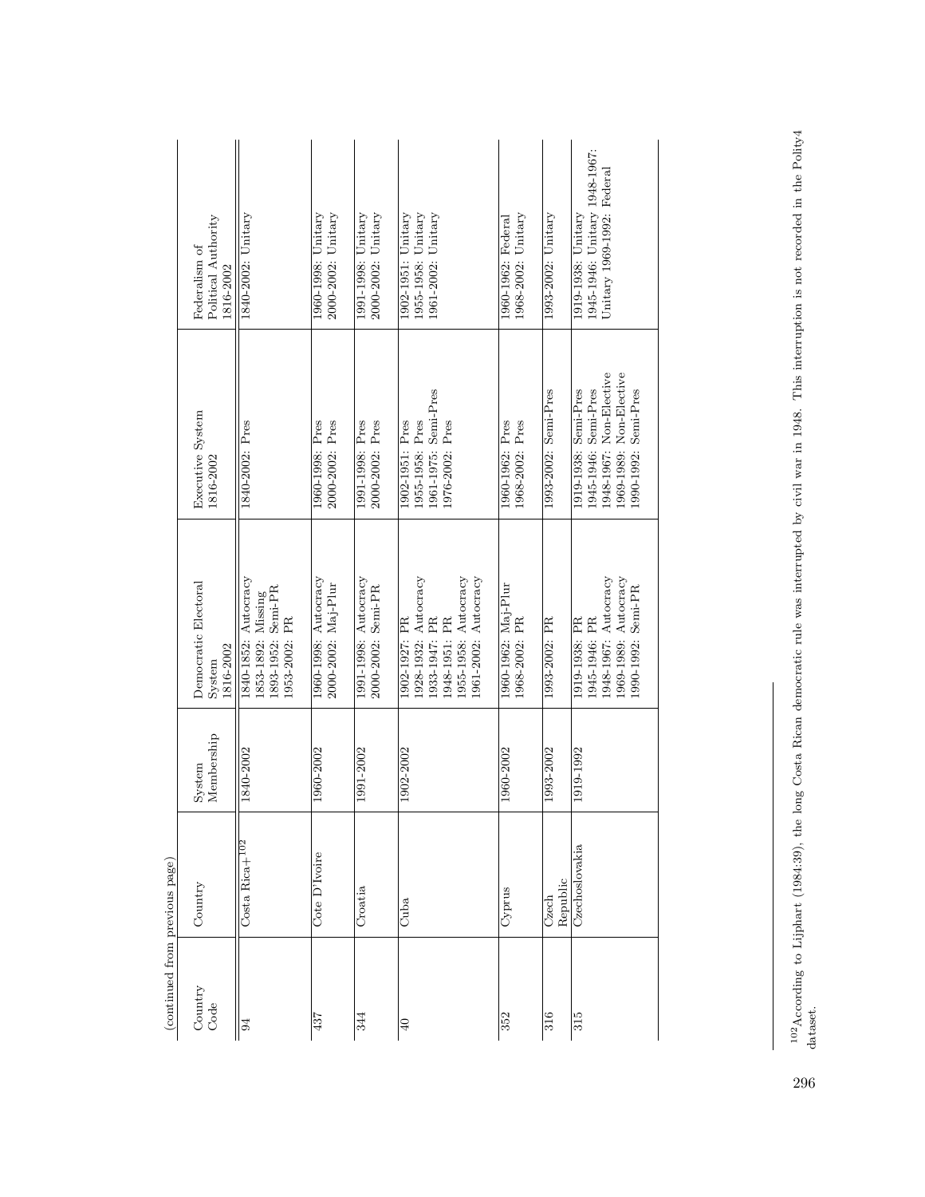(continued from previous page)

| Country Code | Country | System Membership | Democratic Electoral System 1816-2002 | Executive System 1816-2002 | Federalism of Political Authority 1816-2002 |
|---|---|---|---|---|---|
| 94 | Costa Rica+[102] | 1840-2002 | 1840-1852: Autocracy<br>1853-1892: Missing<br>1893-1952: Semi-PR<br>1953-2002: PR | 1840-2002: Pres | 1840-2002: Unitary |
| 437 | Cote D'Ivoire | 1960-2002 | 1960-1998: Autocracy<br>2000-2002: Maj-Plur | 1960-1998: Pres<br>2000-2002: Pres | 1960-1998: Unitary<br>2000-2002: Unitary |
| 344 | Croatia | 1991-2002 | 1991-1998: Autocracy<br>2000-2002: Semi-PR | 1991-1998: Pres<br>2000-2002: Pres | 1991-1998: Unitary<br>2000-2002: Unitary |
| 40 | Cuba | 1902-2002 | 1902-1927: PR<br>1928-1932: Autocracy<br>1933-1947: PR<br>1948-1951: PR<br>1955-1958: Autocracy<br>1961-2002: Autocracy | 1902-1951: Pres<br>1955-1958: Pres<br>1961-1975: Semi-Pres<br>1976-2002: Pres | 1902-1951: Unitary<br>1955-1958: Unitary<br>1961-2002: Unitary |
| 352 | Cyprus | 1960-2002 | 1960-1962: Maj-Plur<br>1968-2002: PR | 1960-1962: Pres<br>1968-2002: Pres | 1960-1962: Federal<br>1968-2002: Unitary |
| 316 | Czech Republic | 1993-2002 | 1993-2002: PR | 1993-2002: Semi-Pres | 1993-2002: Unitary |
| 315 | Czechoslovakia | 1919-1992 | 1919-1938: PR<br>1945-1946: PR<br>1948-1967: Autocracy<br>1969-1989: Autocracy<br>1990-1992: Semi-PR | 1919-1938: Semi-Pres<br>1945-1946: Semi-Pres<br>1948-1967: Non-Elective<br>1969-1989: Non-Elective<br>1990-1992: Semi-Pres | 1919-1938: Unitary<br>1945-1946: Unitary 1948-1967: Unitary 1969-1992: Federal |

[102] According to Lijphart (1984:39), the long Costa Rican democratic rule was interrupted by civil war in 1948. This interruption is not recorded in the Polity4 dataset.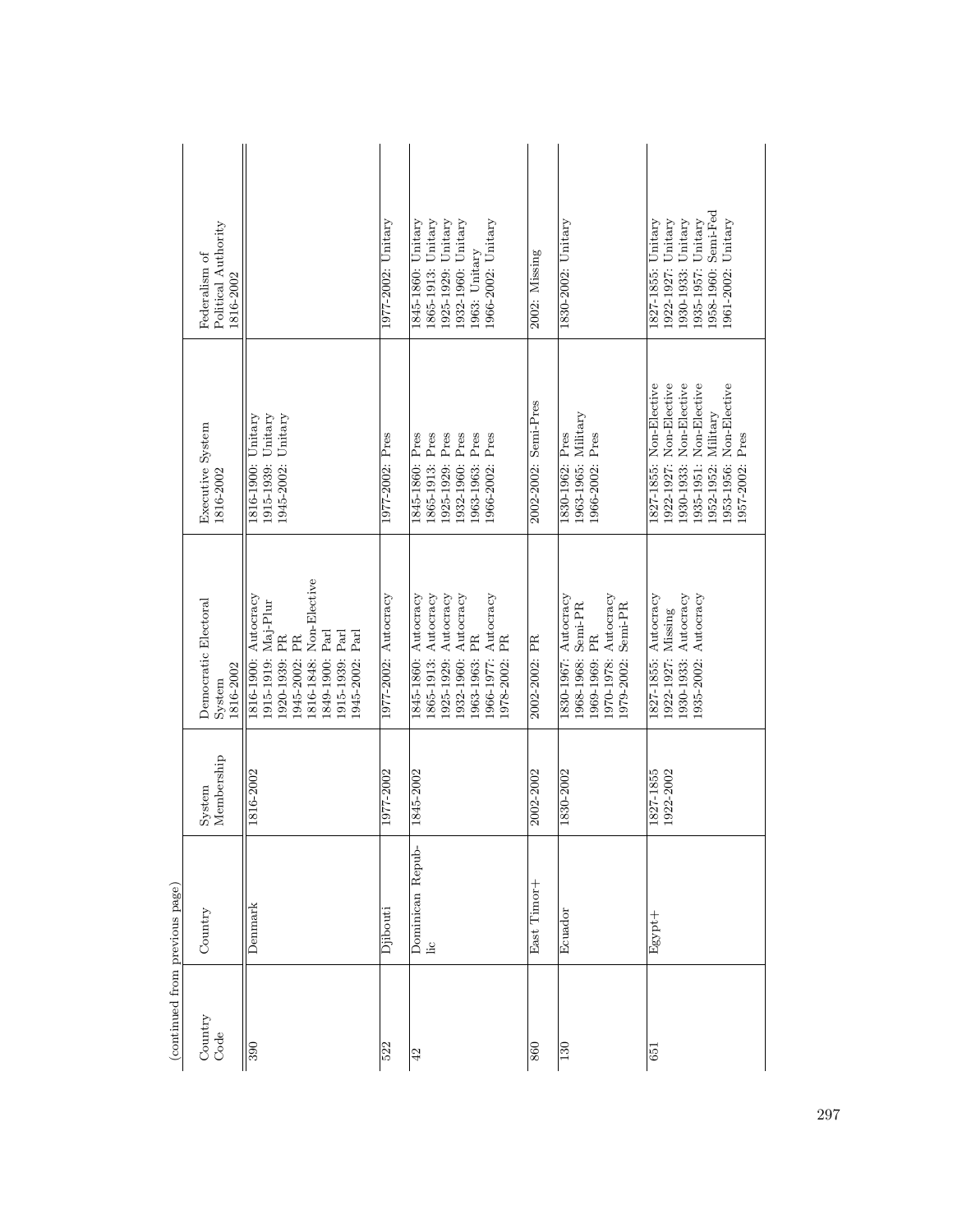(continued from previous page)

| Country Code | Country | System Membership | Democratic Electoral System 1816-2002 | Executive System 1816-2002 | Federalism of Political Authority 1816-2002 |
|---|---|---|---|---|---|
| 390 | Denmark | 1816-2002 | 1816-1900: Autocracy<br>1915-1919: Maj-Plur<br>1920-1939: PR<br>1945-2002: PR<br>1816-1848: Non-Elective<br>1849-1900: Parl<br>1915-1939: Parl<br>1945-2002: Parl | 1816-1900: Unitary<br>1915-1939: Unitary<br>1945-2002: Unitary | |
| 522 | Djibouti | 1977-2002 | 1977-2002: Autocracy | 1977-2002: Pres | 1977-2002: Unitary |
| 42 | Dominican Republic | 1845-2002 | 1845-1860: Autocracy<br>1865-1913: Autocracy<br>1925-1929: Autocracy<br>1932-1960: Autocracy<br>1963-1963: PR<br>1966-1977: Autocracy<br>1978-2002: PR | 1845-1860: Pres<br>1865-1913: Pres<br>1925-1929: Pres<br>1932-1960: Pres<br>1963-1963: Pres<br>1966-2002: Pres | 1845-1860: Unitary<br>1865-1913: Unitary<br>1925-1929: Unitary<br>1932-1960: Unitary<br>1963: Unitary<br>1966-2002: Unitary |
| 860 | East Timor+ | 2002-2002 | 2002-2002: PR | 2002-2002: Semi-Pres | 2002: Missing |
| 130 | Ecuador | 1830-2002 | 1830-1967: Autocracy<br>1968-1968: Semi-PR<br>1969-1969: PR<br>1970-1978: Autocracy<br>1979-2002: Semi-PR | 1830-1962: Pres<br>1963-1965: Military<br>1966-2002: Pres | 1830-2002: Unitary |
| 651 | Egypt+ | 1827-1855<br>1922-2002 | 1827-1855: Autocracy<br>1922-1927: Missing<br>1930-1933: Autocracy<br>1935-2002: Autocracy | 1827-1855: Non-Elective<br>1922-1927: Non-Elective<br>1930-1933: Non-Elective<br>1935-1951: Non-Elective<br>1952-1952: Military<br>1953-1956: Non-Elective<br>1957-2002: Pres | 1827-1855: Unitary<br>1922-1927: Unitary<br>1930-1933: Unitary<br>1935-1957: Unitary<br>1958-1960: Semi-Fed<br>1961-2002: Unitary |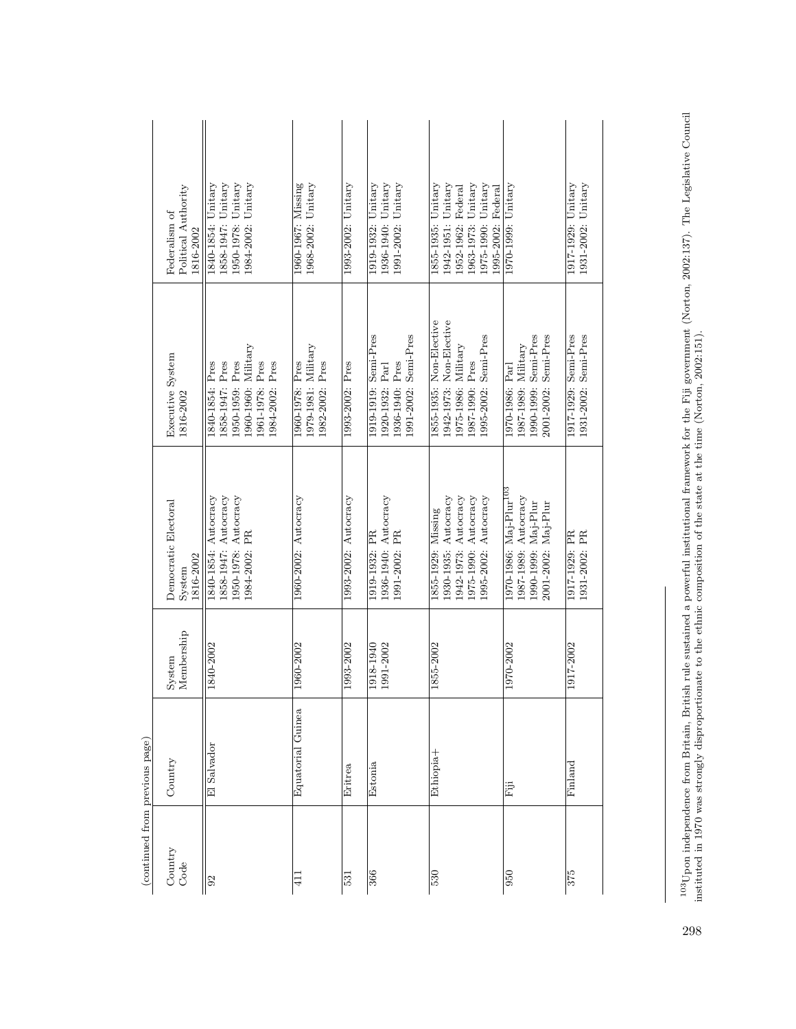(continued from previous page)

| Country Code | Country | System Membership | Democratic Electoral System 1816-2002 | Executive System 1816-2002 | Federalism of Political Authority 1816-2002 |
|---|---|---|---|---|---|
| 92 | El Salvador | 1840-2002 | 1840-1854: Autocracy<br>1858-1947: Autocracy<br>1950-1978: Autocracy<br>1984-2002: PR | 1840-1854: Pres<br>1858-1947: Pres<br>1950-1959: Pres<br>1960-1960: Military<br>1961-1978: Pres<br>1984-2002: Pres | 1840-1854: Unitary<br>1858-1947: Unitary<br>1950-1978: Unitary<br>1984-2002: Unitary |
| 411 | Equatorial Guinea | 1960-2002 | 1960-2002: Autocracy | 1960-1978: Pres<br>1979-1981: Military<br>1982-2002: Pres | 1960-1967: Missing<br>1968-2002: Unitary |
| 531 | Eritrea | 1993-2002 | 1993-2002: Autocracy | 1993-2002: Pres | 1993-2002: Unitary |
| 366 | Estonia | 1918-1940<br>1991-2002 | 1919-1932: PR<br>1936-1940: Autocracy<br>1991-2002: PR | 1919-1919: Semi-Pres<br>1920-1932: Parl<br>1936-1940: Pres<br>1991-2002: Semi-Pres | 1919-1932: Unitary<br>1936-1940: Unitary<br>1991-2002: Unitary |
| 530 | Ethiopia+ | 1855-2002 | 1855-1929: Missing<br>1930-1935: Autocracy<br>1942-1973: Autocracy<br>1975-1990: Autocracy<br>1995-2002: Autocracy | 1855-1935: Non-Elective<br>1942-1973: Non-Elective<br>1975-1986: Military<br>1987-1990: Pres<br>1995-2002: Semi-Pres | 1855-1935: Unitary<br>1942-1951: Unitary<br>1952-1962: Federal<br>1963-1973: Unitary<br>1975-1990: Unitary<br>1995-2002: Federal |
| 950 | Fiji | 1970-2002 | 1970-1986: Maj-Plur[103]<br>1987-1989: Autocracy<br>1990-1999: Maj-Plur<br>2001-2002: Maj-Plur | 1970-1986: Parl<br>1987-1989: Military<br>1990-1999: Semi-Pres<br>2001-2002: Semi-Pres | 1970-1999: Unitary |
| 375 | Finland | 1917-2002 | 1917-1929: PR<br>1931-2002: PR | 1917-1929: Semi-Pres<br>1931-2002: Semi-Pres | 1917-1929: Unitary<br>1931-2002: Unitary |

[103] Upon independence from Britain, British rule sustained a powerful institutional framework for the Fiji government (Norton, 2002:137). The Legislative Council instituted in 1970 was strongly disproportionate to the ethnic composition of the state at the time (Norton, 2002:151).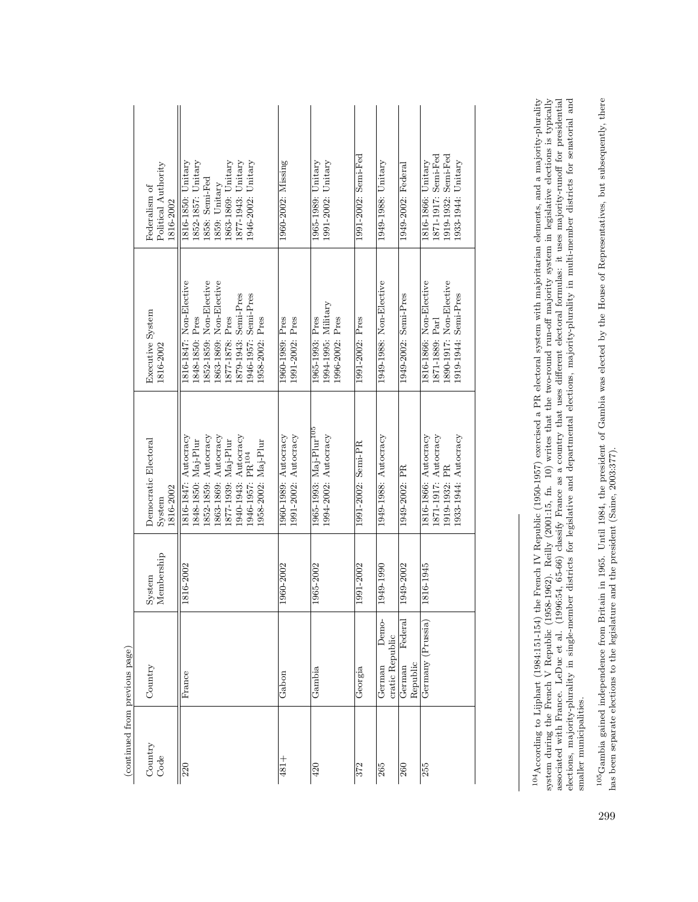(continued from previous page)

| Country Code | Country | System Membership | Democratic Electoral System 1816-2002 | Executive System 1816-2002 | Federalism of Political Authority 1816-2002 |
|---|---|---|---|---|---|
| 220 | France | 1816-2002 | 1816-1847: Autocracy<br>1848-1850: Maj-Plur<br>1852-1859: Autocracy<br>1863-1869: Autocracy<br>1877-1939: Maj-Plur<br>1940-1943: Autocracy<br>1946-1957: PR[104]<br>1958-2002: Maj-Plur | 1816-1847: Non-Elective<br>1848-1850: Pres<br>1852-1859: Non-Elective<br>1863-1869: Non-Elective<br>1877-1878: Pres<br>1879-1943: Semi-Pres<br>1946-1957: Semi-Pres<br>1958-2002: Pres | 1816-1850: Unitary<br>1852-1857: Unitary<br>1858: Semi-Fed<br>1859: Unitary<br>1863-1869: Unitary<br>1877-1943: Unitary<br>1946-2002: Unitary |
| 481+ | Gabon | 1960-2002 | 1960-1989: Autocracy<br>1991-2002: Autocracy | 1960-1989: Pres<br>1991-2002: Pres | 1960-2002: Missing |
| 420 | Gambia | 1965-2002 | 1965-1993: Maj-Plur[105]<br>1994-2002: Autocracy | 1965-1993: Pres<br>1994-1995: Military<br>1996-2002: Pres | 1965-1989: Unitary<br>1991-2002: Unitary |
| 372 | Georgia | 1991-2002 | 1991-2002: Semi-PR | 1991-2002: Pres | 1991-2002: Semi-Fed |
| 265 | German Democratic Republic | 1949-1990 | 1949-1988: Autocracy | 1949-1988: Non-Elective | 1949-1988: Unitary |
| 260 | German Federal Republic | 1949-2002 | 1949-2002: PR | 1949-2002: Semi-Pres | 1949-2002: Federal |
| 255 | Germany (Prussia) | 1816-1945 | 1816-1866: Autocracy<br>1871-1917: Autocracy<br>1919-1932: PR<br>1933-1944: Autocracy | 1816-1866: Non-Elective<br>1871-1889: Parl<br>1890-1917: Non-Elective<br>1919-1944: Semi-Pres | 1816-1866: Unitary<br>1871-1917: Semi-Fed<br>1919-1932: Semi-Fed<br>1933-1944: Unitary |

[104] According to Lijphart (1984:151-154) the French IV Republic (1950-1957) exercised a PR electoral system with majoritarian elements, and a majority-plurality system during the French V Republic (1958-1962). Reilly (2001:15, fn. 10) writes that the two-round run-off majority system in legislative elections is typically associated with France. LeDuc et al. (1996:54, 65-66) classify France as a country that uses different electoral formulas: it uses majority-runoff for presidential elections, majority-plurality in single-member districts for legislative and departmental elections, majority-plurality in multi-member districts for senatorial and smaller municipalities.

[105] Gambia gained independence from Britain in 1965. Until 1984, the president of Gambia was elected by the House of Representatives, but subsequently, there has been separate elections to the legislature and the president (Saine, 2003:377).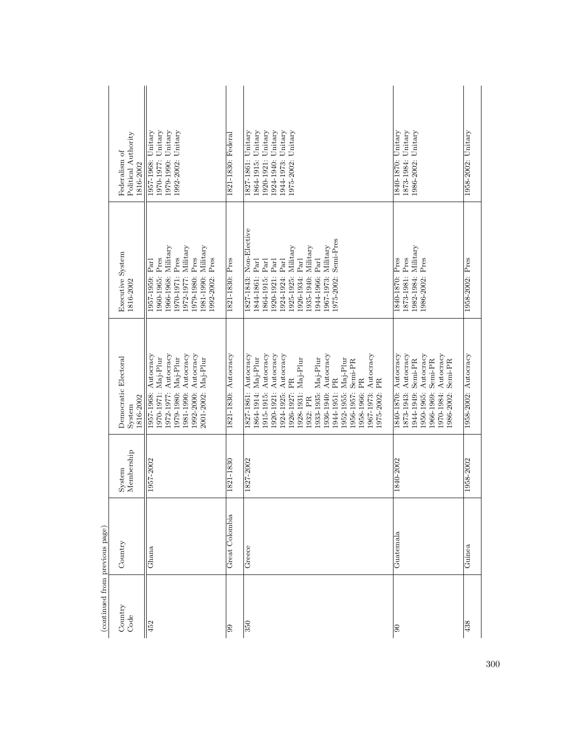(continued from previous page)

| Country Code | Country | System Membership | Democratic Electoral System 1816-2002 | Executive System 1816-2002 | Federalism of Political Authority 1816-2002 |
|---|---|---|---|---|---|
| 452 | Ghana | 1957-2002 | 1957-1968: Autocracy<br>1970-1971: Maj-Plur<br>1972-1977: Autocracy<br>1979-1980: Maj-Plur<br>1981-1990: Autocracy<br>1992-2000: Autocracy<br>2001-2002: Maj-Plur | 1957-1959: Parl<br>1960-1965: Pres<br>1966-1968: Military<br>1970-1971: Pres<br>1972-1977: Military<br>1979-1980: Pres<br>1981-1990: Military<br>1992-2002: Pres | 1957-1968: Unitary<br>1970-1977: Unitary<br>1979-1990: Unitary<br>1992-2002: Unitary |
| 99 | Great Colombia | 1821-1830 | 1821-1830: Autocracy | 1821-1830: Pres | 1821-1830: Federal |
| 350 | Greece | 1827-2002 | 1827-1861: Autocracy<br>1864-1914: Maj-Plur<br>1915-1915: Autocracy<br>1920-1921: Autocracy<br>1924-1925: Autocracy<br>1926-1927: PR<br>1928-1931: Maj-Plur<br>1932: PR<br>1933-1935: Maj-Plur<br>1936-1940: Autocracy<br>1944-1951: PR<br>1952-1955: Maj-Plur<br>1956-1957: Semi-PR<br>1958-1966: PR<br>1967-1973: Autocracy<br>1975-2002: PR | 1827-1843: Non-Elective<br>1844-1861: Parl<br>1864-1915: Parl<br>1920-1921: Parl<br>1924-1924: Parl<br>1925-1925: Military<br>1926-1934: Parl<br>1935-1940: Military<br>1944-1966: Parl<br>1967-1973: Military<br>1975-2002: Semi-Pres | 1827-1861: Unitary<br>1864-1915: Unitary<br>1920-1921: Unitary<br>1924-1940: Unitary<br>1944-1973: Unitary<br>1975-2002: Unitary |
| 90 | Guatemala | 1840-2002 | 1840-1870: Autocracy<br>1873-1943: Autocracy<br>1944-1949: Semi-PR<br>1950-1965: Autocracy<br>1966-1969: Semi-PR<br>1970-1984: Autocracy<br>1986-2002: Semi-PR | 1840-1870: Pres<br>1873-1981: Pres<br>1982-1984: Military<br>1986-2002: Pres | 1840-1870: Unitary<br>1873-1984: Unitary<br>1986-2002: Unitary |
| 438 | Guinea | 1958-2002 | 1958-2002: Autocracy | 1958-2002: Pres | 1958-2002: Unitary |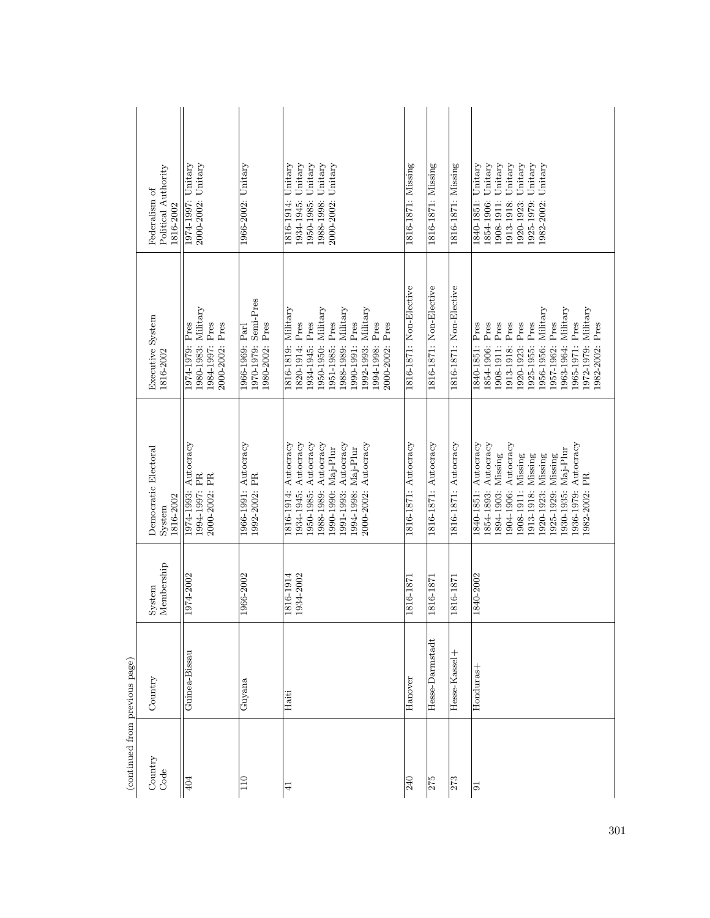(continued from previous page)

| Country Code | Country | System Membership | Democratic Electoral System 1816-2002 | Executive System 1816-2002 | Federalism of Political Authority 1816-2002 |
|---|---|---|---|---|---|
| 404 | Guinea-Bissau | 1974-2002 | 1974-1993: Autocracy<br>1994-1997: PR<br>2000-2002: PR | 1974-1979: Pres<br>1980-1983: Military<br>1984-1997: Pres<br>2000-2002: Pres | 1974-1997: Unitary<br>2000-2002: Unitary |
| 110 | Guyana | 1966-2002 | 1966-1991: Autocracy<br>1992-2002: PR | 1966-1969: Parl<br>1970-1979: Semi-Pres<br>1980-2002: Pres | 1966-2002: Unitary |
| 41 | Haiti | 1816-1914<br>1934-2002 | 1816-1914: Autocracy<br>1934-1945: Autocracy<br>1950-1985: Autocracy<br>1988-1989: Autocracy<br>1990-1990: Maj-Plur<br>1991-1993: Autocracy<br>1994-1998: Maj-Plur<br>2000-2002: Autocracy | 1816-1819: Military<br>1820-1914: Pres<br>1934-1945: Pres<br>1950-1950: Military<br>1951-1985: Pres<br>1988-1989: Military<br>1990-1991: Pres<br>1992-1993: Military<br>1994-1998: Pres<br>2000-2002: Pres | 1816-1914: Unitary<br>1934-1945: Unitary<br>1950-1985: Unitary<br>1988-1998: Unitary<br>2000-2002: Unitary |
| 240 | Hanover | 1816-1871 | 1816-1871: Autocracy | 1816-1871: Non-Elective | 1816-1871: Missing |
| 275 | Hesse-Darmstadt | 1816-1871 | 1816-1871: Autocracy | 1816-1871: Non-Elective | 1816-1871: Missing |
| 273 | Hesse-Kassel+ | 1816-1871 | 1816-1871: Autocracy | 1816-1871: Non-Elective | 1816-1871: Missing |
| 91 | Honduras+ | 1840-2002 | 1840-1851: Autocracy<br>1854-1893: Autocracy<br>1894-1903: Missing<br>1904-1906: Autocracy<br>1908-1911: Missing<br>1913-1918: Missing<br>1920-1923: Missing<br>1925-1929: Missing<br>1930-1935: Maj-Plur<br>1936-1979: Autocracy<br>1982-2002: PR | 1840-1851: Pres<br>1854-1906: Pres<br>1908-1911: Pres<br>1913-1918: Pres<br>1920-1923: Pres<br>1925-1955: Pres<br>1956-1956: Military<br>1957-1962: Pres<br>1963-1964: Military<br>1965-1971: Pres<br>1972-1979: Military<br>1982-2002: Pres | 1840-1851: Unitary<br>1854-1906: Unitary<br>1908-1911: Unitary<br>1913-1918: Unitary<br>1920-1923: Unitary<br>1925-1979: Unitary<br>1982-2002: Unitary |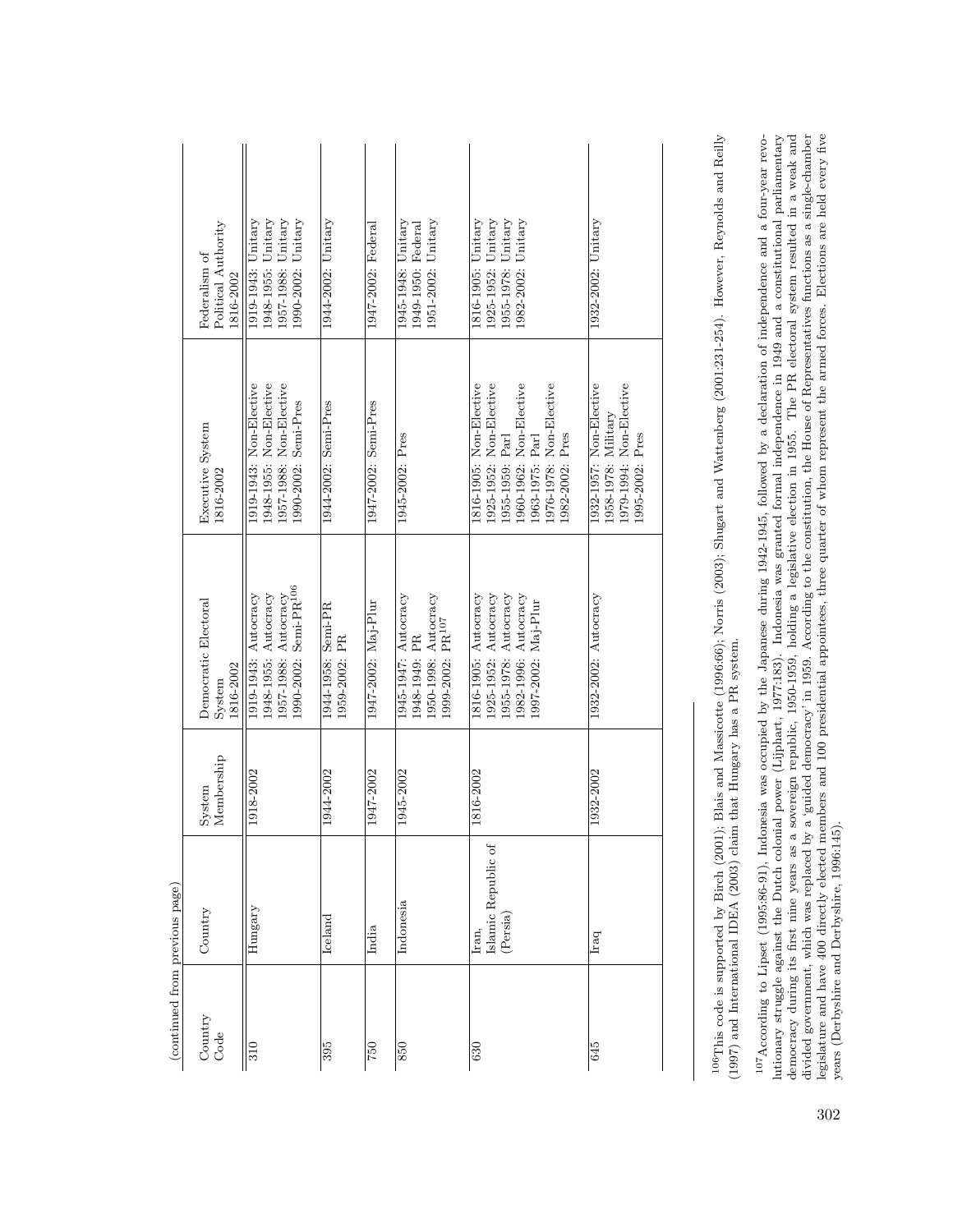(continued from previous page)

| Country Code | Country | System Membership | Democratic Electoral System 1816-2002 | Executive System 1816-2002 | Federalism of Political Authority 1816-2002 |
|---|---|---|---|---|---|
| 310 | Hungary | 1918-2002 | 1919-1943: Autocracy<br>1948-1955: Autocracy<br>1957-1988: Autocracy<br>1990-2002: Semi-PR[106] | 1919-1943: Non-Elective<br>1948-1955: Non-Elective<br>1957-1988: Non-Elective<br>1990-2002: Semi-Pres | 1919-1943: Unitary<br>1948-1955: Unitary<br>1957-1988: Unitary<br>1990-2002: Unitary |
| 395 | Iceland | 1944-2002 | 1944-1958: Semi-PR<br>1959-2002: PR | 1944-2002: Semi-Pres | 1944-2002: Unitary |
| 750 | India | 1947-2002 | 1947-2002: Maj-Plur | 1947-2002: Semi-Pres | 1947-2002: Federal |
| 850 | Indonesia | 1945-2002 | 1945-1947: Autocracy<br>1948-1949: PR<br>1950-1998: Autocracy<br>1999-2002: PR[107] | 1945-2002: Pres | 1945-1948: Unitary<br>1949-1950: Federal<br>1951-2002: Unitary |
| 630 | Iran, Islamic Republic of (Persia) | 1816-2002 | 1816-1905: Autocracy<br>1925-1952: Autocracy<br>1955-1978: Autocracy<br>1982-1996: Autocracy<br>1997-2002: Maj-Plur | 1816-1905: Non-Elective<br>1925-1952: Non-Elective<br>1955-1959: Parl<br>1960-1962: Non-Elective<br>1963-1975: Parl<br>1976-1978: Non-Elective<br>1982-2002: Pres | 1816-1905: Unitary<br>1925-1952: Unitary<br>1955-1978: Unitary<br>1982-2002: Unitary |
| 645 | Iraq | 1932-2002 | 1932-2002: Autocracy | 1932-1957: Non-Elective<br>1958-1978: Military<br>1979-1994: Non-Elective<br>1995-2002: Pres | 1932-2002: Unitary |

[106] This code is supported by Birch (2001); Blais and Massicotte (1996:66); Norris (2003); Shugart and Wattenberg (2001:231-254). However, Reynolds and Reilly (1997) and International IDEA (2003) claim that Hungary has a PR system.

[107] According to Lipset (1995:86-91), Indonesia was occupied by the Japanese during 1942-1945, followed by a declaration of independence and a four-year revolutionary struggle against the Dutch colonial power (Lijphart, 1977:183). Indonesia was granted formal independence in 1949 and a constitutional parliamentary democracy during its first nine years as a sovereign republic, 1950-1959, holding a legislative election in 1955. The PR electoral system resulted in a weak and divided government, which was replaced by a 'guided democracy' in 1959. According to the constitution, the House of Representatives functions as a single-chamber legislature and have 400 directly elected members and 100 presidential appointees, three quarter of whom represent the armed forces. Elections are held every five years (Derbyshire and Derbyshire, 1996:145).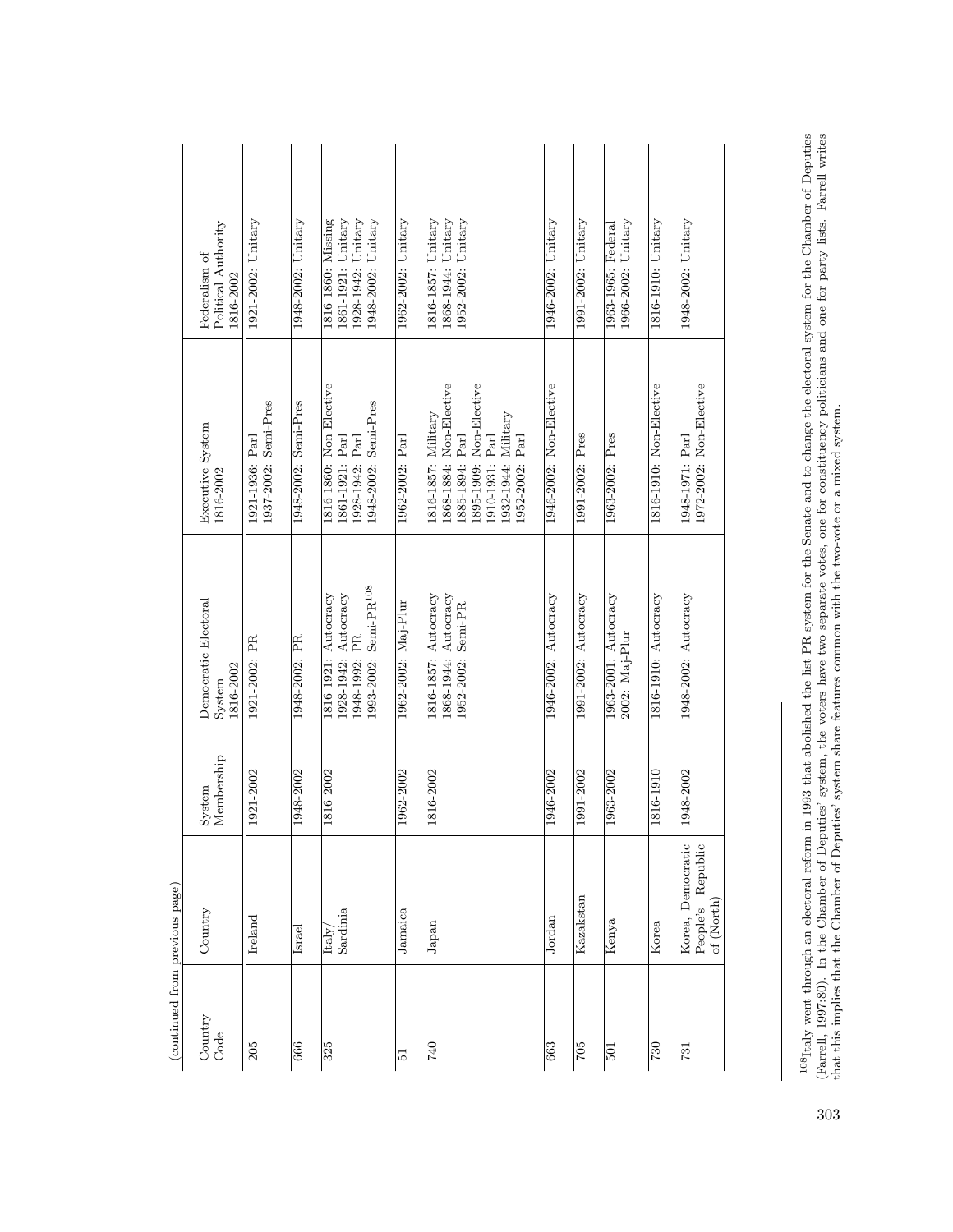(continued from previous page)

| Country Code | Country | System Membership | Democratic Electoral System 1816-2002 | Executive System 1816-2002 | Federalism of Political Authority 1816-2002 |
|---|---|---|---|---|---|
| 205 | Ireland | 1921-2002 | 1921-2002: PR | 1921-1936: Parl<br>1937-2002: Semi-Pres | 1921-2002: Unitary |
| 666 | Israel | 1948-2002 | 1948-2002: PR | 1948-2002: Semi-Pres | 1948-2002: Unitary |
| 325 | Italy/ Sardinia | 1816-2002 | 1816-1921: Autocracy<br>1928-1942: Autocracy<br>1948-1992: PR<br>1993-2002: Semi-PR[108] | 1816-1860: Non-Elective<br>1861-1921: Parl<br>1928-1942: Parl<br>1948-2002: Semi-Pres | 1816-1860: Missing<br>1861-1921: Unitary<br>1928-1942: Unitary<br>1948-2002: Unitary |
| 51 | Jamaica | 1962-2002 | 1962-2002: Maj-Plur | 1962-2002: Parl | 1962-2002: Unitary |
| 740 | Japan | 1816-2002 | 1816-1857: Autocracy<br>1868-1944: Autocracy<br>1952-2002: Semi-PR | 1816-1857: Military<br>1868-1884: Non-Elective<br>1885-1894: Parl<br>1895-1909: Non-Elective<br>1910-1931: Parl<br>1932-1944: Military<br>1952-2002: Parl | 1816-1857: Unitary<br>1868-1944: Unitary<br>1952-2002: Unitary |
| 663 | Jordan | 1946-2002 | 1946-2002: Autocracy | 1946-2002: Non-Elective | 1946-2002: Unitary |
| 705 | Kazakstan | 1991-2002 | 1991-2002: Autocracy | 1991-2002: Pres | 1991-2002: Unitary |
| 501 | Kenya | 1963-2002 | 1963-2001: Autocracy<br>2002: Maj-Plur | 1963-2002: Pres | 1963-1965: Federal<br>1966-2002: Unitary |
| 730 | Korea | 1816-1910 | 1816-1910: Autocracy | 1816-1910: Non-Elective | 1816-1910: Unitary |
| 731 | Korea, Democratic People's Republic of (North) | 1948-2002 | 1948-2002: Autocracy | 1948-1971: Parl<br>1972-2002: Non-Elective | 1948-2002: Unitary |

[108] Italy went through an electoral reform in 1993 that abolished the list PR system for the Senate and to change the electoral system for the Chamber of Deputies (Farrell, 1997:80). In the Chamber of Deputies' system, the voters have two separate votes, one for constituency politicians and one for party lists. Farrell writes that this implies that the Chamber of Deputies' system share features common with the two-vote or a mixed system.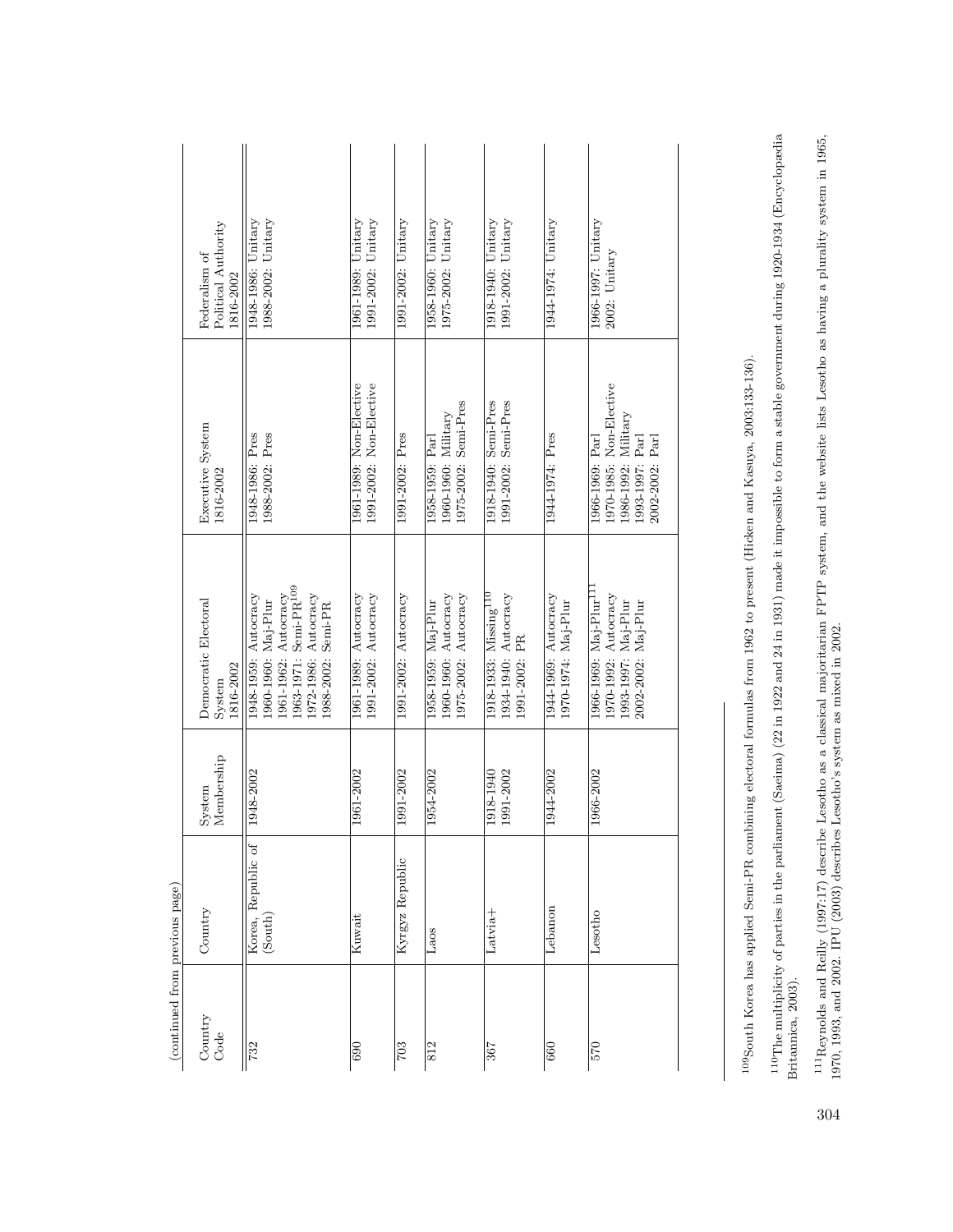(continued from previous page)

| Country Code | Country | System Membership | Democratic Electoral System 1816-2002 | Executive System 1816-2002 | Federalism of Political Authority 1816-2002 |
|---|---|---|---|---|---|
| 732 | Korea, Republic of (South) | 1948-2002 | 1948-1959: Autocracy<br>1960-1960: Maj-Plur<br>1961-1962: Autocracy<br>1963-1971: Semi-PR[109]<br>1972-1986: Autocracy<br>1988-2002: Semi-PR | 1948-1986: Pres<br>1988-2002: Pres | 1948-1986: Unitary<br>1988-2002: Unitary |
| 690 | Kuwait | 1961-2002 | 1961-1989: Autocracy<br>1991-2002: Autocracy | 1961-1989: Non-Elective<br>1991-2002: Non-Elective | 1961-1989: Unitary<br>1991-2002: Unitary |
| 703 | Kyrgyz Republic | 1991-2002 | 1991-2002: Autocracy | 1991-2002: Pres | 1991-2002: Unitary |
| 812 | Laos | 1954-2002 | 1958-1959: Maj-Plur<br>1960-1960: Autocracy<br>1975-2002: Autocracy | 1958-1959: Parl<br>1960-1960: Military<br>1975-2002: Semi-Pres | 1958-1960: Unitary<br>1975-2002: Unitary |
| 367 | Latvia+ | 1918-1940<br>1991-2002 | 1918-1933: Missing[110]<br>1934-1940: Autocracy<br>1991-2002: PR | 1918-1940: Semi-Pres<br>1991-2002: Semi-Pres | 1918-1940: Unitary<br>1991-2002: Unitary |
| 660 | Lebanon | 1944-2002 | 1944-1969: Autocracy<br>1970-1974: Maj-Plur | 1944-1974: Pres | 1944-1974: Unitary |
| 570 | Lesotho | 1966-2002 | 1966-1969: Maj-Plur[111]<br>1970-1992: Autocracy<br>1993-1997: Maj-Plur<br>2002-2002: Maj-Plur | 1966-1969: Parl<br>1970-1985: Non-Elective<br>1986-1992: Military<br>1993-1997: Parl<br>2002-2002: Parl | 1966-1997: Unitary<br>2002: Unitary |

[109] South Korea has applied Semi-PR combining electoral formulas from 1962 to present (Hicken and Kasuya, 2003:133-136).

[110] The multiplicity of parties in the parliament (Saeima) (22 in 1922 and 24 in 1931) made it impossible to form a stable government during 1920-1934 (Encyclopædia Britannica, 2003).

[111] Reynolds and Reilly (1997:17) describe Lesotho as a classical majoritarian FPTP system, and the website lists Lesotho as having a plurality system in 1965, 1970, 1993, and 2002. IPU (2003) describes Lesotho's system as mixed in 2002.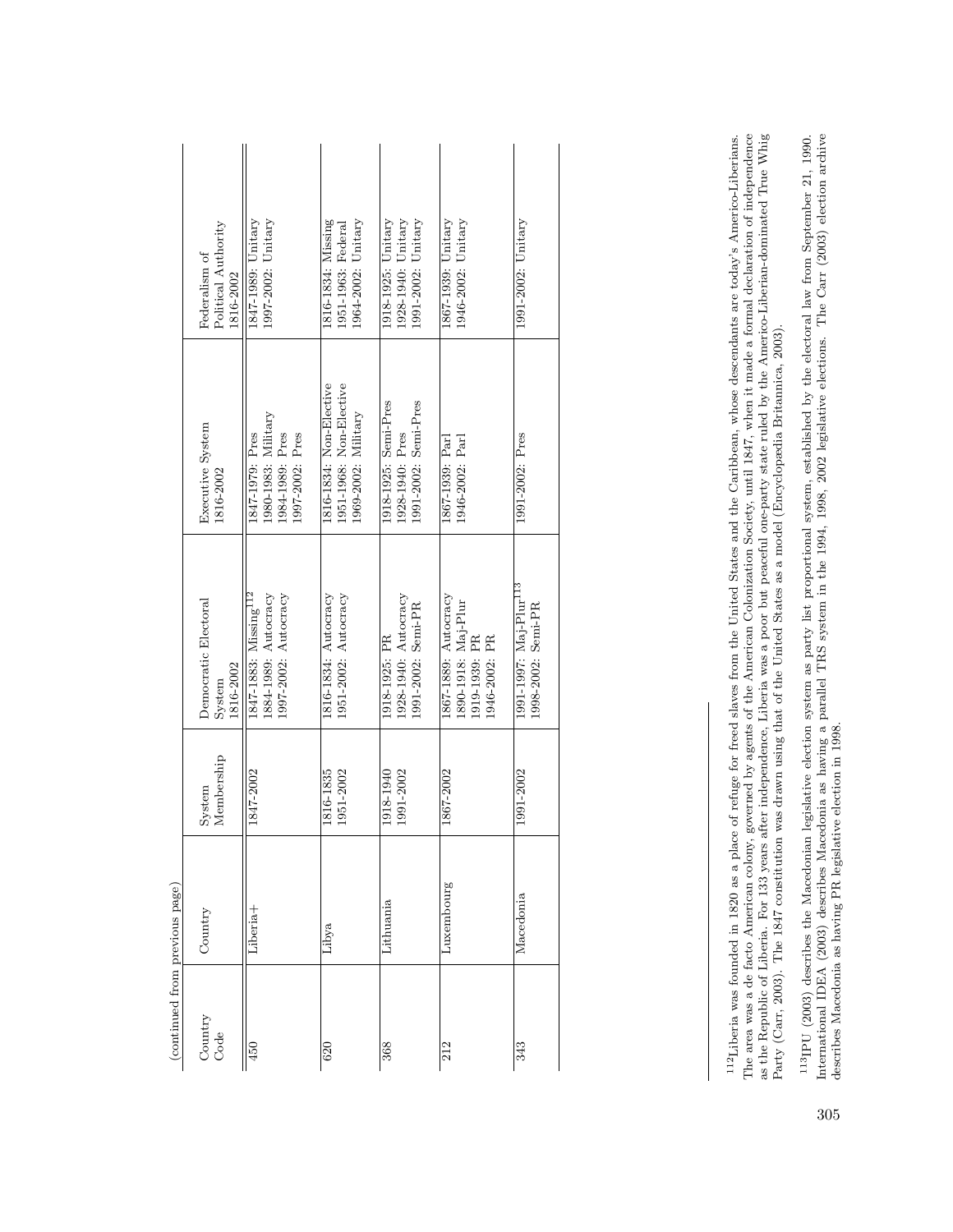(continued from previous page)

| Country Code | Country | System Membership | Democratic Electoral System 1816-2002 | Executive System 1816-2002 | Federalism of Political Authority 1816-2002 |
|---|---|---|---|---|---|
| 450 | Liberia+ | 1847-2002 | 1847-1883: Missing[112]<br>1884-1989: Autocracy<br>1997-2002: Autocracy | 1847-1979: Pres<br>1980-1983: Military<br>1984-1989: Pres<br>1997-2002: Pres | 1847-1989: Unitary<br>1997-2002: Unitary |
| 620 | Libya | 1816-1835<br>1951-2002 | 1816-1834: Autocracy<br>1951-2002: Autocracy | 1816-1834: Non-Elective<br>1951-1968: Non-Elective<br>1969-2002: Military | 1816-1834: Missing<br>1951-1963: Federal<br>1964-2002: Unitary |
| 368 | Lithuania | 1918-1940<br>1991-2002 | 1918-1925: PR<br>1928-1940: Autocracy<br>1991-2002: Semi-PR | 1918-1925: Semi-Pres<br>1928-1940: Pres<br>1991-2002: Semi-Pres | 1918-1925: Unitary<br>1928-1940: Unitary<br>1991-2002: Unitary |
| 212 | Luxembourg | 1867-2002 | 1867-1889: Autocracy<br>1890-1918: Maj-Plur<br>1919-1939: PR<br>1946-2002: PR | 1867-1939: Parl<br>1946-2002: Parl | 1867-1939: Unitary<br>1946-2002: Unitary |
| 343 | Macedonia | 1991-2002 | 1991-1997: Maj-Plur[113]<br>1998-2002: Semi-PR | 1991-2002: Pres | 1991-2002: Unitary |

[112] Liberia was founded in 1820 as a place of refuge for freed slaves from the United States and the Caribbean, whose descendants are today's Americo-Liberians. The area was a de facto American colony, governed by agents of the American Colonization Society, until 1847, when it made a formal declaration of independence as the Republic of Liberia. For 133 years after independence, Liberia was a poor but peaceful one-party state ruled by the Americo-Liberian-dominated True Whig Party (Carr, 2003). The 1847 constitution was drawn using that of the United States as a model (Encyclopædia Britannica, 2003).

[113] IPU (2003) describes the Macedonian legislative election system as party list proportional system, established by the electoral law from September 21, 1990. International IDEA (2003) describes Macedonia as having a parallel TRS system in the 1994, 1998, 2002 legislative elections. The Carr (2003) election archive describes Macedonia as having PR legislative election in 1998.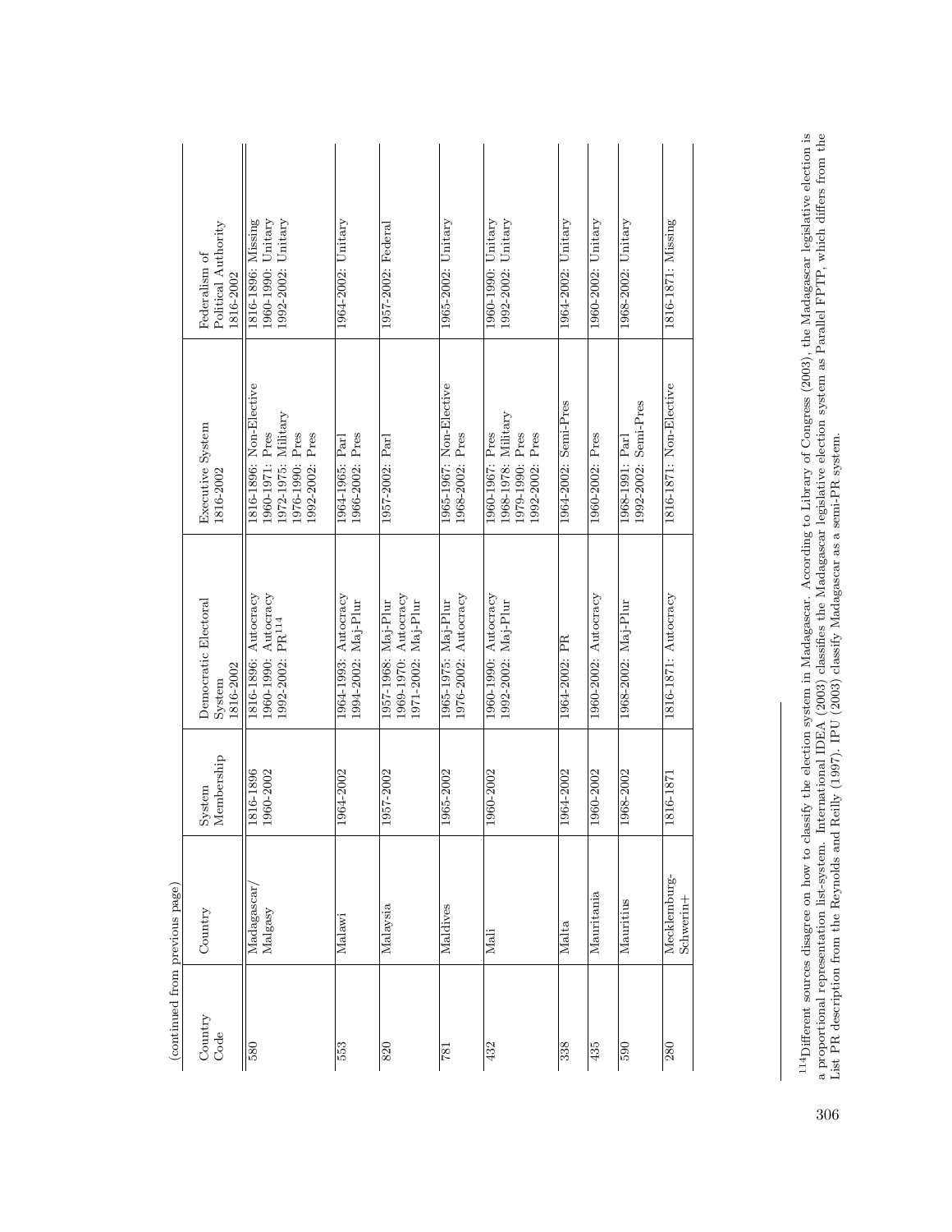(continued from previous page)

| Country Code | Country | System Membership | Democratic Electoral System 1816-2002 | Executive System 1816-2002 | Federalism of Political Authority 1816-2002 |
|---|---|---|---|---|---|
| 580 | Madagascar/ Malgasy | 1816-1896 1960-2002 | 1816-1896: Autocracy 1960-1990: Autocracy 1992-2002: PR[114] | 1816-1896: Non-Elective 1960-1971: Pres 1972-1975: Military 1976-1990: Pres 1992-2002: Pres | 1816-1896: Missing 1960-1990: Unitary 1992-2002: Unitary |
| 553 | Malawi | 1964-2002 | 1964-1993: Autocracy 1994-2002: Maj-Plur | 1964-1965: Parl 1966-2002: Pres | 1964-2002: Unitary |
| 820 | Malaysia | 1957-2002 | 1957-1968: Maj-Plur 1969-1970: Autocracy 1971-2002: Maj-Plur | 1957-2002: Parl | 1957-2002: Federal |
| 781 | Maldives | 1965-2002 | 1965-1975: Maj-Plur 1976-2002: Autocracy | 1965-1967: Non-Elective 1968-2002: Pres | 1965-2002: Unitary |
| 432 | Mali | 1960-2002 | 1960-1990: Autocracy 1992-2002: Maj-Plur | 1960-1967: Pres 1968-1978: Military 1979-1990: Pres 1992-2002: Pres | 1960-1990: Unitary 1992-2002: Unitary |
| 338 | Malta | 1964-2002 | 1964-2002: PR | 1964-2002: Semi-Pres | 1964-2002: Unitary |
| 435 | Mauritania | 1960-2002 | 1960-2002: Autocracy | 1960-2002: Pres | 1960-2002: Unitary |
| 590 | Mauritius | 1968-2002 | 1968-2002: Maj-Plur | 1968-1991: Parl 1992-2002: Semi-Pres | 1968-2002: Unitary |
| 280 | Mecklemburg-Schwerin+ | 1816-1871 | 1816-1871: Autocracy | 1816-1871: Non-Elective | 1816-1871: Missing |

[114] Different sources disagree on how to classify the election system in Madagascar. According to Library of Congress (2003), the Madagascar legislative election is a proportional representation list-system. International IDEA (2003) classifies the Madagascar legislative election system as Parallel FPTP, which differs from the List PR description from the Reynolds and Reilly (1997). IPU (2003) classify Madagascar as a semi-PR system.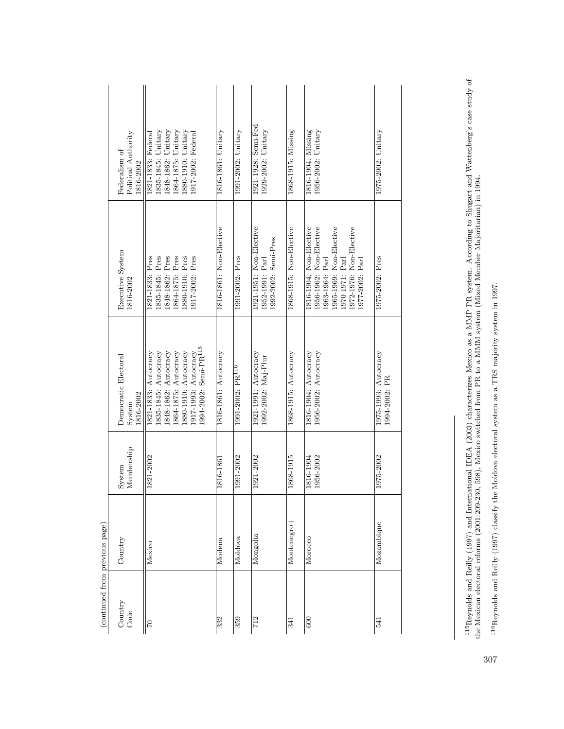(continued from previous page)

| Country Code | Country | System Membership | Democratic Electoral System 1816-2002 | Executive System 1816-2002 | Federalism of Political Authority 1816-2002 |
|---|---|---|---|---|---|
| 70 | Mexico | 1821-2002 | 1821-1833: Autocracy<br>1835-1845: Autocracy<br>1848-1862: Autocracy<br>1864-1875: Autocracy<br>1880-1910: Autocracy<br>1917-1993: Autocracy<br>1994-2002: Semi-PR[115] | 1821-1833: Pres<br>1835-1845: Pres<br>1848-1862: Pres<br>1864-1875: Pres<br>1880-1910: Pres<br>1917-2002: Pres | 1821-1833: Federal<br>1835-1845: Unitary<br>1848-1862: Unitary<br>1864-1875: Unitary<br>1880-1910: Unitary<br>1917-2002: Federal |
| 332 | Modena | 1816-1861 | 1816-1861: Autocracy | 1816-1861: Non-Elective | 1816-1861: Unitary |
| 359 | Moldova | 1991-2002 | 1991-2002: PR[116] | 1991-2002: Pres | 1991-2002: Unitary |
| 712 | Mongolia | 1921-2002 | 1921-1991: Autocracy<br>1992-2002: Maj-Plur | 1921-1951: Non-Elective<br>1952-1991: Parl<br>1992-2002: Semi-Pres | 1921-1928: Semi-Fed<br>1929-2002: Unitary |
| 341 | Montenegro+ | 1868-1915 | 1868-1915: Autocracy | 1868-1915: Non-Elective | 1868-1915: Missing |
| 600 | Morocco | 1816-1904<br>1956-2002 | 1816-1904: Autocracy<br>1956-2002: Autocracy | 1816-1904: Non-Elective<br>1956-1962: Non-Elective<br>1963-1964: Parl<br>1965-1969: Non-Elective<br>1970-1971: Parl<br>1972-1976: Non-Elective<br>1977-2002: Parl | 1816-1904: Missing<br>1956-2002: Unitary |
| 541 | Mozambique | 1975-2002 | 1975-1993: Autocracy<br>1994-2002: PR | 1975-2002: Pres | 1975-2002: Unitary |

[115] Reynolds and Reilly (1997) and International IDEA (2003) characterizes Mexico as a MMP PR system. According to Shugart and Wattenberg's case study of the Mexican electoral reforms (2001:209-230, 598), Mexico switched from PR to a MMM system (Mixed Member Majoritarian) in 1994.

[116] Reynolds and Reilly (1997) classify the Moldova electoral system as a TRS majority system in 1997.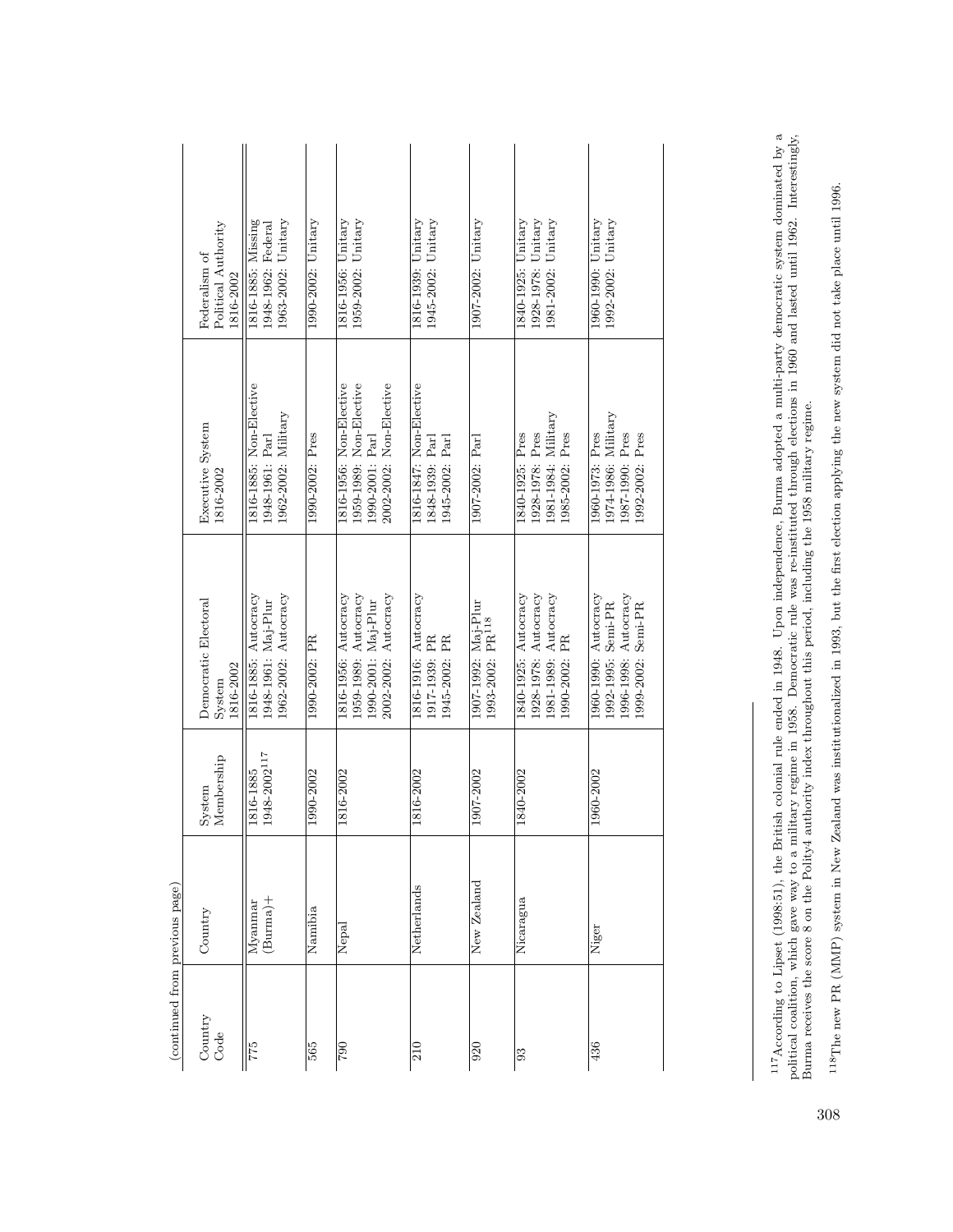(continued from previous page)

| Country Code | Country | System Membership | Democratic Electoral System 1816-2002 | Executive System 1816-2002 | Federalism of Political Authority 1816-2002 |
|---|---|---|---|---|---|
| 775 | Myanmar (Burma)+ | 1816-1885<br>1948-2002[117] | 1816-1885: Autocracy<br>1948-1961: Maj-Plur<br>1962-2002: Autocracy | 1816-1885: Non-Elective<br>1948-1961: Parl<br>1962-2002: Military | 1816-1885: Missing<br>1948-1962: Federal<br>1963-2002: Unitary |
| 565 | Namibia | 1990-2002 | 1990-2002: PR | 1990-2002: Pres | 1990-2002: Unitary |
| 790 | Nepal | 1816-2002 | 1816-1956: Autocracy<br>1959-1989: Autocracy<br>1990-2001: Maj-Plur<br>2002-2002: Autocracy | 1816-1956: Non-Elective<br>1959-1989: Non-Elective<br>1990-2001: Parl<br>2002-2002: Non-Elective | 1816-1956: Unitary<br>1959-2002: Unitary |
| 210 | Netherlands | 1816-2002 | 1816-1916: Autocracy<br>1917-1939: PR<br>1945-2002: PR | 1816-1847: Non-Elective<br>1848-1939: Parl<br>1945-2002: Parl | 1816-1939: Unitary<br>1945-2002: Unitary |
| 920 | New Zealand | 1907-2002 | 1907-1992: Maj-Plur<br>1993-2002: PR[118] | 1907-2002: Parl | 1907-2002: Unitary |
| 93 | Nicaragua | 1840-2002 | 1840-1925: Autocracy<br>1928-1978: Autocracy<br>1981-1989: Autocracy<br>1990-2002: PR | 1840-1925: Pres<br>1928-1978: Pres<br>1981-1984: Military<br>1985-2002: Pres | 1840-1925: Unitary<br>1928-1978: Unitary<br>1981-2002: Unitary |
| 436 | Niger | 1960-2002 | 1960-1990: Autocracy<br>1992-1995: Semi-PR<br>1996-1998: Autocracy<br>1999-2002: Semi-PR | 1960-1973: Pres<br>1974-1986: Military<br>1987-1990: Pres<br>1992-2002: Pres | 1960-1990: Unitary<br>1992-2002: Unitary |

[117] According to Lipset (1998:51), the British colonial rule ended in 1948. Upon independence, Burma adopted a multi-party democratic system dominated by a political coalition, which gave way to a military regime in 1958. Democratic rule was re-instituted through elections in 1960 and lasted until 1962. Interestingly, Burma receives the score 8 on the Polity4 authority index throughout this period, including the 1958 military regime.

[118] The new PR (MMP) system in New Zealand was institutionalized in 1993, but the first election applying the new system did not take place until 1996.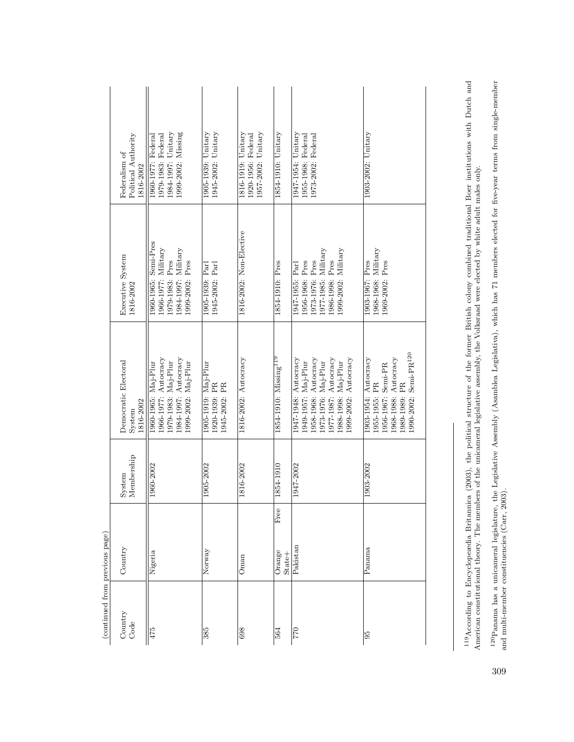(continued from previous page)

| Country Code | Country | System Membership | Democratic Electoral System 1816-2002 | Executive System 1816-2002 | Federalism of Political Authority 1816-2002 |
|---|---|---|---|---|---|
| 475 | Nigeria | 1960-2002 | 1960-1965: Maj-Plur<br>1966-1977: Autocracy<br>1979-1983: Maj-Plur<br>1984-1997: Autocracy<br>1999-2002: Maj-Plur | 1960-1965: Semi-Pres<br>1966-1977: Military<br>1979-1983: Pres<br>1984-1997: Military<br>1999-2002: Pres | 1960-1977: Federal<br>1979-1983: Federal<br>1984-1997: Unitary<br>1999-2002: Missing |
| 385 | Norway | 1905-2002 | 1905-1919: Maj-Plur<br>1920-1939: PR<br>1945-2002: PR | 1905-1939: Parl<br>1945-2002: Parl | 1905-1939: Unitary<br>1945-2002: Unitary |
| 698 | Oman | 1816-2002 | 1816-2002: Autocracy | 1816-2002: Non-Elective | 1816-1919: Unitary<br>1920-1956: Federal<br>1957-2002: Unitary |
| 564 | Orange Free State+ | 1854-1910 | 1854-1910: Missing[119] | 1854-1910: Pres | 1854-1910: Unitary |
| 770 | Pakistan | 1947-2002 | 1947-1948: Autocracy<br>1949-1957: Maj-Plur<br>1958-1968: Autocracy<br>1973-1976: Maj-Plur<br>1977-1987: Autocracy<br>1988-1998: Maj-Plur<br>1999-2002: Autocracy | 1947-1955: Parl<br>1956-1968: Pres<br>1973-1976: Pres<br>1977-1985: Military<br>1986-1998: Pres<br>1999-2002: Military | 1947-1954: Unitary<br>1955-1968: Federal<br>1973-2002: Federal |
| 95 | Panama | 1903-2002 | 1903-1954: Autocracy<br>1955-1955: PR<br>1956-1967: Semi-PR<br>1968-1988: Autocracy<br>1989-1989: PR<br>1990-2002: Semi-PR[120] | 1903-1967: Pres<br>1968-1968: Military<br>1969-2002: Pres | 1903-2002: Unitary |

[119] According to Encyclopædia Britannica (2003), the political structure of the former British colony combined traditional Boer institutions with Dutch and American constitutional theory. The members of the unicameral legislative assembly, the Volksraad were elected by white adult males only.

[120] Panama has a unicameral legislature, the Legislative Assembly (Asamblea Legislativa), which has 71 members elected for five-year terms from single-member and multi-member constituencies (Carr, 2003).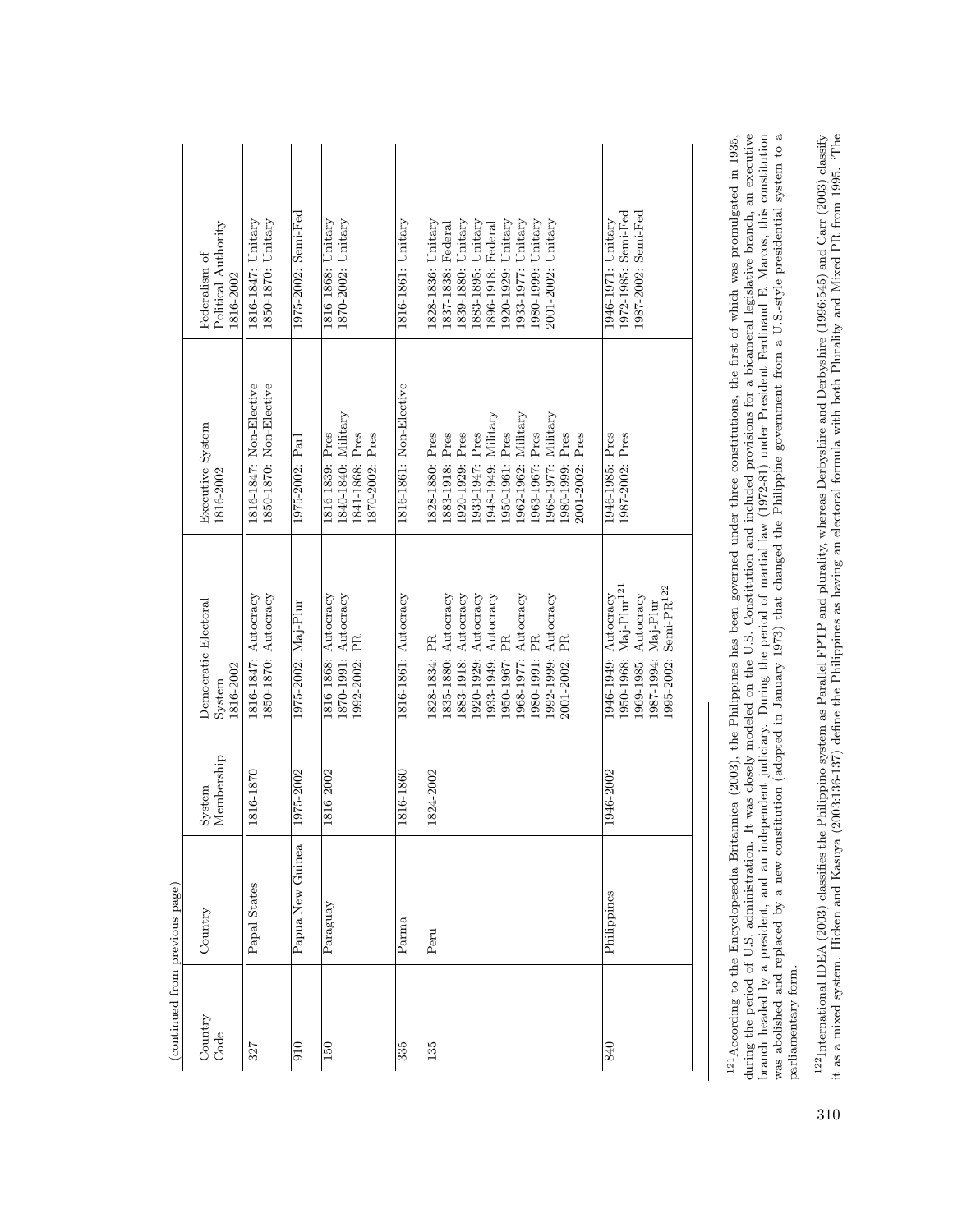(continued from previous page)

| Country Code | Country | System Membership | Democratic Electoral System 1816-2002 | Executive System 1816-2002 | Federalism of Political Authority 1816-2002 |
|---|---|---|---|---|---|
| 327 | Papal States | 1816-1870 | 1816-1847: Autocracy<br>1850-1870: Autocracy | 1816-1847: Non-Elective<br>1850-1870: Non-Elective | 1816-1847: Unitary<br>1850-1870: Unitary |
| 910 | Papua New Guinea | 1975-2002 | 1975-2002: Maj-Plur | 1975-2002: Parl | 1975-2002: Semi-Fed |
| 150 | Paraguay | 1816-2002 | 1816-1868: Autocracy<br>1870-1991: Autocracy<br>1992-2002: PR | 1816-1839: Pres<br>1840-1840: Military<br>1841-1868: Pres<br>1870-2002: Pres | 1816-1868: Unitary<br>1870-2002: Unitary |
| 335 | Parma | 1816-1860 | 1816-1861: Autocracy | 1816-1861: Non-Elective | 1816-1861: Unitary |
| 135 | Peru | 1824-2002 | 1828-1834: PR<br>1835-1880: Autocracy<br>1883-1918: Autocracy<br>1920-1929: Autocracy<br>1933-1949: Autocracy<br>1950-1967: PR<br>1968-1977: Autocracy<br>1980-1991: PR<br>1992-1999: Autocracy<br>2001-2002: PR | 1828-1880: Pres<br>1883-1918: Pres<br>1920-1929: Pres<br>1933-1947: Pres<br>1948-1949: Military<br>1950-1961: Pres<br>1962-1962: Military<br>1963-1967: Pres<br>1968-1977: Military<br>1980-1999: Pres<br>2001-2002: Pres | 1828-1836: Unitary<br>1837-1838: Federal<br>1839-1880: Unitary<br>1883-1895: Unitary<br>1896-1918: Federal<br>1920-1929: Unitary<br>1933-1977: Unitary<br>1980-1999: Unitary<br>2001-2002: Unitary |
| 840 | Philippines | 1946-2002 | 1946-1949: Autocracy<br>1950-1968: Maj-Plur[121]<br>1969-1985: Autocracy<br>1987-1994: Maj-Plur<br>1995-2002: Semi-PR[122] | 1946-1985: Pres<br>1987-2002: Pres | 1946-1971: Unitary<br>1972-1985: Semi-Fed<br>1987-2002: Semi-Fed |

[121] According to the Encyclopædia Britannica (2003), the Philippines has been governed under three constitutions, the first of which was promulgated in 1935, during the period of U.S. administration. It was closely modeled on the U.S. Constitution and included provisions for a bicameral legislative branch, an executive branch headed by a president, and an independent judiciary. During the period of martial law (1972-81) under President Ferdinand E. Marcos, this constitution was abolished and replaced by a new constitution (adopted in January 1973) that changed the Philippine government from a U.S.-style presidential system to a parliamentary form.

[122] International IDEA (2003) classifies the Philippino system as Parallel FPTP and plurality, whereas Derbyshire and Derbyshire (1996:545) and Carr (2003) classify it as a mixed system. Hicken and Kasuya (2003:136-137) define the Philippines as having an electoral formula with both Plurality and Mixed PR from 1995. The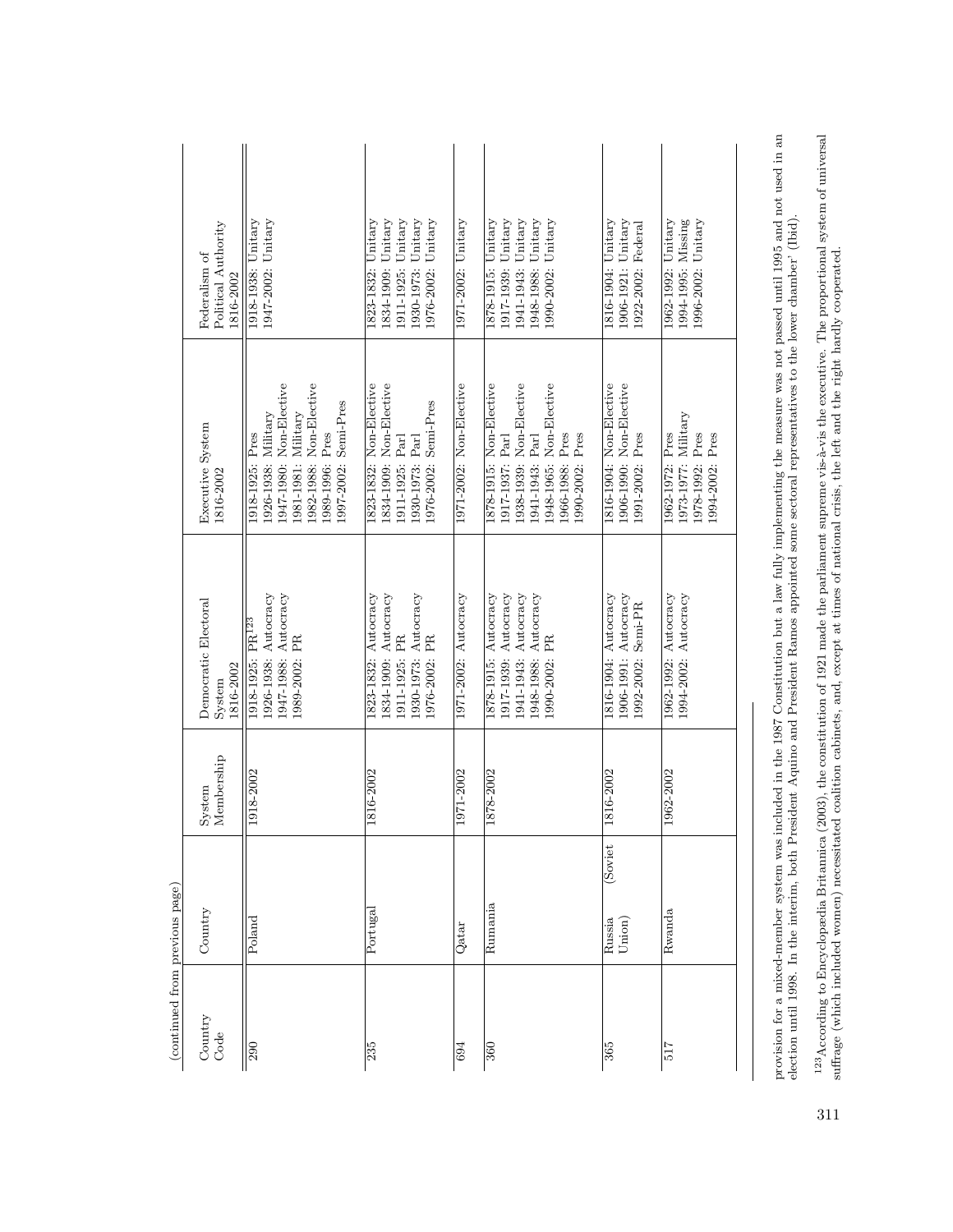(continued from previous page)

| Country Code | Country | System Membership | Democratic Electoral System 1816-2002 | Executive System 1816-2002 | Federalism of Political Authority 1816-2002 |
|---|---|---|---|---|---|
| 290 | Poland | 1918-2002 | 1918-1925: PR[123]<br>1926-1938: Autocracy<br>1947-1988: Autocracy<br>1989-2002: PR | 1918-1925: Pres<br>1926-1938: Military<br>1947-1980: Non-Elective<br>1981-1981: Military<br>1982-1988: Non-Elective<br>1989-1996: Pres<br>1997-2002: Semi-Pres | 1918-1938: Unitary<br>1947-2002: Unitary |
| 235 | Portugal | 1816-2002 | 1823-1832: Autocracy<br>1834-1909: Autocracy<br>1911-1925: PR<br>1930-1973: Autocracy<br>1976-2002: PR | 1823-1832: Non-Elective<br>1834-1909: Non-Elective<br>1911-1925: Parl<br>1930-1973: Parl<br>1976-2002: Semi-Pres | 1823-1832: Unitary<br>1834-1909: Unitary<br>1911-1925: Unitary<br>1930-1973: Unitary<br>1976-2002: Unitary |
| 694 | Qatar | 1971-2002 | 1971-2002: Autocracy | 1971-2002: Non-Elective | 1971-2002: Unitary |
| 360 | Rumania | 1878-2002 | 1878-1915: Autocracy<br>1917-1939: Autocracy<br>1941-1943: Autocracy<br>1948-1988: Autocracy<br>1990-2002: PR | 1878-1915: Non-Elective<br>1917-1937: Parl<br>1938-1939: Non-Elective<br>1941-1943: Parl<br>1948-1965: Non-Elective<br>1966-1988: Pres<br>1990-2002: Pres | 1878-1915: Unitary<br>1917-1939: Unitary<br>1941-1943: Unitary<br>1948-1988: Unitary<br>1990-2002: Unitary |
| 365 | Russia (Soviet Union) | 1816-2002 | 1816-1904: Autocracy<br>1906-1991: Autocracy<br>1992-2002: Semi-PR | 1816-1904: Non-Elective<br>1906-1990: Non-Elective<br>1991-2002: Pres | 1816-1904: Unitary<br>1906-1921: Unitary<br>1922-2002: Federal |
| 517 | Rwanda | 1962-2002 | 1962-1992: Autocracy<br>1994-2002: Autocracy | 1962-1972: Pres<br>1973-1977: Military<br>1978-1992: Pres<br>1994-2002: Pres | 1962-1992: Unitary<br>1994-1995: Missing<br>1996-2002: Unitary |

provision for a mixed-member system was included in the 1987 Constitution but a law fully implementing the measure was not passed until 1995 and not used in an election until 1998. In the interim, both President Aquino and President Ramos appointed some sectoral representatives to the lower chamber' (Ibid).

[123] According to Encyclopædia Britannica (2003), the constitution of 1921 made the parliament supreme vis-à-vis the executive. The proportional system of universal suffrage (which included women) necessitated coalition cabinets, and, except at times of national crisis, the left and the right hardly cooperated.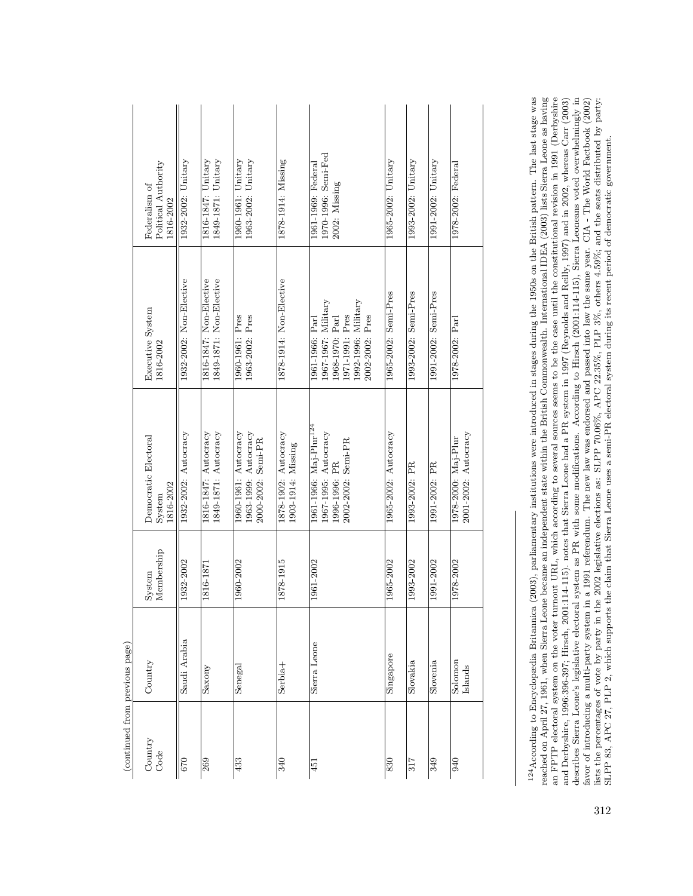(continued from previous page)

| Country Code | Country | System Membership | Democratic Electoral System 1816-2002 | Executive System 1816-2002 | Federalism of Political Authority 1816-2002 |
|---|---|---|---|---|---|
| 670 | Saudi Arabia | 1932-2002 | 1932-2002: Autocracy | 1932-2002: Non-Elective | 1932-2002: Unitary |
| 269 | Saxony | 1816-1871 | 1816-1847: Autocracy<br>1849-1871: Autocracy | 1816-1847: Non-Elective<br>1849-1871: Non-Elective | 1816-1847: Unitary<br>1849-1871: Unitary |
| 433 | Senegal | 1960-2002 | 1960-1961: Autocracy<br>1963-1999: Autocracy<br>2000-2002: Semi-PR | 1960-1961: Pres<br>1963-2002: Pres | 1960-1961: Unitary<br>1963-2002: Unitary |
| 340 | Serbia+ | 1878-1915 | 1878-1902: Autocracy<br>1903-1914: Missing | 1878-1914: Non-Elective | 1878-1914: Missing |
| 451 | Sierra Leone | 1961-2002 | 1961-1966: Maj-Plur[124]<br>1967-1995: Autocracy<br>1996-1996: PR<br>2002-2002: Semi-PR | 1961-1966: Parl<br>1967-1967: Military<br>1968-1970: Parl<br>1971-1991: Pres<br>1992-1996: Military<br>2002-2002: Pres | 1961-1969: Federal<br>1970-1996: Semi-Fed<br>2002: Missing |
| 830 | Singapore | 1965-2002 | 1965-2002: Autocracy | 1965-2002: Semi-Pres | 1965-2002: Unitary |
| 317 | Slovakia | 1993-2002 | 1993-2002: PR | 1993-2002: Semi-Pres | 1993-2002: Unitary |
| 349 | Slovenia | 1991-2002 | 1991-2002: PR | 1991-2002: Semi-Pres | 1991-2002: Unitary |
| 940 | Solomon Islands | 1978-2002 | 1978-2000: Maj-Plur<br>2001-2002: Autocracy | 1978-2002: Parl | 1978-2002: Federal |

[124] According to Encyclopædia Britannica (2003), parliamentary institutions were introduced in stages during the 1950s on the British pattern. The last stage was reached on April 27, 1961, when Sierra Leone became an independent state within the British Commonwealth. International IDEA (2003) lists Sierra Leone as having an FPTP electoral system on the voter turnout URL, which according to several sources seems to be the case until the constitutional revision in 1991 (Derbyshire and Derbyshire, 1996:396-397; Hirsch, 2001:114-115). notes that Sierra Leone had a PR system in 1997 (Reynolds and Reilly, 1997) and in 2002, whereas Carr (2003) describes Sierra Leone's legislative electoral system as PR with some modifications. According to Hirsch (2001:114-115), Sierra Leoneans voted overwhelmingly in favor of introducing a multi-party system in a 1991 referendum. The new law was endorsed and passed into law the same year. CIA - The World Factbook (2002) lists the percentages of vote by party in the 2002 legislative elections as: SLPP 70.06%, APC 22.35%, PLP 3%, others 4.59%; and the seats distributed by party: SLPP 83, APC 27, PLP 2, which supports the claim that Sierra Leone uses a semi-PR electoral system during its recent period of democratic government.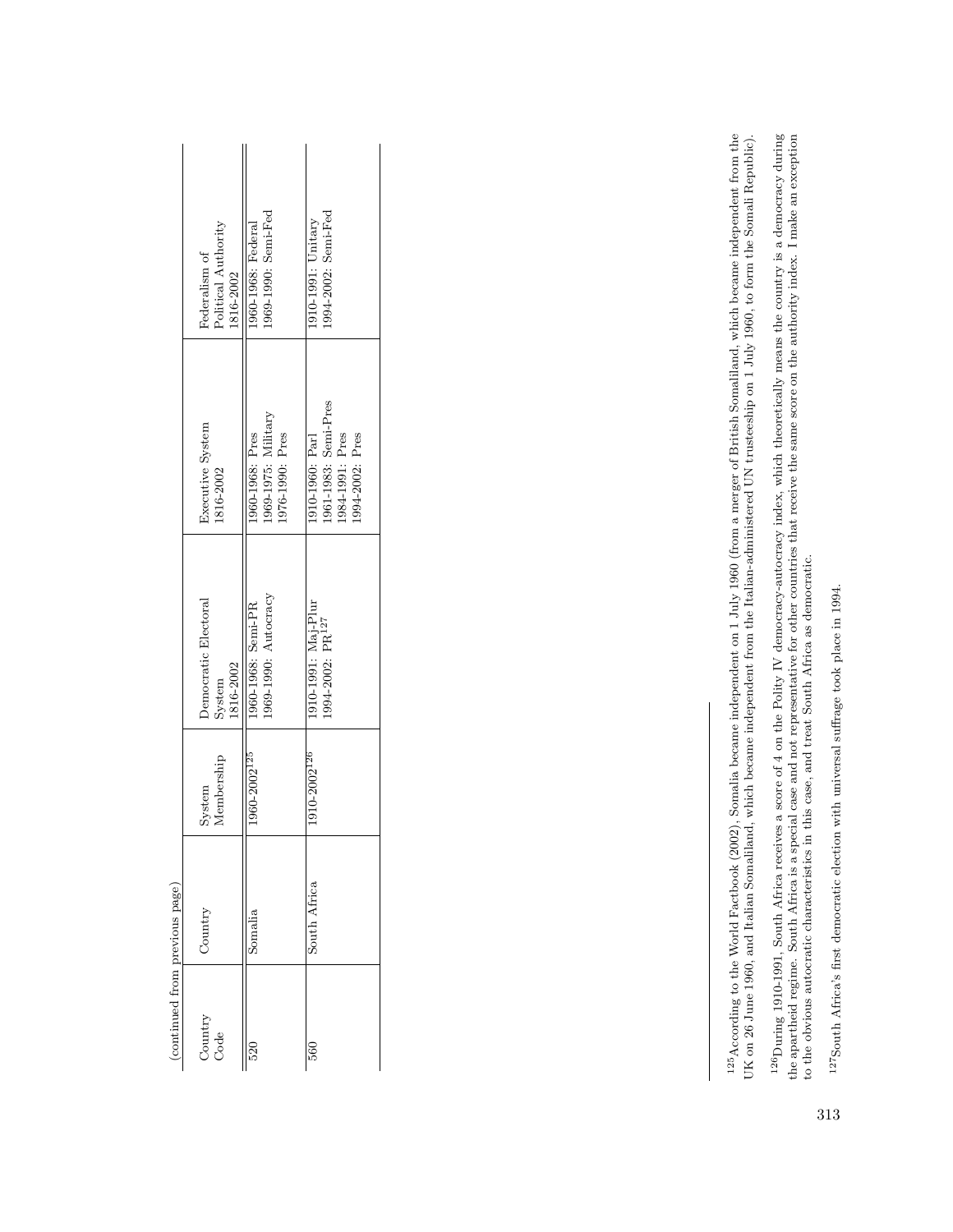(continued from previous page)

| Country Code | Country | System Membership | Democratic Electoral System 1816-2002 | Executive System 1816-2002 | Federalism of Political Authority 1816-2002 |
|---|---|---|---|---|---|
| 520 | Somalia | 1960-2002[125] | 1960-1968: Semi-PR<br>1969-1990: Autocracy | 1960-1968: Pres<br>1969-1975: Military<br>1976-1990: Pres | 1960-1968: Federal<br>1969-1990: Semi-Fed |
| 560 | South Africa | 1910-2002[126] | 1910-1991: Maj-Plur<br>1994-2002: PR[127] | 1910-1960: Parl<br>1961-1983: Semi-Pres<br>1984-1991: Pres<br>1994-2002: Pres | 1910-1991: Unitary<br>1994-2002: Semi-Fed |

[125]According to the World Factbook (2002), Somalia became independent on 1 July 1960 (from a merger of British Somaliland, which became independent from the UK on 26 June 1960, and Italian Somaliland, which became independent from the Italian-administered UN trusteeship on 1 July 1960, to form the Somali Republic).

[126]During 1910-1991, South Africa receives a score of 4 on the Polity IV democracy-autocracy index, which theoretically means the country is a democracy during the apartheid regime. South Africa is a special case and not representative for other countries that receive the same score on the authority index. I make an exception to the obvious autocratic characteristics in this case, and treat South Africa as democratic.

[127]South Africa's first democratic election with universal suffrage took place in 1994.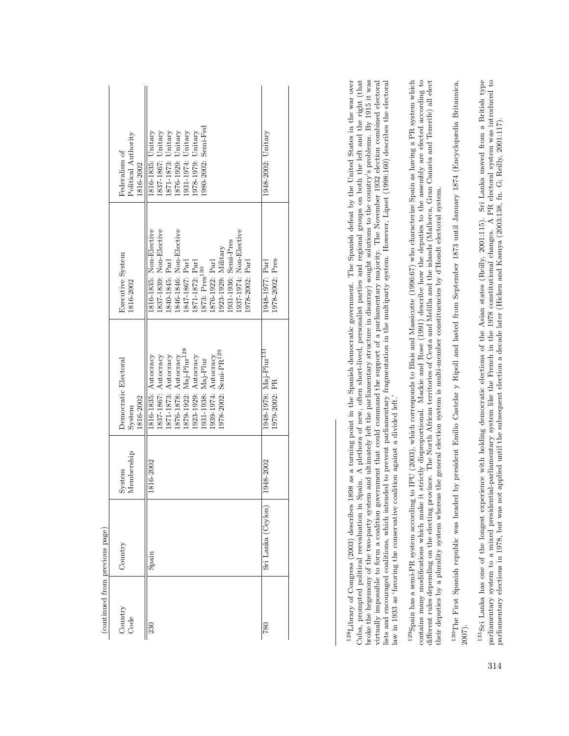(continued from previous page)

| Country Code | Country | System Membership | Democratic Electoral System 1816-2002 | Executive System 1816-2002 | Federalism of Political Authority 1816-2002 |
|---|---|---|---|---|---|
| 230 | Spain | 1816-2002 | 1816-1835: Autocracy<br>1837-1867: Autocracy<br>1871-1873: Autocracy<br>1876-1878: Autocracy<br>1879-1922: Maj-Plur[128]<br>1923-1929: Autocracy<br>1931-1938: Maj-Plur<br>1939-1974: Autocracy<br>1978-2002: Semi-PR[129] | 1816-1835: Non-Elective<br>1837-1839: Non-Elective<br>1840-1845: Parl<br>1846-1846: Non-Elective<br>1847-1867: Parl<br>1871-1872: Parl<br>1873: Pres[130]<br>1876-1922: Parl<br>1923-1929: Military<br>1931-1936: Semi-Pres<br>1937-1974: Non-Elective<br>1978-2002: Parl | 1816-1835: Unitary<br>1837-1867: Unitary<br>1871-1873: Unitary<br>1876-1929: Unitary<br>1931-1974: Unitary<br>1978-1979: Unitary<br>1980-2002: Semi-Fed |
| 780 | Sri Lanka (Ceylon) | 1948-2002 | 1948-1978: Maj-Plur[131]<br>1979-2002: PR | 1948-1977: Parl<br>1978-2002: Pres | 1948-2002: Unitary |

[128]Library of Congress (2003) describes 1898 as a turning point in the Spanish democratic government. The Spanish defeat by the United States in the war over Cuba, prompted political reevaluation in Spain. A plethora of new, often short-lived, personalist parties and regional groups on both the left and the right (that broke the hegemony of the two-party system and ultimately left the parliamentary structure in disarray) sought solutions to the country's problems. By 1915 it was virtually impossible to form a coalition government that could command the support of a parliamentary majority. The November 1932 election combined electoral lists and encouraged coalitions, which intended to prevent parliamentary fragmentation in the multiparty system. However, Lipset (1998:160) describes the electoral law in 1933 as 'favoring the conservative coalition against a divided left.'

[129]Spain has a semi-PR system according to IPU (2003), which corresponds to Blais and Massicotte (1996:67) who characterize Spain as having a PR system which contains many modifications which make it strictly disproportional. Mackie and Rose (1991) describe how the deputies to the assembly are elected according to different rules depending on the electing province. The North African territories of Ceuta and Melilla and the islands (Mallorca, Gran Canaria and Tenerife) all elect their deputies by a plurality system whereas the general election system is multi-member constituencies by d'Hondt electoral system.

[130]The First Spanish republic was headed by president Emilio Castelar y Ripoll and lasted from September 1873 until January 1874 (Encyclopædia Britannica, 2007).

[131]Sri Lanka has one of the longest experience with holding democratic elections of the Asian states (Reilly, 2001:115). Sri Lanka moved from a British type parliamentary system to a mixed presidential-parliamentary system like the French in the 1978 constitutional changes. A PR electoral system was introduced to parliamentary elections in 1978, but was not applied until the subsequent election a decade later (Hicken and Kasuya (2003:138, fn. G; Reilly, 2001:117).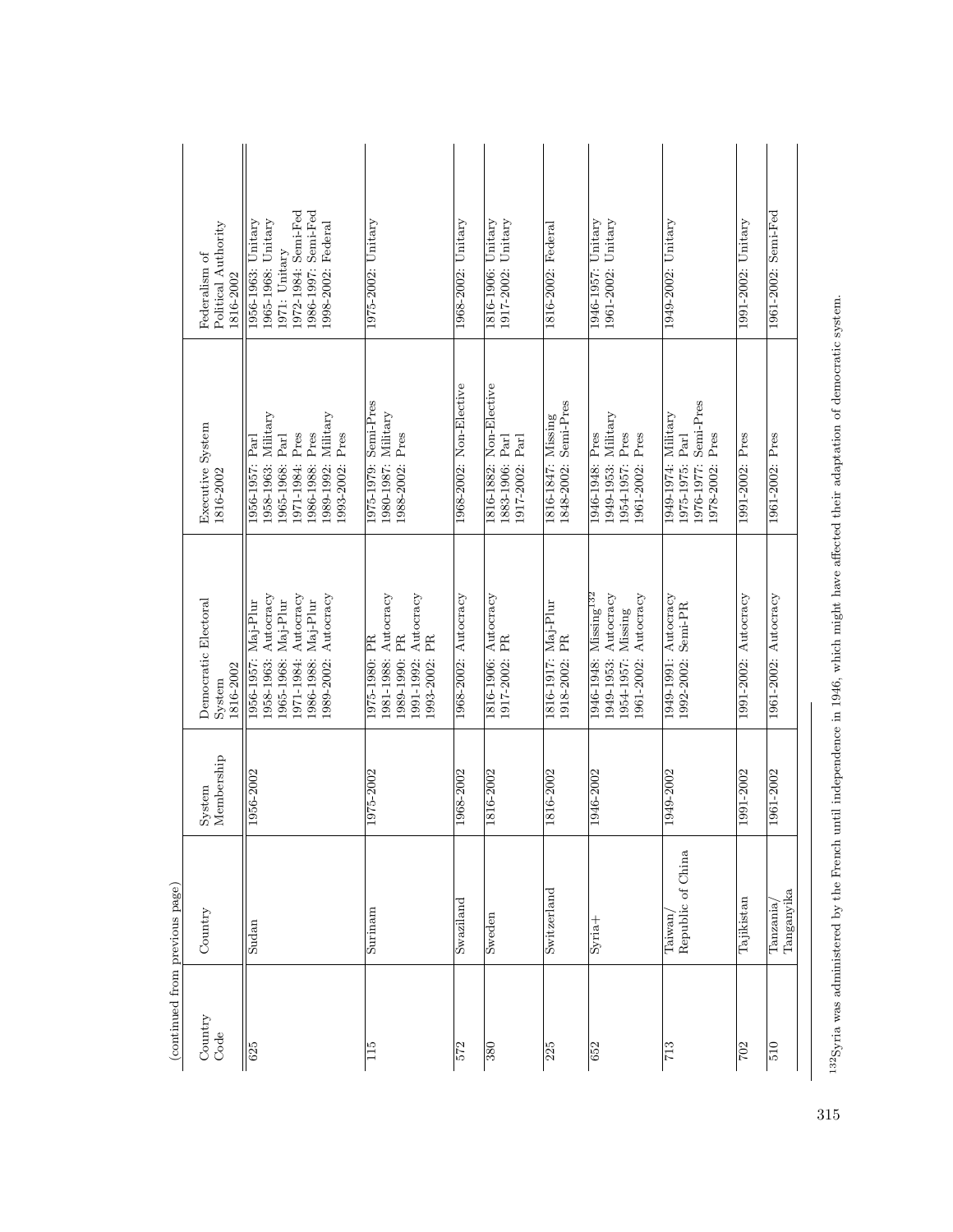(continued from previous page)

| Country Code | Country | System Membership | Democratic Electoral System 1816-2002 | Executive System 1816-2002 | Federalism of Political Authority 1816-2002 |
|---|---|---|---|---|---|
| 625 | Sudan | 1956-2002 | 1956-1957: Maj-Plur<br>1958-1963: Autocracy<br>1965-1968: Maj-Plur<br>1971-1984: Autocracy<br>1986-1988: Maj-Plur<br>1989-2002: Autocracy | 1956-1957: Parl<br>1958-1963: Military<br>1965-1968: Parl<br>1971-1984: Pres<br>1986-1988: Pres<br>1989-1992: Military<br>1993-2002: Pres | 1956-1963: Unitary<br>1965-1968: Unitary<br>1971: Unitary<br>1972-1984: Semi-Fed<br>1986-1997: Semi-Fed<br>1998-2002: Federal |
| 115 | Surinam | 1975-2002 | 1975-1980: PR<br>1981-1988: Autocracy<br>1989-1990: PR<br>1991-1992: Autocracy<br>1993-2002: PR | 1975-1979: Semi-Pres<br>1980-1987: Military<br>1988-2002: Pres | 1975-2002: Unitary |
| 572 | Swaziland | 1968-2002 | 1968-2002: Autocracy | 1968-2002: Non-Elective | 1968-2002: Unitary |
| 380 | Sweden | 1816-2002 | 1816-1906: Autocracy<br>1917-2002: PR | 1816-1882: Non-Elective<br>1883-1906: Parl<br>1917-2002: Parl | 1816-1906: Unitary<br>1917-2002: Unitary |
| 225 | Switzerland | 1816-2002 | 1816-1917: Maj-Plur<br>1918-2002: PR | 1816-1847: Missing<br>1848-2002: Semi-Pres | 1816-2002: Federal |
| 652 | Syria+ | 1946-2002 | 1946-1948: Missing[132]<br>1949-1953: Autocracy<br>1954-1957: Missing<br>1961-2002: Autocracy | 1946-1948: Pres<br>1949-1953: Military<br>1954-1957: Pres<br>1961-2002: Pres | 1946-1957: Unitary<br>1961-2002: Unitary |
| 713 | Taiwan/ Republic of China | 1949-2002 | 1949-1991: Autocracy<br>1992-2002: Semi-PR | 1949-1974: Military<br>1975-1975: Parl<br>1976-1977: Semi-Pres<br>1978-2002: Pres | 1949-2002: Unitary |
| 702 | Tajikistan | 1991-2002 | 1991-2002: Autocracy | 1991-2002: Pres | 1991-2002: Unitary |
| 510 | Tanzania/ Tanganyika | 1961-2002 | 1961-2002: Autocracy | 1961-2002: Pres | 1961-2002: Semi-Fed |

[132]Syria was administered by the French until independence in 1946, which might have affected their adaptation of democratic system.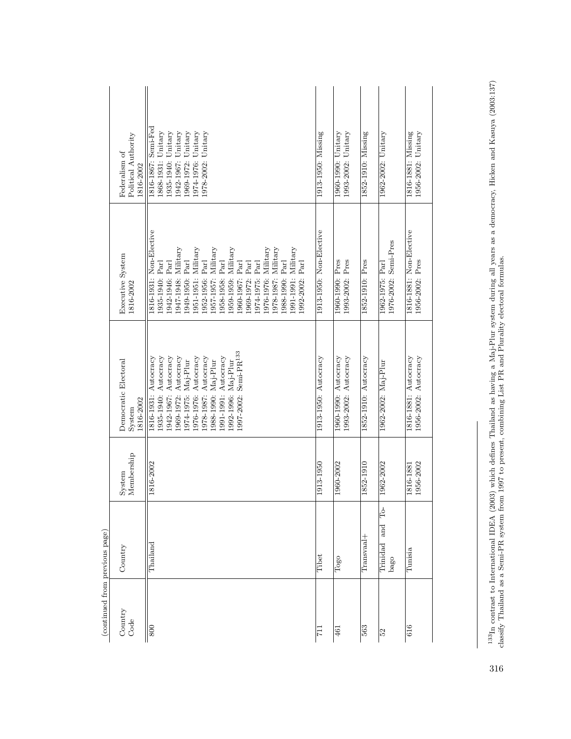(continued from previous page)

| Country Code | Country | System Membership | Democratic Electoral System 1816-2002 | Executive System 1816-2002 | Federalism of Political Authority 1816-2002 |
|---|---|---|---|---|---|
| 800 | Thailand | 1816-2002 | 1816-1931: Autocracy<br>1935-1940: Autocracy<br>1942-1967: Autocracy<br>1969-1972: Autocracy<br>1974-1975: Maj-Plur<br>1976-1976: Autocracy<br>1978-1987: Autocracy<br>1988-1990: Maj-Plur<br>1991-1991: Autocracy<br>1992-1996: Maj-Plur<br>1997-2002: Semi-PR[133] | 1816-1931: Non-Elective<br>1935-1940: Parl<br>1942-1946: Parl<br>1947-1948: Military<br>1949-1950: Parl<br>1951-1951: Military<br>1952-1956: Parl<br>1957-1957: Military<br>1958-1958: Parl<br>1959-1959: Military<br>1960-1967: Parl<br>1969-1972: Parl<br>1974-1975: Parl<br>1976-1976: Military<br>1978-1987: Military<br>1988-1990: Parl<br>1991-1991: Military<br>1992-2002: Parl | 1816-1867: Semi-Fed<br>1868-1931: Unitary<br>1935-1940: Unitary<br>1942-1967: Unitary<br>1969-1972: Unitary<br>1974-1976: Unitary<br>1978-2002: Unitary |
| 711 | Tibet | 1913-1950 | 1913-1950: Autocracy | 1913-1950: Non-Elective | 1913-1950: Missing |
| 461 | Togo | 1960-2002 | 1960-1990: Autocracy<br>1993-2002: Autocracy | 1960-1990: Pres<br>1993-2002: Pres | 1960-1990: Unitary<br>1993-2002: Unitary |
| 563 | Transvaal+ | 1852-1910 | 1852-1910: Autocracy | 1852-1910: Pres | 1852-1910: Missing |
| 52 | Trinidad and Tobago | 1962-2002 | 1962-2002: Maj-Plur | 1962-1975: Parl<br>1976-2002: Semi-Pres | 1962-2002: Unitary |
| 616 | Tunisia | 1816-1881<br>1956-2002 | 1816-1881: Autocracy<br>1956-2002: Autocracy | 1816-1881: Non-Elective<br>1956-2002: Pres | 1816-1881: Missing<br>1956-2002: Unitary |

[133] In contrast to International IDEA (2003) which defines Thailand as having a Maj-Plur system during all years as a democracy, Hicken and Kasuya (2003:137) classify Thailand as a Semi-PR system from 1997 to present, combining List PR and Plurality electoral formulas.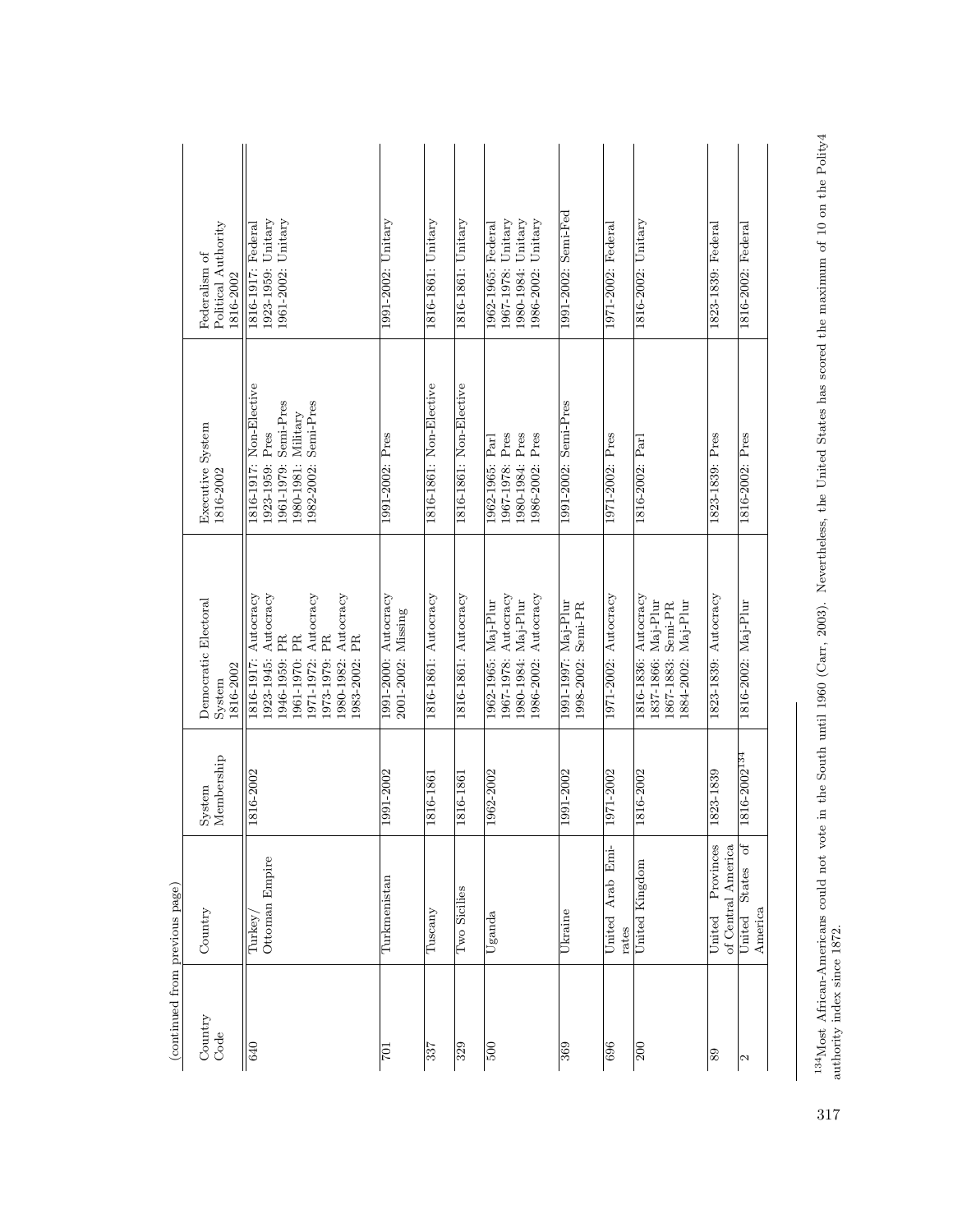(continued from previous page)

| Country Code | Country | System Membership | Democratic Electoral System 1816-2002 | Executive System 1816-2002 | Federalism of Political Authority 1816-2002 |
|---|---|---|---|---|---|
| 640 | Turkey/ Ottoman Empire | 1816-2002 | 1816-1917: Autocracy<br>1923-1945: Autocracy<br>1946-1959: PR<br>1961-1970: PR<br>1971-1972: Autocracy<br>1973-1979: PR<br>1980-1982: Autocracy<br>1983-2002: PR | 1816-1917: Non-Elective<br>1923-1959: Pres<br>1961-1979: Semi-Pres<br>1980-1981: Military<br>1982-2002: Semi-Pres | 1816-1917: Federal<br>1923-1959: Unitary<br>1961-2002: Unitary |
| 701 | Turkmenistan | 1991-2002 | 1991-2000: Autocracy<br>2001-2002: Missing | 1991-2002: Pres | 1991-2002: Unitary |
| 337 | Tuscany | 1816-1861 | 1816-1861: Autocracy | 1816-1861: Non-Elective | 1816-1861: Unitary |
| 329 | Two Sicilies | 1816-1861 | 1816-1861: Autocracy | 1816-1861: Non-Elective | 1816-1861: Unitary |
| 500 | Uganda | 1962-2002 | 1962-1965: Maj-Plur<br>1967-1978: Autocracy<br>1980-1984: Maj-Plur<br>1986-2002: Autocracy | 1962-1965: Parl<br>1967-1978: Pres<br>1980-1984: Pres<br>1986-2002: Pres | 1962-1965: Federal<br>1967-1978: Unitary<br>1980-1984: Unitary<br>1986-2002: Unitary |
| 369 | Ukraine | 1991-2002 | 1991-1997: Maj-Plur<br>1998-2002: Semi-PR | 1991-2002: Semi-Pres | 1991-2002: Semi-Fed |
| 696 | United Arab Emirates | 1971-2002 | 1971-2002: Autocracy | 1971-2002: Pres | 1971-2002: Federal |
| 200 | United Kingdom | 1816-2002 | 1816-1836: Autocracy<br>1837-1866: Maj-Plur<br>1867-1883: Semi-PR<br>1884-2002: Maj-Plur | 1816-2002: Parl | 1816-2002: Unitary |
| 89 | United Provinces of Central America | 1823-1839 | 1823-1839: Autocracy | 1823-1839: Pres | 1823-1839: Federal |
| 2 | United States of America | 1816-2002[134] | 1816-2002: Maj-Plur | 1816-2002: Pres | 1816-2002: Federal |

[134] Most African-Americans could not vote in the South until 1960 (Carr, 2003). Nevertheless, the United States has scored the maximum of 10 on the Polity4 authority index since 1872.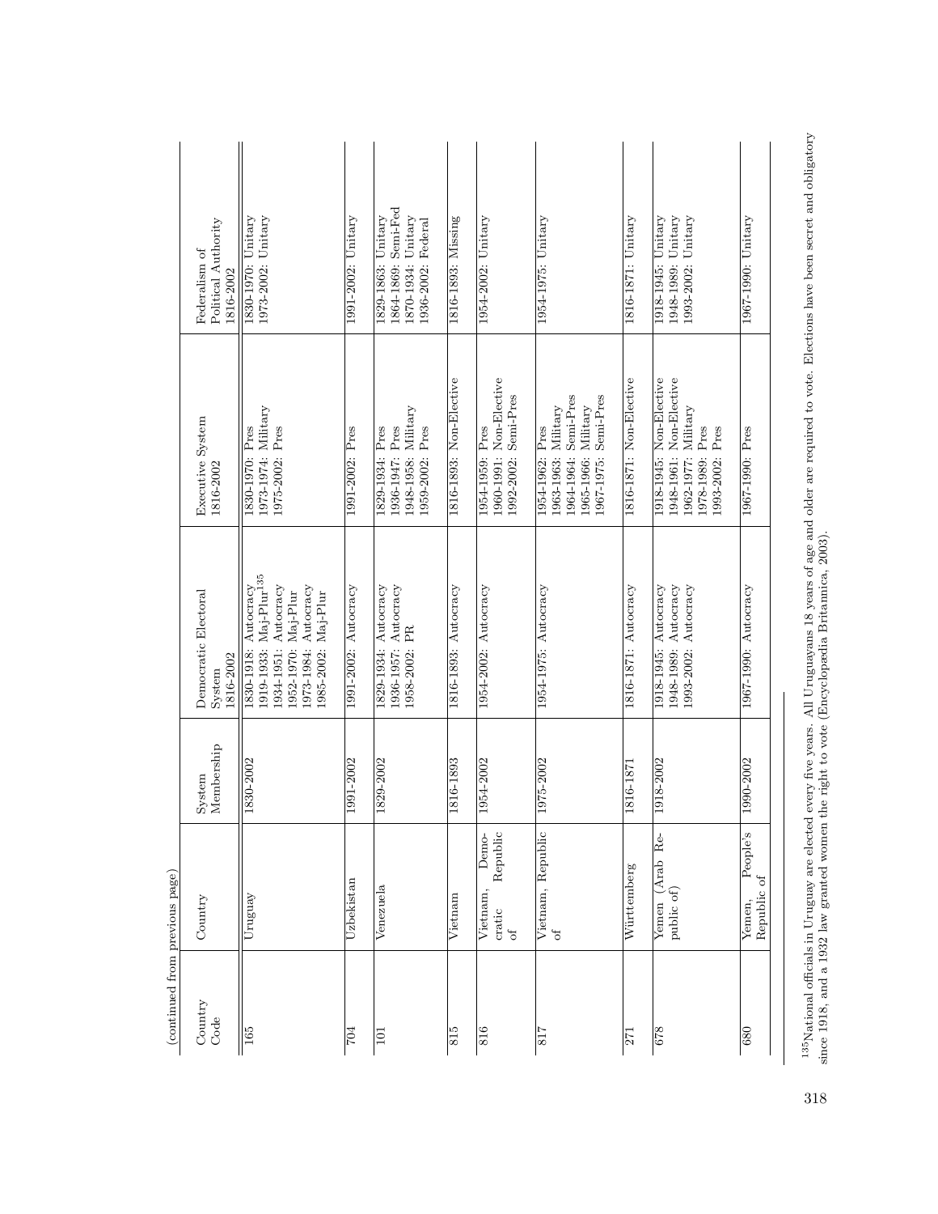(continued from previous page)

| Country Code | Country | System Membership | Democratic Electoral System 1816-2002 | Executive System 1816-2002 | Federalism of Political Authority 1816-2002 |
|---|---|---|---|---|---|
| 165 | Uruguay | 1830-2002 | 1830-1918: Autocracy<br>1919-1933: Maj-Plur[135]<br>1934-1951: Autocracy<br>1952-1970: Maj-Plur<br>1973-1984: Autocracy<br>1985-2002: Maj-Plur | 1830-1970: Pres<br>1973-1974: Military<br>1975-2002: Pres | 1830-1970: Unitary<br>1973-2002: Unitary |
| 704 | Uzbekistan | 1991-2002 | 1991-2002: Autocracy | 1991-2002: Pres | 1991-2002: Unitary |
| 101 | Venezuela | 1829-2002 | 1829-1934: Autocracy<br>1936-1957: Autocracy<br>1958-2002: PR | 1829-1934: Pres<br>1936-1947: Pres<br>1948-1958: Military<br>1959-2002: Pres | 1829-1863: Unitary<br>1864-1869: Semi-Fed<br>1870-1934: Unitary<br>1936-2002: Federal |
| 815 | Vietnam | 1816-1893 | 1816-1893: Autocracy | 1816-1893: Non-Elective | 1816-1893: Missing |
| 816 | Vietnam, Democratic Republic of | 1954-2002 | 1954-2002: Autocracy | 1954-1959: Pres<br>1960-1991: Non-Elective<br>1992-2002: Semi-Pres | 1954-2002: Unitary |
| 817 | Vietnam, Republic of | 1975-2002 | 1954-1975: Autocracy | 1954-1962: Pres<br>1963-1963: Military<br>1964-1964: Semi-Pres<br>1965-1966: Military<br>1967-1975: Semi-Pres | 1954-1975: Unitary |
| 271 | Württemberg | 1816-1871 | 1816-1871: Autocracy | 1816-1871: Non-Elective | 1816-1871: Unitary |
| 678 | Yemen (Arab Republic of) | 1918-2002 | 1918-1945: Autocracy<br>1948-1989: Autocracy<br>1993-2002: Autocracy | 1918-1945: Non-Elective<br>1948-1961: Non-Elective<br>1962-1977: Military<br>1978-1989: Pres<br>1993-2002: Pres | 1918-1945: Unitary<br>1948-1989: Unitary<br>1993-2002: Unitary |
| 680 | Yemen, People's Republic of | 1990-2002 | 1967-1990: Autocracy | 1967-1990: Pres | 1967-1990: Unitary |

[135]National officials in Uruguay are elected every five years. All Uruguayans 18 years of age and older are required to vote. Elections have been secret and obligatory since 1918, and a 1932 law granted women the right to vote (Encyclopædia Britannica, 2003).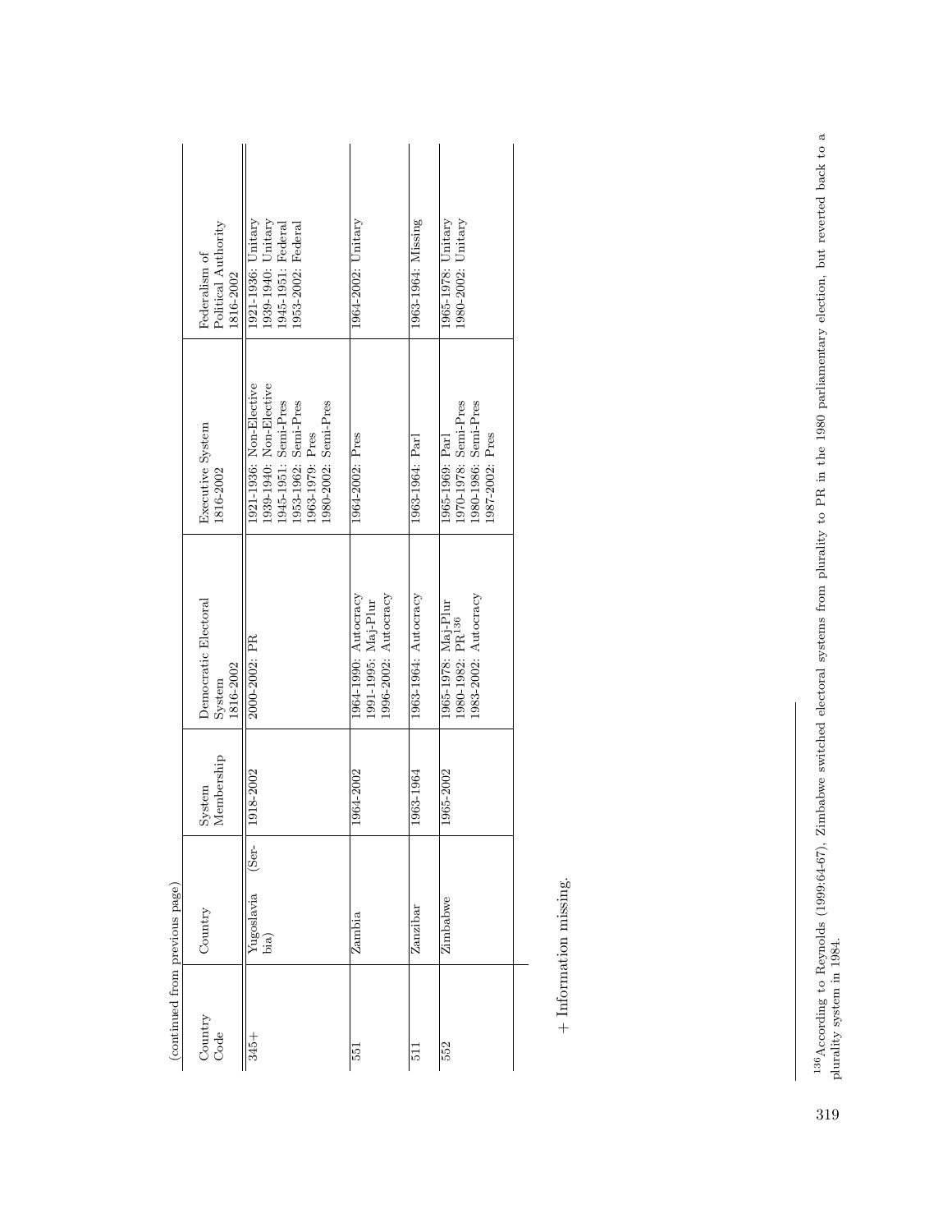(continued from previous page)

| Country Code | Country | System Membership | Democratic Electoral System 1816-2002 | Executive System 1816-2002 | Federalism of Political Authority 1816-2002 |
|---|---|---|---|---|---|
| 345+ | Yugoslavia (Serbia) | 1918-2002 | 2000-2002: PR | 1921-1936: Non-Elective<br>1939-1940: Non-Elective<br>1945-1951: Semi-Pres<br>1953-1962: Semi-Pres<br>1963-1979: Pres<br>1980-2002: Semi-Pres | 1921-1936: Unitary<br>1939-1940: Unitary<br>1945-1951: Federal<br>1953-2002: Federal |
| 551 | Zambia | 1964-2002 | 1964-1990: Autocracy<br>1991-1995: Maj-Plur<br>1996-2002: Autocracy | 1964-2002: Pres | 1964-2002: Unitary |
| 511 | Zanzibar | 1963-1964 | 1963-1964: Autocracy | 1963-1964: Parl | 1963-1964: Missing |
| 552 | Zimbabwe | 1965-2002 | 1965-1978: Maj-Plur<br>1980-1982: PR[136]<br>1983-2002: Autocracy | 1965-1969: Parl<br>1970-1978: Semi-Pres<br>1980-1986: Semi-Pres<br>1987-2002: Pres | 1965-1978: Unitary<br>1980-2002: Unitary |

\+ Information missing.

[136] According to Reynolds (1999:64-67), Zimbabwe switched electoral systems from plurality to PR in the 1980 parliamentary election, but reverted back to a plurality system in 1984.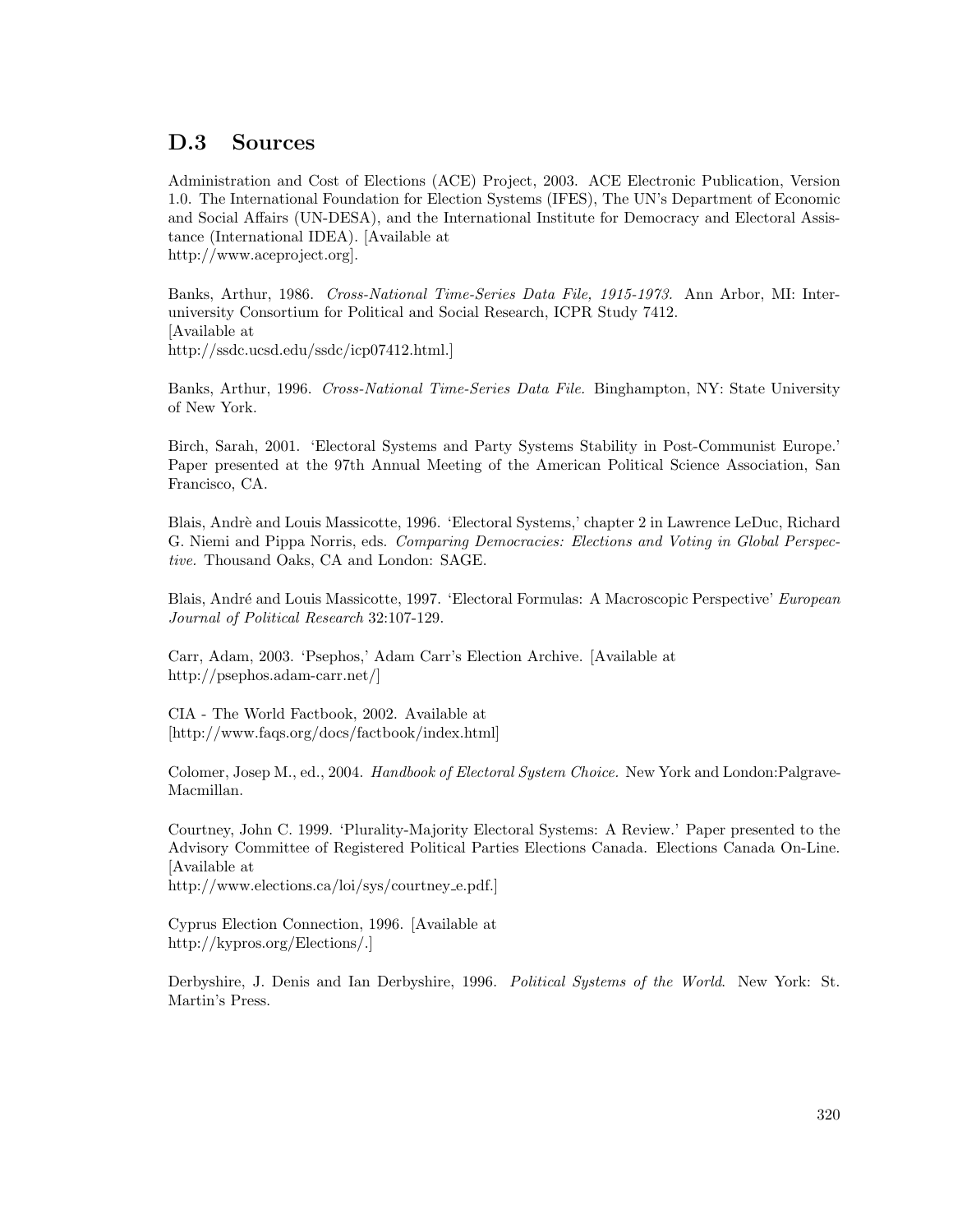## D.3 Sources

Administration and Cost of Elections (ACE) Project, 2003. ACE Electronic Publication, Version 1.0. The International Foundation for Election Systems (IFES), The UN's Department of Economic and Social Affairs (UN-DESA), and the International Institute for Democracy and Electoral Assistance (International IDEA). [Available at http://www.aceproject.org].

Banks, Arthur, 1986. *Cross-National Time-Series Data File, 1915-1973.* Ann Arbor, MI: Inter-university Consortium for Political and Social Research, ICPR Study 7412. [Available at http://ssdc.ucsd.edu/ssdc/icp07412.html.]

Banks, Arthur, 1996. *Cross-National Time-Series Data File.* Binghampton, NY: State University of New York.

Birch, Sarah, 2001. 'Electoral Systems and Party Systems Stability in Post-Communist Europe.' Paper presented at the 97th Annual Meeting of the American Political Science Association, San Francisco, CA.

Blais, Andrè and Louis Massicotte, 1996. 'Electoral Systems,' chapter 2 in Lawrence LeDuc, Richard G. Niemi and Pippa Norris, eds. *Comparing Democracies: Elections and Voting in Global Perspective.* Thousand Oaks, CA and London: SAGE.

Blais, André and Louis Massicotte, 1997. 'Electoral Formulas: A Macroscopic Perspective' *European Journal of Political Research* 32:107-129.

Carr, Adam, 2003. 'Psephos,' Adam Carr's Election Archive. [Available at http://psephos.adam-carr.net/]

CIA - The World Factbook, 2002. Available at [http://www.faqs.org/docs/factbook/index.html]

Colomer, Josep M., ed., 2004. *Handbook of Electoral System Choice.* New York and London:Palgrave-Macmillan.

Courtney, John C. 1999. 'Plurality-Majority Electoral Systems: A Review.' Paper presented to the Advisory Committee of Registered Political Parties Elections Canada. Elections Canada On-Line. [Available at http://www.elections.ca/loi/sys/courtney_e.pdf.]

Cyprus Election Connection, 1996. [Available at http://kypros.org/Elections/.]

Derbyshire, J. Denis and Ian Derbyshire, 1996. *Political Systems of the World*. New York: St. Martin's Press.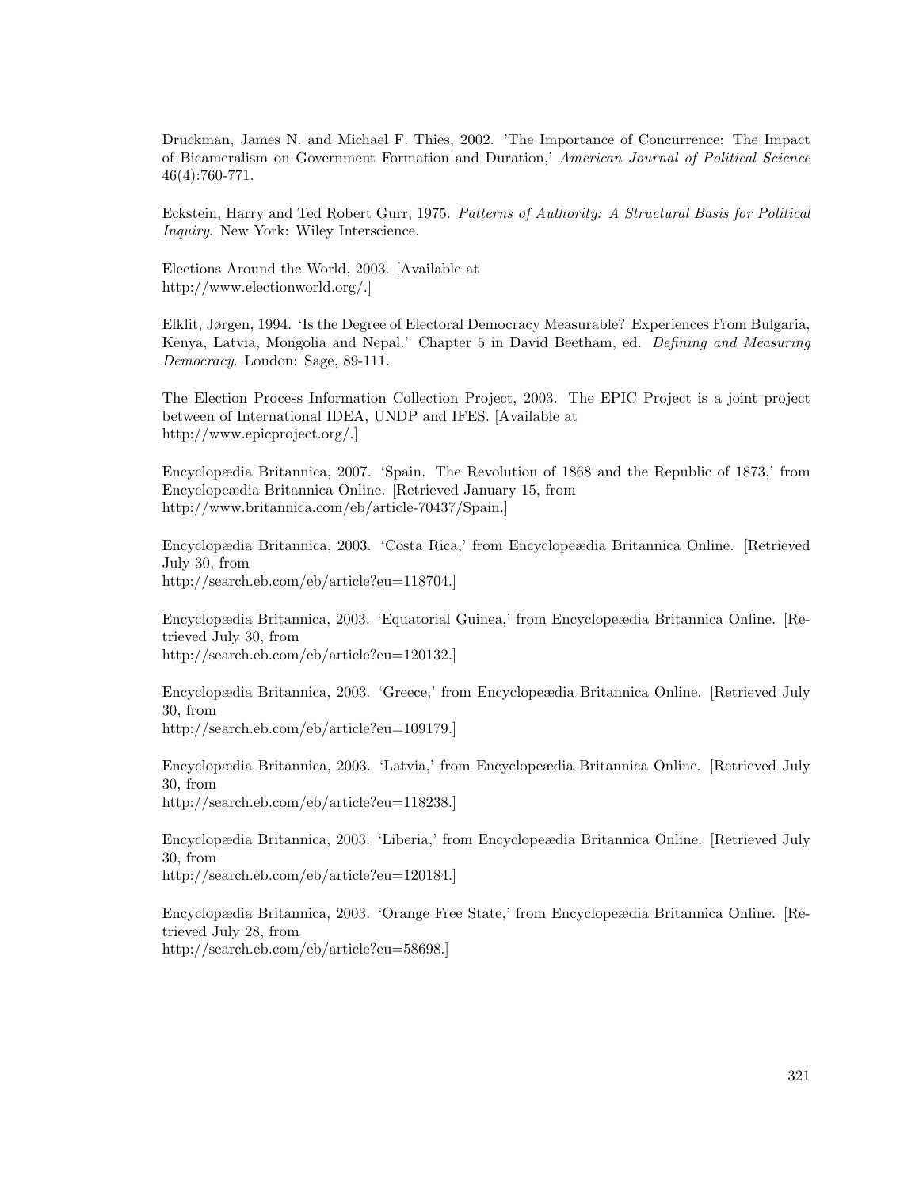Druckman, James N. and Michael F. Thies, 2002. 'The Importance of Concurrence: The Impact of Bicameralism on Government Formation and Duration,' *American Journal of Political Science* 46(4):760-771.

Eckstein, Harry and Ted Robert Gurr, 1975. *Patterns of Authority: A Structural Basis for Political Inquiry.* New York: Wiley Interscience.

Elections Around the World, 2003. [Available at http://www.electionworld.org/.]

Elklit, Jørgen, 1994. 'Is the Degree of Electoral Democracy Measurable? Experiences From Bulgaria, Kenya, Latvia, Mongolia and Nepal.' Chapter 5 in David Beetham, ed. *Defining and Measuring Democracy*. London: Sage, 89-111.

The Election Process Information Collection Project, 2003. The EPIC Project is a joint project between of International IDEA, UNDP and IFES. [Available at http://www.epicproject.org/.]

Encyclopædia Britannica, 2007. 'Spain. The Revolution of 1868 and the Republic of 1873,' from Encyclopeædia Britannica Online. [Retrieved January 15, from http://www.britannica.com/eb/article-70437/Spain.]

Encyclopædia Britannica, 2003. 'Costa Rica,' from Encyclopeædia Britannica Online. [Retrieved July 30, from http://search.eb.com/eb/article?eu=118704.]

Encyclopædia Britannica, 2003. 'Equatorial Guinea,' from Encyclopeædia Britannica Online. [Retrieved July 30, from http://search.eb.com/eb/article?eu=120132.]

Encyclopædia Britannica, 2003. 'Greece,' from Encyclopeædia Britannica Online. [Retrieved July 30, from http://search.eb.com/eb/article?eu=109179.]

Encyclopædia Britannica, 2003. 'Latvia,' from Encyclopeædia Britannica Online. [Retrieved July 30, from http://search.eb.com/eb/article?eu=118238.]

Encyclopædia Britannica, 2003. 'Liberia,' from Encyclopeædia Britannica Online. [Retrieved July 30, from http://search.eb.com/eb/article?eu=120184.]

Encyclopædia Britannica, 2003. 'Orange Free State,' from Encyclopeædia Britannica Online. [Retrieved July 28, from http://search.eb.com/eb/article?eu=58698.]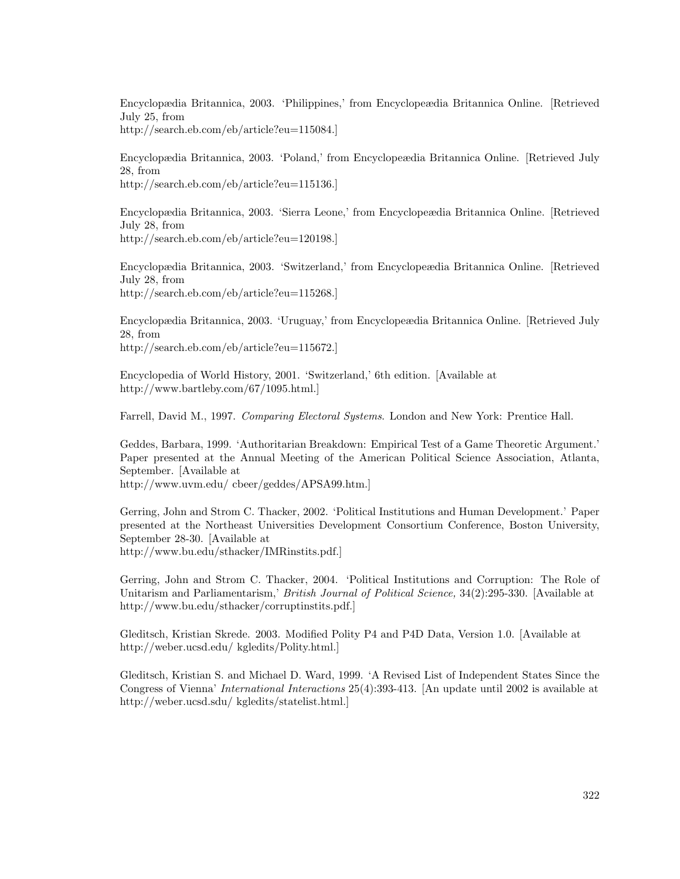Encyclopædia Britannica, 2003. 'Philippines,' from Encyclopeædia Britannica Online. [Retrieved July 25, from
http://search.eb.com/eb/article?eu=115084.]

Encyclopædia Britannica, 2003. 'Poland,' from Encyclopeædia Britannica Online. [Retrieved July 28, from
http://search.eb.com/eb/article?eu=115136.]

Encyclopædia Britannica, 2003. 'Sierra Leone,' from Encyclopeædia Britannica Online. [Retrieved July 28, from
http://search.eb.com/eb/article?eu=120198.]

Encyclopædia Britannica, 2003. 'Switzerland,' from Encyclopeædia Britannica Online. [Retrieved July 28, from
http://search.eb.com/eb/article?eu=115268.]

Encyclopædia Britannica, 2003. 'Uruguay,' from Encyclopeædia Britannica Online. [Retrieved July 28, from
http://search.eb.com/eb/article?eu=115672.]

Encyclopedia of World History, 2001. 'Switzerland,' 6th edition. [Available at
http://www.bartleby.com/67/1095.html.]

Farrell, David M., 1997. *Comparing Electoral Systems.* London and New York: Prentice Hall.

Geddes, Barbara, 1999. 'Authoritarian Breakdown: Empirical Test of a Game Theoretic Argument.' Paper presented at the Annual Meeting of the American Political Science Association, Atlanta, September. [Available at
http://www.uvm.edu/ cbeer/geddes/APSA99.htm.]

Gerring, John and Strom C. Thacker, 2002. 'Political Institutions and Human Development.' Paper presented at the Northeast Universities Development Consortium Conference, Boston University, September 28-30. [Available at
http://www.bu.edu/sthacker/IMRinstits.pdf.]

Gerring, John and Strom C. Thacker, 2004. 'Political Institutions and Corruption: The Role of Unitarism and Parliamentarism,' *British Journal of Political Science,* 34(2):295-330. [Available at http://www.bu.edu/sthacker/corruptinstits.pdf.]

Gleditsch, Kristian Skrede. 2003. Modified Polity P4 and P4D Data, Version 1.0. [Available at http://weber.ucsd.edu/ kgledits/Polity.html.]

Gleditsch, Kristian S. and Michael D. Ward, 1999. 'A Revised List of Independent States Since the Congress of Vienna' *International Interactions* 25(4):393-413. [An update until 2002 is available at http://weber.ucsd.sdu/ kgledits/statelist.html.]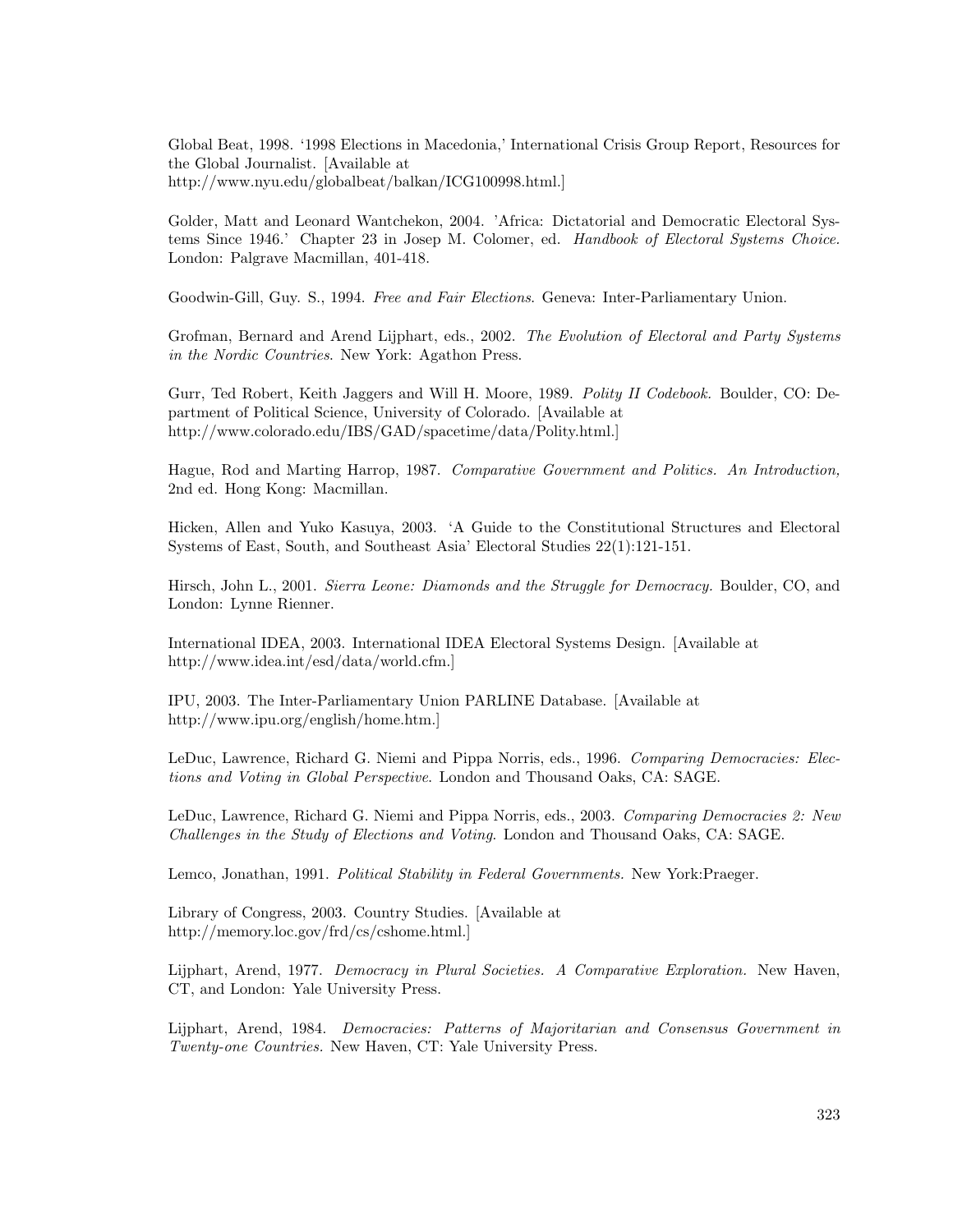Global Beat, 1998. '1998 Elections in Macedonia,' International Crisis Group Report, Resources for the Global Journalist. [Available at http://www.nyu.edu/globalbeat/balkan/ICG100998.html.]

Golder, Matt and Leonard Wantchekon, 2004. 'Africa: Dictatorial and Democratic Electoral Systems Since 1946.' Chapter 23 in Josep M. Colomer, ed. *Handbook of Electoral Systems Choice.* London: Palgrave Macmillan, 401-418.

Goodwin-Gill, Guy. S., 1994. *Free and Fair Elections*. Geneva: Inter-Parliamentary Union.

Grofman, Bernard and Arend Lijphart, eds., 2002. *The Evolution of Electoral and Party Systems in the Nordic Countries*. New York: Agathon Press.

Gurr, Ted Robert, Keith Jaggers and Will H. Moore, 1989. *Polity II Codebook.* Boulder, CO: Department of Political Science, University of Colorado. [Available at http://www.colorado.edu/IBS/GAD/spacetime/data/Polity.html.]

Hague, Rod and Marting Harrop, 1987. *Comparative Government and Politics. An Introduction,* 2nd ed. Hong Kong: Macmillan.

Hicken, Allen and Yuko Kasuya, 2003. 'A Guide to the Constitutional Structures and Electoral Systems of East, South, and Southeast Asia' Electoral Studies 22(1):121-151.

Hirsch, John L., 2001. *Sierra Leone: Diamonds and the Struggle for Democracy.* Boulder, CO, and London: Lynne Rienner.

International IDEA, 2003. International IDEA Electoral Systems Design. [Available at http://www.idea.int/esd/data/world.cfm.]

IPU, 2003. The Inter-Parliamentary Union PARLINE Database. [Available at http://www.ipu.org/english/home.htm.]

LeDuc, Lawrence, Richard G. Niemi and Pippa Norris, eds., 1996. *Comparing Democracies: Elections and Voting in Global Perspective*. London and Thousand Oaks, CA: SAGE.

LeDuc, Lawrence, Richard G. Niemi and Pippa Norris, eds., 2003. *Comparing Democracies 2: New Challenges in the Study of Elections and Voting*. London and Thousand Oaks, CA: SAGE.

Lemco, Jonathan, 1991. *Political Stability in Federal Governments.* New York:Praeger.

Library of Congress, 2003. Country Studies. [Available at http://memory.loc.gov/frd/cs/cshome.html.]

Lijphart, Arend, 1977. *Democracy in Plural Societies. A Comparative Exploration.* New Haven, CT, and London: Yale University Press.

Lijphart, Arend, 1984. *Democracies: Patterns of Majoritarian and Consensus Government in Twenty-one Countries.* New Haven, CT: Yale University Press.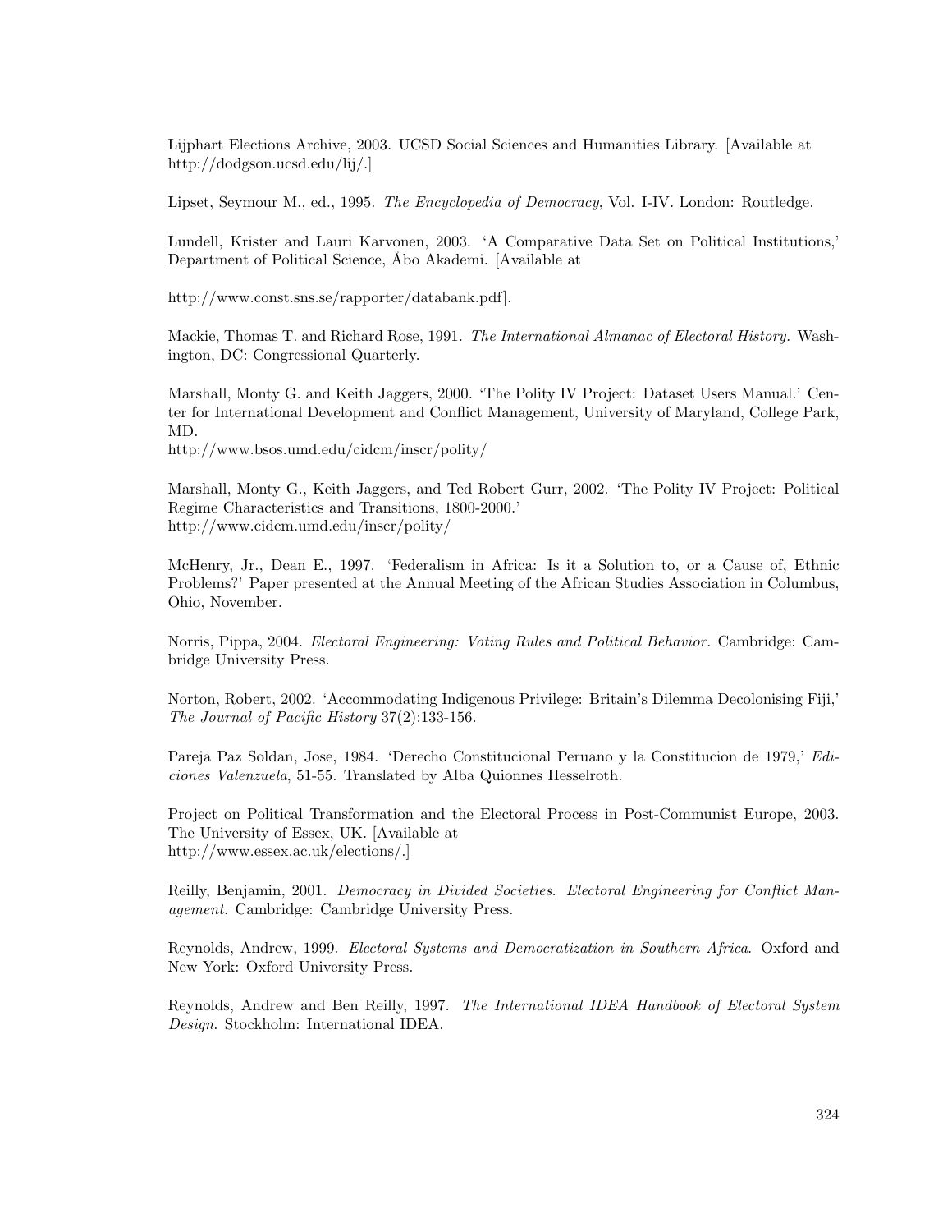Lijphart Elections Archive, 2003. UCSD Social Sciences and Humanities Library. [Available at http://dodgson.ucsd.edu/lij/.]

Lipset, Seymour M., ed., 1995. *The Encyclopedia of Democracy*, Vol. I-IV. London: Routledge.

Lundell, Krister and Lauri Karvonen, 2003. 'A Comparative Data Set on Political Institutions,' Department of Political Science, Åbo Akademi. [Available at

http://www.const.sns.se/rapporter/databank.pdf].

Mackie, Thomas T. and Richard Rose, 1991. *The International Almanac of Electoral History.* Washington, DC: Congressional Quarterly.

Marshall, Monty G. and Keith Jaggers, 2000. 'The Polity IV Project: Dataset Users Manual.' Center for International Development and Conflict Management, University of Maryland, College Park, MD.
http://www.bsos.umd.edu/cidcm/inscr/polity/

Marshall, Monty G., Keith Jaggers, and Ted Robert Gurr, 2002. 'The Polity IV Project: Political Regime Characteristics and Transitions, 1800-2000.'
http://www.cidcm.umd.edu/inscr/polity/

McHenry, Jr., Dean E., 1997. 'Federalism in Africa: Is it a Solution to, or a Cause of, Ethnic Problems?' Paper presented at the Annual Meeting of the African Studies Association in Columbus, Ohio, November.

Norris, Pippa, 2004. *Electoral Engineering: Voting Rules and Political Behavior.* Cambridge: Cambridge University Press.

Norton, Robert, 2002. 'Accommodating Indigenous Privilege: Britain's Dilemma Decolonising Fiji,' *The Journal of Pacific History* 37(2):133-156.

Pareja Paz Soldan, Jose, 1984. 'Derecho Constitucional Peruano y la Constitucion de 1979,' *Ediciones Valenzuela*, 51-55. Translated by Alba Quionnes Hesselroth.

Project on Political Transformation and the Electoral Process in Post-Communist Europe, 2003. The University of Essex, UK. [Available at
http://www.essex.ac.uk/elections/.]

Reilly, Benjamin, 2001. *Democracy in Divided Societies. Electoral Engineering for Conflict Management.* Cambridge: Cambridge University Press.

Reynolds, Andrew, 1999. *Electoral Systems and Democratization in Southern Africa.* Oxford and New York: Oxford University Press.

Reynolds, Andrew and Ben Reilly, 1997. *The International IDEA Handbook of Electoral System Design.* Stockholm: International IDEA.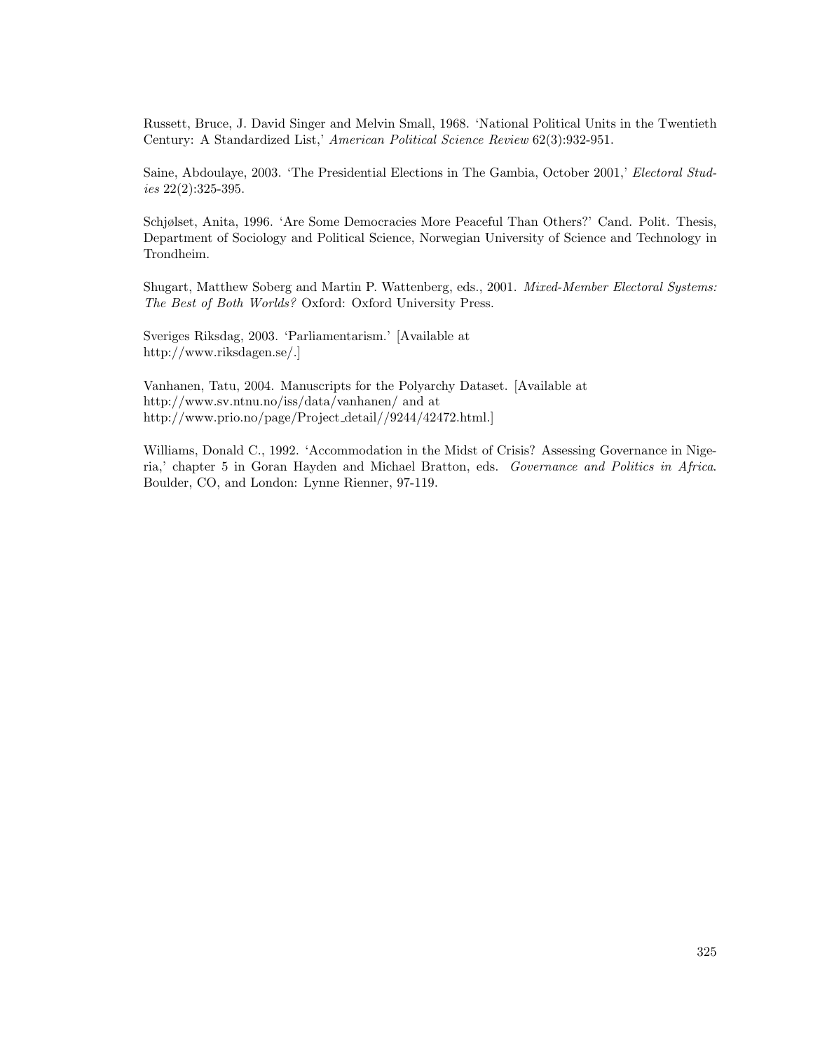Russett, Bruce, J. David Singer and Melvin Small, 1968. 'National Political Units in the Twentieth Century: A Standardized List,' *American Political Science Review* 62(3):932-951.

Saine, Abdoulaye, 2003. 'The Presidential Elections in The Gambia, October 2001,' *Electoral Studies* 22(2):325-395.

Schjølset, Anita, 1996. 'Are Some Democracies More Peaceful Than Others?' Cand. Polit. Thesis, Department of Sociology and Political Science, Norwegian University of Science and Technology in Trondheim.

Shugart, Matthew Soberg and Martin P. Wattenberg, eds., 2001. *Mixed-Member Electoral Systems: The Best of Both Worlds?* Oxford: Oxford University Press.

Sveriges Riksdag, 2003. 'Parliamentarism.' [Available at http://www.riksdagen.se/.]

Vanhanen, Tatu, 2004. Manuscripts for the Polyarchy Dataset. [Available at http://www.sv.ntnu.no/iss/data/vanhanen/ and at http://www.prio.no/page/Project_detail//9244/42472.html.]

Williams, Donald C., 1992. 'Accommodation in the Midst of Crisis? Assessing Governance in Nigeria,' chapter 5 in Goran Hayden and Michael Bratton, eds. *Governance and Politics in Africa*. Boulder, CO, and London: Lynne Rienner, 97-119.